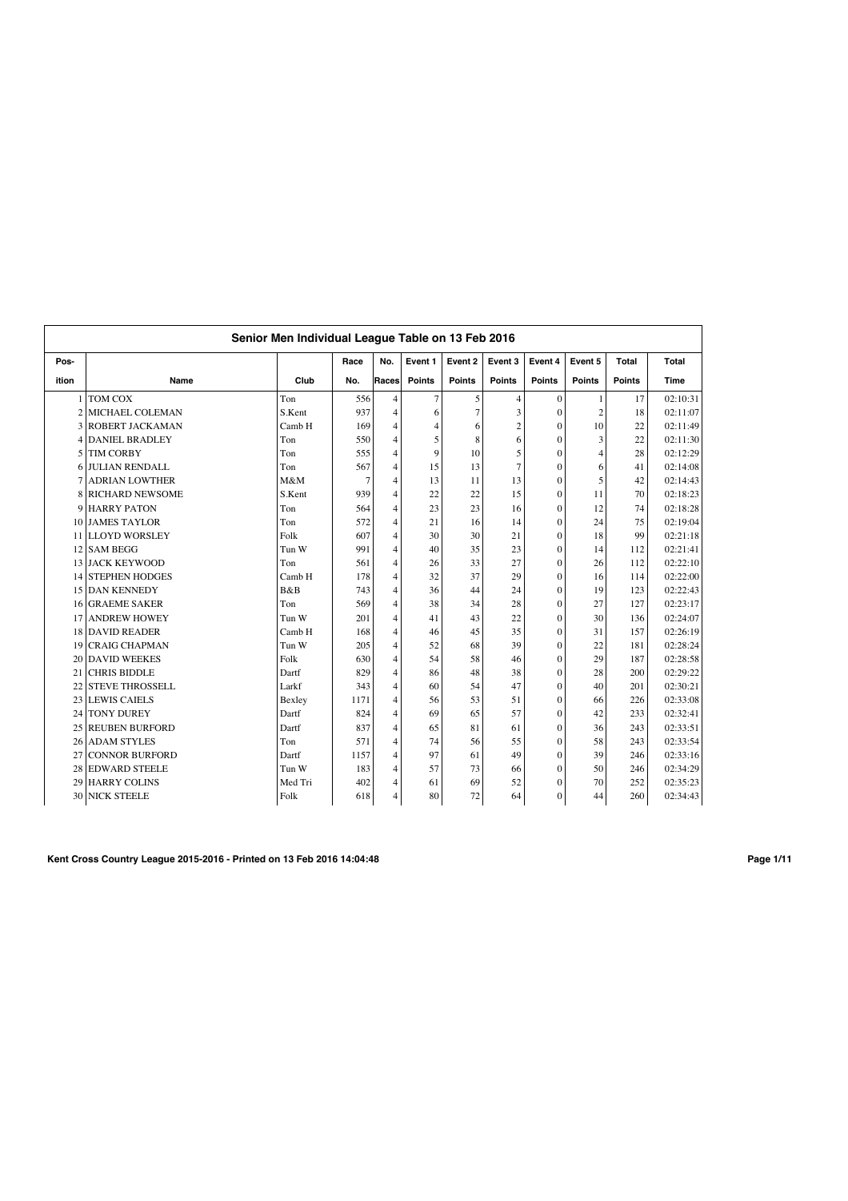## Senior Men Individual League Table on 13 Feb 2016

| Pos-ition | Name | Club | Race No. | No. Races | Event 1 Points | Event 2 Points | Event 3 Points | Event 4 Points | Event 5 Points | Total Points | Total Time |
|---|---|---|---|---|---|---|---|---|---|---|---|
| 1 | TOM COX | Ton | 556 | 4 | 7 | 5 | 4 | 0 | 1 | 17 | 02:10:31 |
| 2 | MICHAEL COLEMAN | S.Kent | 937 | 4 | 6 | 7 | 3 | 0 | 2 | 18 | 02:11:07 |
| 3 | ROBERT JACKAMAN | Camb H | 169 | 4 | 4 | 6 | 2 | 0 | 10 | 22 | 02:11:49 |
| 4 | DANIEL BRADLEY | Ton | 550 | 4 | 5 | 8 | 6 | 0 | 3 | 22 | 02:11:30 |
| 5 | TIM CORBY | Ton | 555 | 4 | 9 | 10 | 5 | 0 | 4 | 28 | 02:12:29 |
| 6 | JULIAN RENDALL | Ton | 567 | 4 | 15 | 13 | 7 | 0 | 6 | 41 | 02:14:08 |
| 7 | ADRIAN LOWTHER | M&M | 7 | 4 | 13 | 11 | 13 | 0 | 5 | 42 | 02:14:43 |
| 8 | RICHARD NEWSOME | S.Kent | 939 | 4 | 22 | 22 | 15 | 0 | 11 | 70 | 02:18:23 |
| 9 | HARRY PATON | Ton | 564 | 4 | 23 | 23 | 16 | 0 | 12 | 74 | 02:18:28 |
| 10 | JAMES TAYLOR | Ton | 572 | 4 | 21 | 16 | 14 | 0 | 24 | 75 | 02:19:04 |
| 11 | LLOYD WORSLEY | Folk | 607 | 4 | 30 | 30 | 21 | 0 | 18 | 99 | 02:21:18 |
| 12 | SAM BEGG | Tun W | 991 | 4 | 40 | 35 | 23 | 0 | 14 | 112 | 02:21:41 |
| 13 | JACK KEYWOOD | Ton | 561 | 4 | 26 | 33 | 27 | 0 | 26 | 112 | 02:22:10 |
| 14 | STEPHEN HODGES | Camb H | 178 | 4 | 32 | 37 | 29 | 0 | 16 | 114 | 02:22:00 |
| 15 | DAN KENNEDY | B&B | 743 | 4 | 36 | 44 | 24 | 0 | 19 | 123 | 02:22:43 |
| 16 | GRAEME SAKER | Ton | 569 | 4 | 38 | 34 | 28 | 0 | 27 | 127 | 02:23:17 |
| 17 | ANDREW HOWEY | Tun W | 201 | 4 | 41 | 43 | 22 | 0 | 30 | 136 | 02:24:07 |
| 18 | DAVID READER | Camb H | 168 | 4 | 46 | 45 | 35 | 0 | 31 | 157 | 02:26:19 |
| 19 | CRAIG CHAPMAN | Tun W | 205 | 4 | 52 | 68 | 39 | 0 | 22 | 181 | 02:28:24 |
| 20 | DAVID WEEKES | Folk | 630 | 4 | 54 | 58 | 46 | 0 | 29 | 187 | 02:28:58 |
| 21 | CHRIS BIDDLE | Dartf | 829 | 4 | 86 | 48 | 38 | 0 | 28 | 200 | 02:29:22 |
| 22 | STEVE THROSSELL | Larkf | 343 | 4 | 60 | 54 | 47 | 0 | 40 | 201 | 02:30:21 |
| 23 | LEWIS CAIELS | Bexley | 1171 | 4 | 56 | 53 | 51 | 0 | 66 | 226 | 02:33:08 |
| 24 | TONY DUREY | Dartf | 824 | 4 | 69 | 65 | 57 | 0 | 42 | 233 | 02:32:41 |
| 25 | REUBEN BURFORD | Dartf | 837 | 4 | 65 | 81 | 61 | 0 | 36 | 243 | 02:33:51 |
| 26 | ADAM STYLES | Ton | 571 | 4 | 74 | 56 | 55 | 0 | 58 | 243 | 02:33:54 |
| 27 | CONNOR BURFORD | Dartf | 1157 | 4 | 97 | 61 | 49 | 0 | 39 | 246 | 02:33:16 |
| 28 | EDWARD STEELE | Tun W | 183 | 4 | 57 | 73 | 66 | 0 | 50 | 246 | 02:34:29 |
| 29 | HARRY COLINS | Med Tri | 402 | 4 | 61 | 69 | 52 | 0 | 70 | 252 | 02:35:23 |
| 30 | NICK STEELE | Folk | 618 | 4 | 80 | 72 | 64 | 0 | 44 | 260 | 02:34:43 |

**Kent Cross Country League 2015-2016 - Printed on 13 Feb 2016 14:04:48**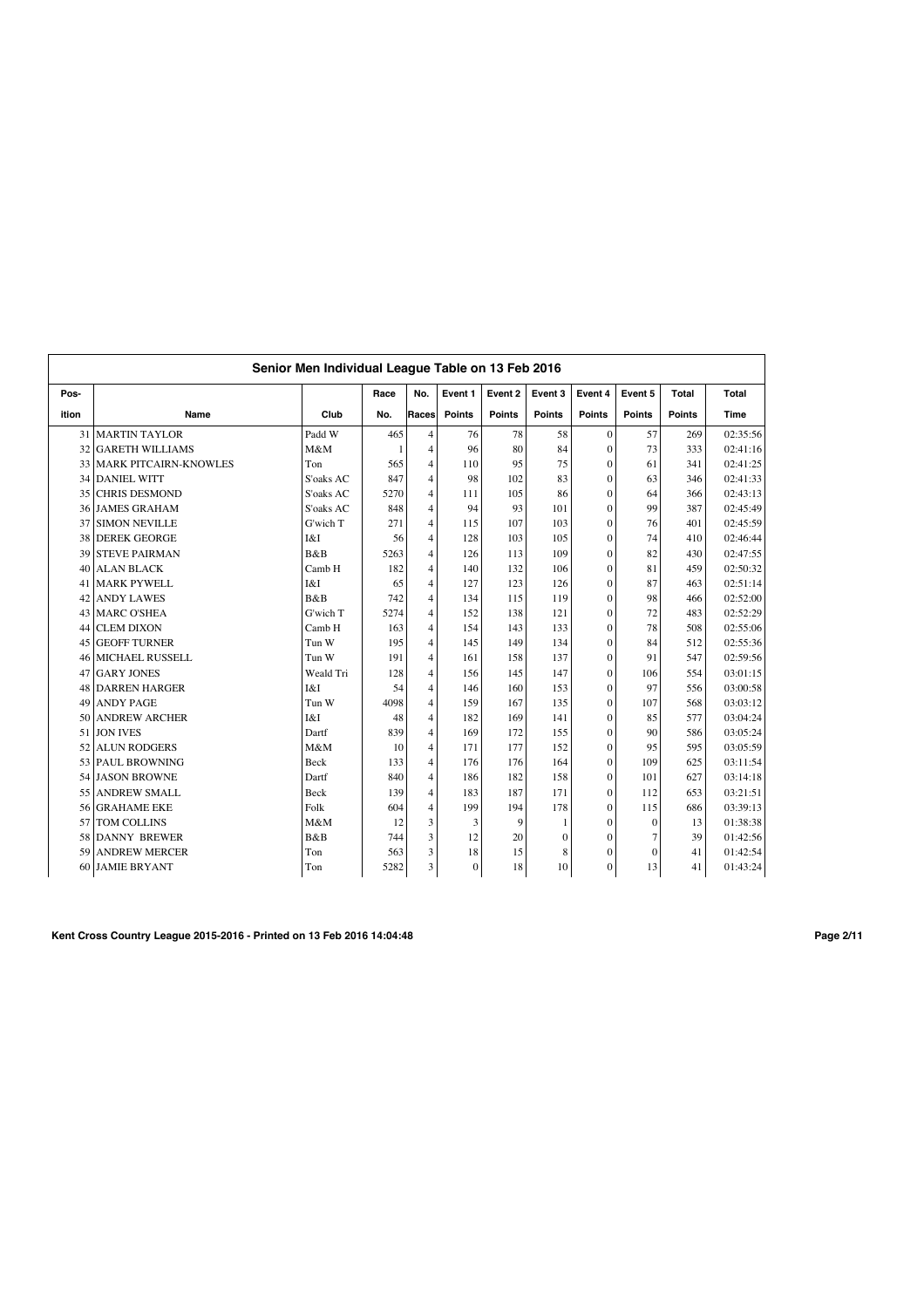## Senior Men Individual League Table on 13 Feb 2016

| Position | Name | Club | Race No. | No. Races | Event 1 Points | Event 2 Points | Event 3 Points | Event 4 Points | Event 5 Points | Total Points | Total Time |
|---|---|---|---|---|---|---|---|---|---|---|---|
| 31 | MARTIN TAYLOR | Padd W | 465 | 4 | 76 | 78 | 58 | 0 | 57 | 269 | 02:35:56 |
| 32 | GARETH WILLIAMS | M&M | 1 | 4 | 96 | 80 | 84 | 0 | 73 | 333 | 02:41:16 |
| 33 | MARK PITCAIRN-KNOWLES | Ton | 565 | 4 | 110 | 95 | 75 | 0 | 61 | 341 | 02:41:25 |
| 34 | DANIEL WITT | S'oaks AC | 847 | 4 | 98 | 102 | 83 | 0 | 63 | 346 | 02:41:33 |
| 35 | CHRIS DESMOND | S'oaks AC | 5270 | 4 | 111 | 105 | 86 | 0 | 64 | 366 | 02:43:13 |
| 36 | JAMES GRAHAM | S'oaks AC | 848 | 4 | 94 | 93 | 101 | 0 | 99 | 387 | 02:45:49 |
| 37 | SIMON NEVILLE | G'wich T | 271 | 4 | 115 | 107 | 103 | 0 | 76 | 401 | 02:45:59 |
| 38 | DEREK GEORGE | I&I | 56 | 4 | 128 | 103 | 105 | 0 | 74 | 410 | 02:46:44 |
| 39 | STEVE PAIRMAN | B&B | 5263 | 4 | 126 | 113 | 109 | 0 | 82 | 430 | 02:47:55 |
| 40 | ALAN BLACK | Camb H | 182 | 4 | 140 | 132 | 106 | 0 | 81 | 459 | 02:50:32 |
| 41 | MARK PYWELL | I&I | 65 | 4 | 127 | 123 | 126 | 0 | 87 | 463 | 02:51:14 |
| 42 | ANDY LAWES | B&B | 742 | 4 | 134 | 115 | 119 | 0 | 98 | 466 | 02:52:00 |
| 43 | MARC O'SHEA | G'wich T | 5274 | 4 | 152 | 138 | 121 | 0 | 72 | 483 | 02:52:29 |
| 44 | CLEM DIXON | Camb H | 163 | 4 | 154 | 143 | 133 | 0 | 78 | 508 | 02:55:06 |
| 45 | GEOFF TURNER | Tun W | 195 | 4 | 145 | 149 | 134 | 0 | 84 | 512 | 02:55:36 |
| 46 | MICHAEL RUSSELL | Tun W | 191 | 4 | 161 | 158 | 137 | 0 | 91 | 547 | 02:59:56 |
| 47 | GARY JONES | Weald Tri | 128 | 4 | 156 | 145 | 147 | 0 | 106 | 554 | 03:01:15 |
| 48 | DARREN HARGER | I&I | 54 | 4 | 146 | 160 | 153 | 0 | 97 | 556 | 03:00:58 |
| 49 | ANDY PAGE | Tun W | 4098 | 4 | 159 | 167 | 135 | 0 | 107 | 568 | 03:03:12 |
| 50 | ANDREW ARCHER | I&I | 48 | 4 | 182 | 169 | 141 | 0 | 85 | 577 | 03:04:24 |
| 51 | JON IVES | Dartf | 839 | 4 | 169 | 172 | 155 | 0 | 90 | 586 | 03:05:24 |
| 52 | ALUN RODGERS | M&M | 10 | 4 | 171 | 177 | 152 | 0 | 95 | 595 | 03:05:59 |
| 53 | PAUL BROWNING | Beck | 133 | 4 | 176 | 176 | 164 | 0 | 109 | 625 | 03:11:54 |
| 54 | JASON BROWNE | Dartf | 840 | 4 | 186 | 182 | 158 | 0 | 101 | 627 | 03:14:18 |
| 55 | ANDREW SMALL | Beck | 139 | 4 | 183 | 187 | 171 | 0 | 112 | 653 | 03:21:51 |
| 56 | GRAHAME EKE | Folk | 604 | 4 | 199 | 194 | 178 | 0 | 115 | 686 | 03:39:13 |
| 57 | TOM COLLINS | M&M | 12 | 3 | 3 | 9 | 1 | 0 | 0 | 13 | 01:38:38 |
| 58 | DANNY BREWER | B&B | 744 | 3 | 12 | 20 | 0 | 0 | 7 | 39 | 01:42:56 |
| 59 | ANDREW MERCER | Ton | 563 | 3 | 18 | 15 | 8 | 0 | 0 | 41 | 01:42:54 |
| 60 | JAMIE BRYANT | Ton | 5282 | 3 | 0 | 18 | 10 | 0 | 13 | 41 | 01:43:24 |

**Kent Cross Country League 2015-2016 - Printed on 13 Feb 2016 14:04:48**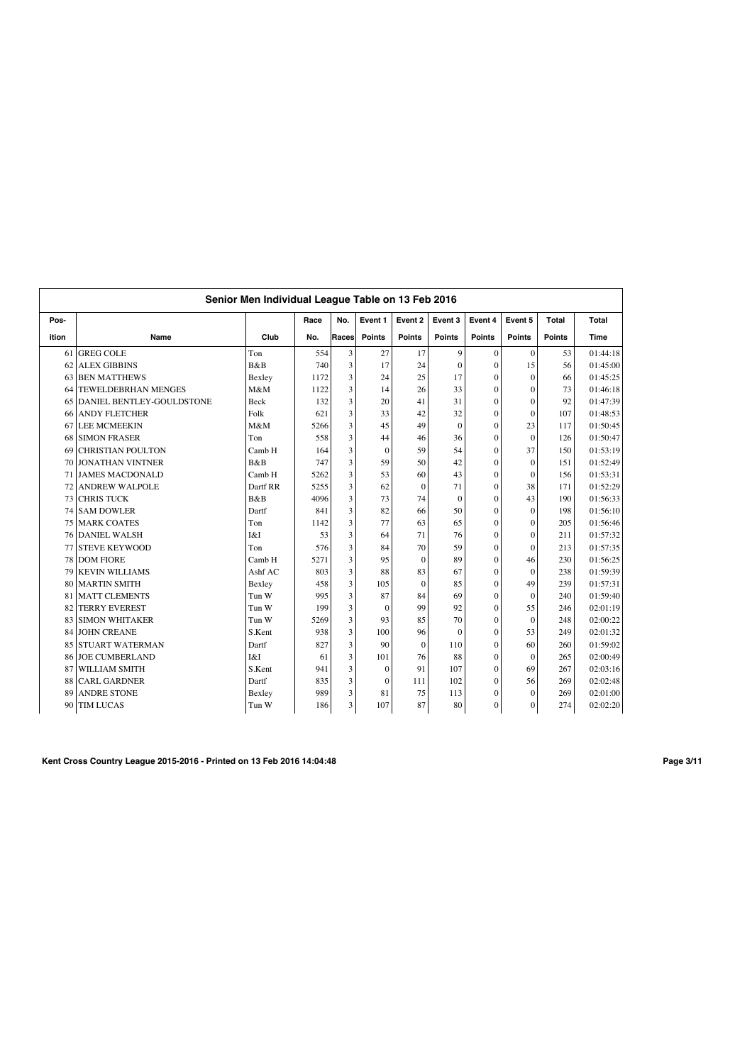## Senior Men Individual League Table on 13 Feb 2016

| Pos-ition | Name | Club | Race No. | No. Races | Event 1 Points | Event 2 Points | Event 3 Points | Event 4 Points | Event 5 Points | Total Points | Total Time |
|---|---|---|---|---|---|---|---|---|---|---|---|
| 61 | GREG COLE | Ton | 554 | 3 | 27 | 17 | 9 | 0 | 0 | 53 | 01:44:18 |
| 62 | ALEX GIBBINS | B&B | 740 | 3 | 17 | 24 | 0 | 0 | 15 | 56 | 01:45:00 |
| 63 | BEN MATTHEWS | Bexley | 1172 | 3 | 24 | 25 | 17 | 0 | 0 | 66 | 01:45:25 |
| 64 | TEWELDEBRHAN MENGES | M&M | 1122 | 3 | 14 | 26 | 33 | 0 | 0 | 73 | 01:46:18 |
| 65 | DANIEL BENTLEY-GOULDSTONE | Beck | 132 | 3 | 20 | 41 | 31 | 0 | 0 | 92 | 01:47:39 |
| 66 | ANDY FLETCHER | Folk | 621 | 3 | 33 | 42 | 32 | 0 | 0 | 107 | 01:48:53 |
| 67 | LEE MCMEEKIN | M&M | 5266 | 3 | 45 | 49 | 0 | 0 | 23 | 117 | 01:50:45 |
| 68 | SIMON FRASER | Ton | 558 | 3 | 44 | 46 | 36 | 0 | 0 | 126 | 01:50:47 |
| 69 | CHRISTIAN POULTON | Camb H | 164 | 3 | 0 | 59 | 54 | 0 | 37 | 150 | 01:53:19 |
| 70 | JONATHAN VINTNER | B&B | 747 | 3 | 59 | 50 | 42 | 0 | 0 | 151 | 01:52:49 |
| 71 | JAMES MACDONALD | Camb H | 5262 | 3 | 53 | 60 | 43 | 0 | 0 | 156 | 01:53:31 |
| 72 | ANDREW WALPOLE | Dartf RR | 5255 | 3 | 62 | 0 | 71 | 0 | 38 | 171 | 01:52:29 |
| 73 | CHRIS TUCK | B&B | 4096 | 3 | 73 | 74 | 0 | 0 | 43 | 190 | 01:56:33 |
| 74 | SAM DOWLER | Dartf | 841 | 3 | 82 | 66 | 50 | 0 | 0 | 198 | 01:56:10 |
| 75 | MARK COATES | Ton | 1142 | 3 | 77 | 63 | 65 | 0 | 0 | 205 | 01:56:46 |
| 76 | DANIEL WALSH | I&I | 53 | 3 | 64 | 71 | 76 | 0 | 0 | 211 | 01:57:32 |
| 77 | STEVE KEYWOOD | Ton | 576 | 3 | 84 | 70 | 59 | 0 | 0 | 213 | 01:57:35 |
| 78 | DOM FIORE | Camb H | 5271 | 3 | 95 | 0 | 89 | 0 | 46 | 230 | 01:56:25 |
| 79 | KEVIN WILLIAMS | Ashf AC | 803 | 3 | 88 | 83 | 67 | 0 | 0 | 238 | 01:59:39 |
| 80 | MARTIN SMITH | Bexley | 458 | 3 | 105 | 0 | 85 | 0 | 49 | 239 | 01:57:31 |
| 81 | MATT CLEMENTS | Tun W | 995 | 3 | 87 | 84 | 69 | 0 | 0 | 240 | 01:59:40 |
| 82 | TERRY EVEREST | Tun W | 199 | 3 | 0 | 99 | 92 | 0 | 55 | 246 | 02:01:19 |
| 83 | SIMON WHITAKER | Tun W | 5269 | 3 | 93 | 85 | 70 | 0 | 0 | 248 | 02:00:22 |
| 84 | JOHN CREANE | S.Kent | 938 | 3 | 100 | 96 | 0 | 0 | 53 | 249 | 02:01:32 |
| 85 | STUART WATERMAN | Dartf | 827 | 3 | 90 | 0 | 110 | 0 | 60 | 260 | 01:59:02 |
| 86 | JOE CUMBERLAND | I&I | 61 | 3 | 101 | 76 | 88 | 0 | 0 | 265 | 02:00:49 |
| 87 | WILLIAM SMITH | S.Kent | 941 | 3 | 0 | 91 | 107 | 0 | 69 | 267 | 02:03:16 |
| 88 | CARL GARDNER | Dartf | 835 | 3 | 0 | 111 | 102 | 0 | 56 | 269 | 02:02:48 |
| 89 | ANDRE STONE | Bexley | 989 | 3 | 81 | 75 | 113 | 0 | 0 | 269 | 02:01:00 |
| 90 | TIM LUCAS | Tun W | 186 | 3 | 107 | 87 | 80 | 0 | 0 | 274 | 02:02:20 |

**Kent Cross Country League 2015-2016 - Printed on 13 Feb 2016 14:04:48**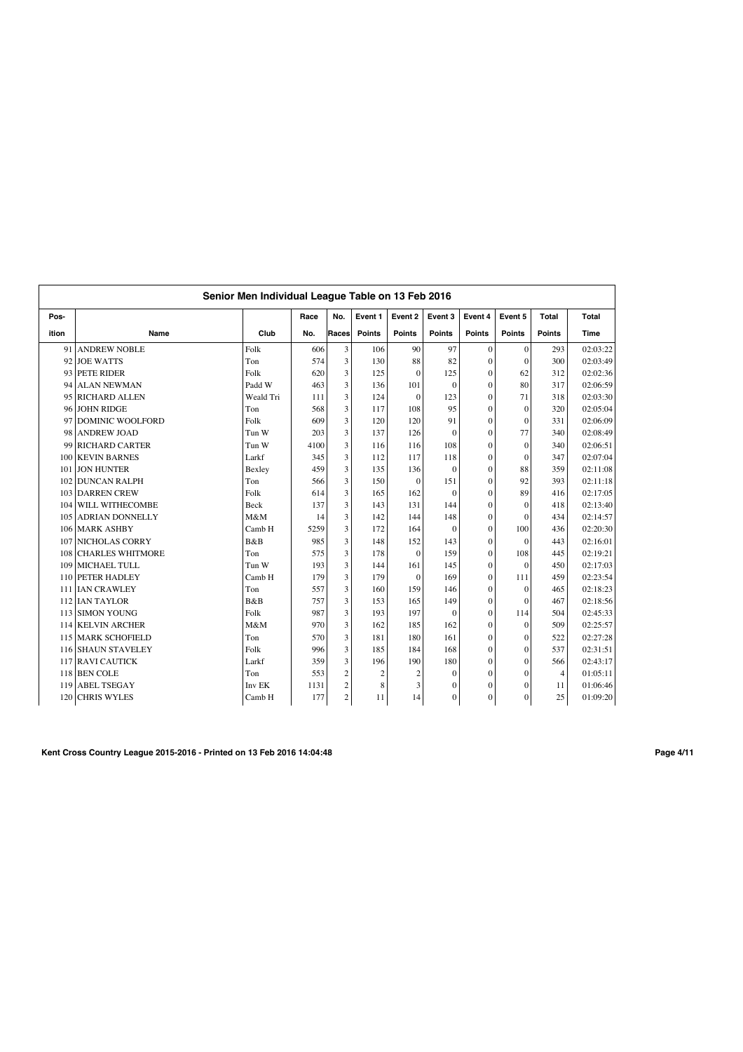## Senior Men Individual League Table on 13 Feb 2016

| Pos-ition | Name | Club | Race No. | No. Races | Event 1 Points | Event 2 Points | Event 3 Points | Event 4 Points | Event 5 Points | Total Points | Total Time |
|---|---|---|---|---|---|---|---|---|---|---|---|
| 91 | ANDREW NOBLE | Folk | 606 | 3 | 106 | 90 | 97 | 0 | 0 | 293 | 02:03:22 |
| 92 | JOE WATTS | Ton | 574 | 3 | 130 | 88 | 82 | 0 | 0 | 300 | 02:03:49 |
| 93 | PETE RIDER | Folk | 620 | 3 | 125 | 0 | 125 | 0 | 62 | 312 | 02:02:36 |
| 94 | ALAN NEWMAN | Padd W | 463 | 3 | 136 | 101 | 0 | 0 | 80 | 317 | 02:06:59 |
| 95 | RICHARD ALLEN | Weald Tri | 111 | 3 | 124 | 0 | 123 | 0 | 71 | 318 | 02:03:30 |
| 96 | JOHN RIDGE | Ton | 568 | 3 | 117 | 108 | 95 | 0 | 0 | 320 | 02:05:04 |
| 97 | DOMINIC WOOLFORD | Folk | 609 | 3 | 120 | 120 | 91 | 0 | 0 | 331 | 02:06:09 |
| 98 | ANDREW JOAD | Tun W | 203 | 3 | 137 | 126 | 0 | 0 | 77 | 340 | 02:08:49 |
| 99 | RICHARD CARTER | Tun W | 4100 | 3 | 116 | 116 | 108 | 0 | 0 | 340 | 02:06:51 |
| 100 | KEVIN BARNES | Larkf | 345 | 3 | 112 | 117 | 118 | 0 | 0 | 347 | 02:07:04 |
| 101 | JON HUNTER | Bexley | 459 | 3 | 135 | 136 | 0 | 0 | 88 | 359 | 02:11:08 |
| 102 | DUNCAN RALPH | Ton | 566 | 3 | 150 | 0 | 151 | 0 | 92 | 393 | 02:11:18 |
| 103 | DARREN CREW | Folk | 614 | 3 | 165 | 162 | 0 | 0 | 89 | 416 | 02:17:05 |
| 104 | WILL WITHECOMBE | Beck | 137 | 3 | 143 | 131 | 144 | 0 | 0 | 418 | 02:13:40 |
| 105 | ADRIAN DONNELLY | M&M | 14 | 3 | 142 | 144 | 148 | 0 | 0 | 434 | 02:14:57 |
| 106 | MARK ASHBY | Camb H | 5259 | 3 | 172 | 164 | 0 | 0 | 100 | 436 | 02:20:30 |
| 107 | NICHOLAS CORRY | B&B | 985 | 3 | 148 | 152 | 143 | 0 | 0 | 443 | 02:16:01 |
| 108 | CHARLES WHITMORE | Ton | 575 | 3 | 178 | 0 | 159 | 0 | 108 | 445 | 02:19:21 |
| 109 | MICHAEL TULL | Tun W | 193 | 3 | 144 | 161 | 145 | 0 | 0 | 450 | 02:17:03 |
| 110 | PETER HADLEY | Camb H | 179 | 3 | 179 | 0 | 169 | 0 | 111 | 459 | 02:23:54 |
| 111 | IAN CRAWLEY | Ton | 557 | 3 | 160 | 159 | 146 | 0 | 0 | 465 | 02:18:23 |
| 112 | IAN TAYLOR | B&B | 757 | 3 | 153 | 165 | 149 | 0 | 0 | 467 | 02:18:56 |
| 113 | SIMON YOUNG | Folk | 987 | 3 | 193 | 197 | 0 | 0 | 114 | 504 | 02:45:33 |
| 114 | KELVIN ARCHER | M&M | 970 | 3 | 162 | 185 | 162 | 0 | 0 | 509 | 02:25:57 |
| 115 | MARK SCHOFIELD | Ton | 570 | 3 | 181 | 180 | 161 | 0 | 0 | 522 | 02:27:28 |
| 116 | SHAUN STAVELEY | Folk | 996 | 3 | 185 | 184 | 168 | 0 | 0 | 537 | 02:31:51 |
| 117 | RAVI CAUTICK | Larkf | 359 | 3 | 196 | 190 | 180 | 0 | 0 | 566 | 02:43:17 |
| 118 | BEN COLE | Ton | 553 | 2 | 2 | 2 | 0 | 0 | 0 | 4 | 01:05:11 |
| 119 | ABEL TSEGAY | Inv EK | 1131 | 2 | 8 | 3 | 0 | 0 | 0 | 11 | 01:06:46 |
| 120 | CHRIS WYLES | Camb H | 177 | 2 | 11 | 14 | 0 | 0 | 0 | 25 | 01:09:20 |

**Kent Cross Country League 2015-2016 - Printed on 13 Feb 2016 14:04:48**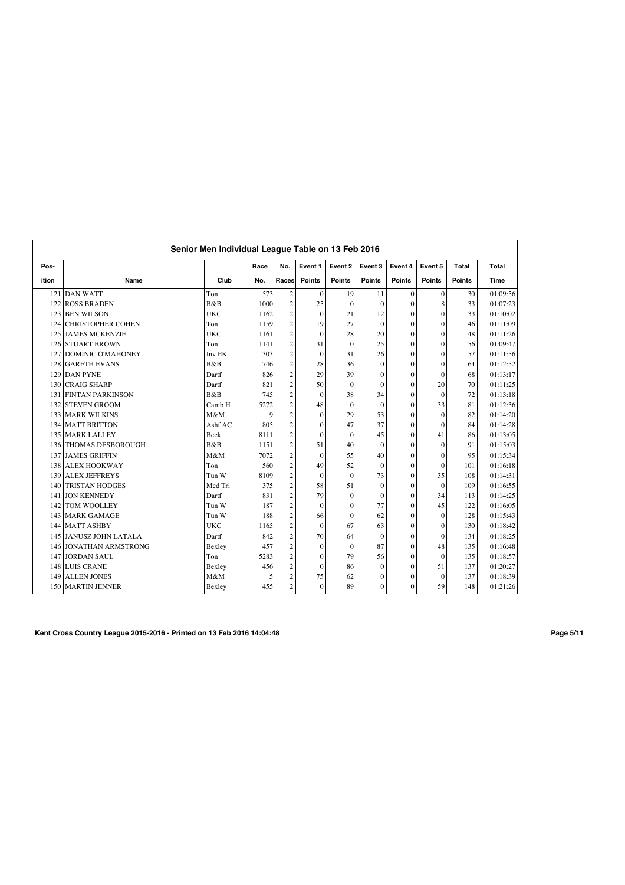## Senior Men Individual League Table on 13 Feb 2016

| Pos-ition | Name | Club | Race No. | No. Races | Event 1 Points | Event 2 Points | Event 3 Points | Event 4 Points | Event 5 Points | Total Points | Total Time |
|---|---|---|---|---|---|---|---|---|---|---|---|
| 121 | DAN WATT | Ton | 573 | 2 | 0 | 19 | 11 | 0 | 0 | 30 | 01:09:56 |
| 122 | ROSS BRADEN | B&B | 1000 | 2 | 25 | 0 | 0 | 0 | 8 | 33 | 01:07:23 |
| 123 | BEN WILSON | UKC | 1162 | 2 | 0 | 21 | 12 | 0 | 0 | 33 | 01:10:02 |
| 124 | CHRISTOPHER COHEN | Ton | 1159 | 2 | 19 | 27 | 0 | 0 | 0 | 46 | 01:11:09 |
| 125 | JAMES MCKENZIE | UKC | 1161 | 2 | 0 | 28 | 20 | 0 | 0 | 48 | 01:11:26 |
| 126 | STUART BROWN | Ton | 1141 | 2 | 31 | 0 | 25 | 0 | 0 | 56 | 01:09:47 |
| 127 | DOMINIC O'MAHONEY | Inv EK | 303 | 2 | 0 | 31 | 26 | 0 | 0 | 57 | 01:11:56 |
| 128 | GARETH EVANS | B&B | 746 | 2 | 28 | 36 | 0 | 0 | 0 | 64 | 01:12:52 |
| 129 | DAN PYNE | Dartf | 826 | 2 | 29 | 39 | 0 | 0 | 0 | 68 | 01:13:17 |
| 130 | CRAIG SHARP | Dartf | 821 | 2 | 50 | 0 | 0 | 0 | 20 | 70 | 01:11:25 |
| 131 | FINTAN PARKINSON | B&B | 745 | 2 | 0 | 38 | 34 | 0 | 0 | 72 | 01:13:18 |
| 132 | STEVEN GROOM | Camb H | 5272 | 2 | 48 | 0 | 0 | 0 | 33 | 81 | 01:12:36 |
| 133 | MARK WILKINS | M&M | 9 | 2 | 0 | 29 | 53 | 0 | 0 | 82 | 01:14:20 |
| 134 | MATT BRITTON | Ashf AC | 805 | 2 | 0 | 47 | 37 | 0 | 0 | 84 | 01:14:28 |
| 135 | MARK LALLEY | Beck | 8111 | 2 | 0 | 0 | 45 | 0 | 41 | 86 | 01:13:05 |
| 136 | THOMAS DESBOROUGH | B&B | 1151 | 2 | 51 | 40 | 0 | 0 | 0 | 91 | 01:15:03 |
| 137 | JAMES GRIFFIN | M&M | 7072 | 2 | 0 | 55 | 40 | 0 | 0 | 95 | 01:15:34 |
| 138 | ALEX HOOKWAY | Ton | 560 | 2 | 49 | 52 | 0 | 0 | 0 | 101 | 01:16:18 |
| 139 | ALEX JEFFREYS | Tun W | 8109 | 2 | 0 | 0 | 73 | 0 | 35 | 108 | 01:14:31 |
| 140 | TRISTAN HODGES | Med Tri | 375 | 2 | 58 | 51 | 0 | 0 | 0 | 109 | 01:16:55 |
| 141 | JON KENNEDY | Dartf | 831 | 2 | 79 | 0 | 0 | 0 | 34 | 113 | 01:14:25 |
| 142 | TOM WOOLLEY | Tun W | 187 | 2 | 0 | 0 | 77 | 0 | 45 | 122 | 01:16:05 |
| 143 | MARK GAMAGE | Tun W | 188 | 2 | 66 | 0 | 62 | 0 | 0 | 128 | 01:15:43 |
| 144 | MATT ASHBY | UKC | 1165 | 2 | 0 | 67 | 63 | 0 | 0 | 130 | 01:18:42 |
| 145 | JANUSZ JOHN LATALA | Dartf | 842 | 2 | 70 | 64 | 0 | 0 | 0 | 134 | 01:18:25 |
| 146 | JONATHAN ARMSTRONG | Bexley | 457 | 2 | 0 | 0 | 87 | 0 | 48 | 135 | 01:16:48 |
| 147 | JORDAN SAUL | Ton | 5283 | 2 | 0 | 79 | 56 | 0 | 0 | 135 | 01:18:57 |
| 148 | LUIS CRANE | Bexley | 456 | 2 | 0 | 86 | 0 | 0 | 51 | 137 | 01:20:27 |
| 149 | ALLEN JONES | M&M | 5 | 2 | 75 | 62 | 0 | 0 | 0 | 137 | 01:18:39 |
| 150 | MARTIN JENNER | Bexley | 455 | 2 | 0 | 89 | 0 | 0 | 59 | 148 | 01:21:26 |

**Kent Cross Country League 2015-2016 - Printed on 13 Feb 2016 14:04:48**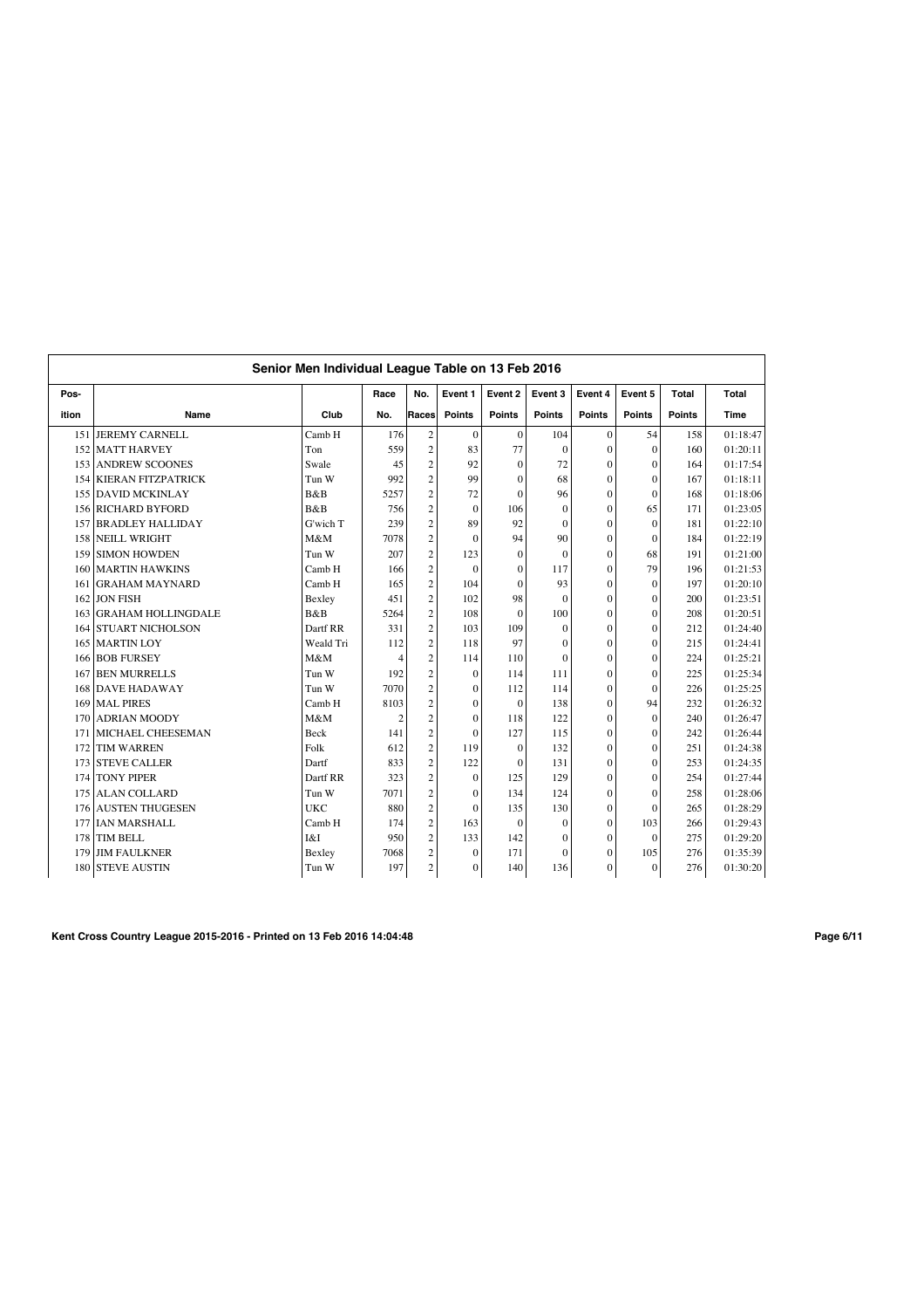## Senior Men Individual League Table on 13 Feb 2016

| Pos-ition | Name | Club | Race No. | No. Races | Event 1 Points | Event 2 Points | Event 3 Points | Event 4 Points | Event 5 Points | Total Points | Total Time |
|---|---|---|---|---|---|---|---|---|---|---|---|
| 151 | JEREMY CARNELL | Camb H | 176 | 2 | 0 | 0 | 104 | 0 | 54 | 158 | 01:18:47 |
| 152 | MATT HARVEY | Ton | 559 | 2 | 83 | 77 | 0 | 0 | 0 | 160 | 01:20:11 |
| 153 | ANDREW SCOONES | Swale | 45 | 2 | 92 | 0 | 72 | 0 | 0 | 164 | 01:17:54 |
| 154 | KIERAN FITZPATRICK | Tun W | 992 | 2 | 99 | 0 | 68 | 0 | 0 | 167 | 01:18:11 |
| 155 | DAVID MCKINLAY | B&B | 5257 | 2 | 72 | 0 | 96 | 0 | 0 | 168 | 01:18:06 |
| 156 | RICHARD BYFORD | B&B | 756 | 2 | 0 | 106 | 0 | 0 | 65 | 171 | 01:23:05 |
| 157 | BRADLEY HALLIDAY | G'wich T | 239 | 2 | 89 | 92 | 0 | 0 | 0 | 181 | 01:22:10 |
| 158 | NEILL WRIGHT | M&M | 7078 | 2 | 0 | 94 | 90 | 0 | 0 | 184 | 01:22:19 |
| 159 | SIMON HOWDEN | Tun W | 207 | 2 | 123 | 0 | 0 | 0 | 68 | 191 | 01:21:00 |
| 160 | MARTIN HAWKINS | Camb H | 166 | 2 | 0 | 0 | 117 | 0 | 79 | 196 | 01:21:53 |
| 161 | GRAHAM MAYNARD | Camb H | 165 | 2 | 104 | 0 | 93 | 0 | 0 | 197 | 01:20:10 |
| 162 | JON FISH | Bexley | 451 | 2 | 102 | 98 | 0 | 0 | 0 | 200 | 01:23:51 |
| 163 | GRAHAM HOLLINGDALE | B&B | 5264 | 2 | 108 | 0 | 100 | 0 | 0 | 208 | 01:20:51 |
| 164 | STUART NICHOLSON | Dartf RR | 331 | 2 | 103 | 109 | 0 | 0 | 0 | 212 | 01:24:40 |
| 165 | MARTIN LOY | Weald Tri | 112 | 2 | 118 | 97 | 0 | 0 | 0 | 215 | 01:24:41 |
| 166 | BOB FURSEY | M&M | 4 | 2 | 114 | 110 | 0 | 0 | 0 | 224 | 01:25:21 |
| 167 | BEN MURRELLS | Tun W | 192 | 2 | 0 | 114 | 111 | 0 | 0 | 225 | 01:25:34 |
| 168 | DAVE HADAWAY | Tun W | 7070 | 2 | 0 | 112 | 114 | 0 | 0 | 226 | 01:25:25 |
| 169 | MAL PIRES | Camb H | 8103 | 2 | 0 | 0 | 138 | 0 | 94 | 232 | 01:26:32 |
| 170 | ADRIAN MOODY | M&M | 2 | 2 | 0 | 118 | 122 | 0 | 0 | 240 | 01:26:47 |
| 171 | MICHAEL CHEESEMAN | Beck | 141 | 2 | 0 | 127 | 115 | 0 | 0 | 242 | 01:26:44 |
| 172 | TIM WARREN | Folk | 612 | 2 | 119 | 0 | 132 | 0 | 0 | 251 | 01:24:38 |
| 173 | STEVE CALLER | Dartf | 833 | 2 | 122 | 0 | 131 | 0 | 0 | 253 | 01:24:35 |
| 174 | TONY PIPER | Dartf RR | 323 | 2 | 0 | 125 | 129 | 0 | 0 | 254 | 01:27:44 |
| 175 | ALAN COLLARD | Tun W | 7071 | 2 | 0 | 134 | 124 | 0 | 0 | 258 | 01:28:06 |
| 176 | AUSTEN THUGESEN | UKC | 880 | 2 | 0 | 135 | 130 | 0 | 0 | 265 | 01:28:29 |
| 177 | IAN MARSHALL | Camb H | 174 | 2 | 163 | 0 | 0 | 0 | 103 | 266 | 01:29:43 |
| 178 | TIM BELL | I&I | 950 | 2 | 133 | 142 | 0 | 0 | 0 | 275 | 01:29:20 |
| 179 | JIM FAULKNER | Bexley | 7068 | 2 | 0 | 171 | 0 | 0 | 105 | 276 | 01:35:39 |
| 180 | STEVE AUSTIN | Tun W | 197 | 2 | 0 | 140 | 136 | 0 | 0 | 276 | 01:30:20 |

Kent Cross Country League 2015-2016 - Printed on 13 Feb 2016 14:04:48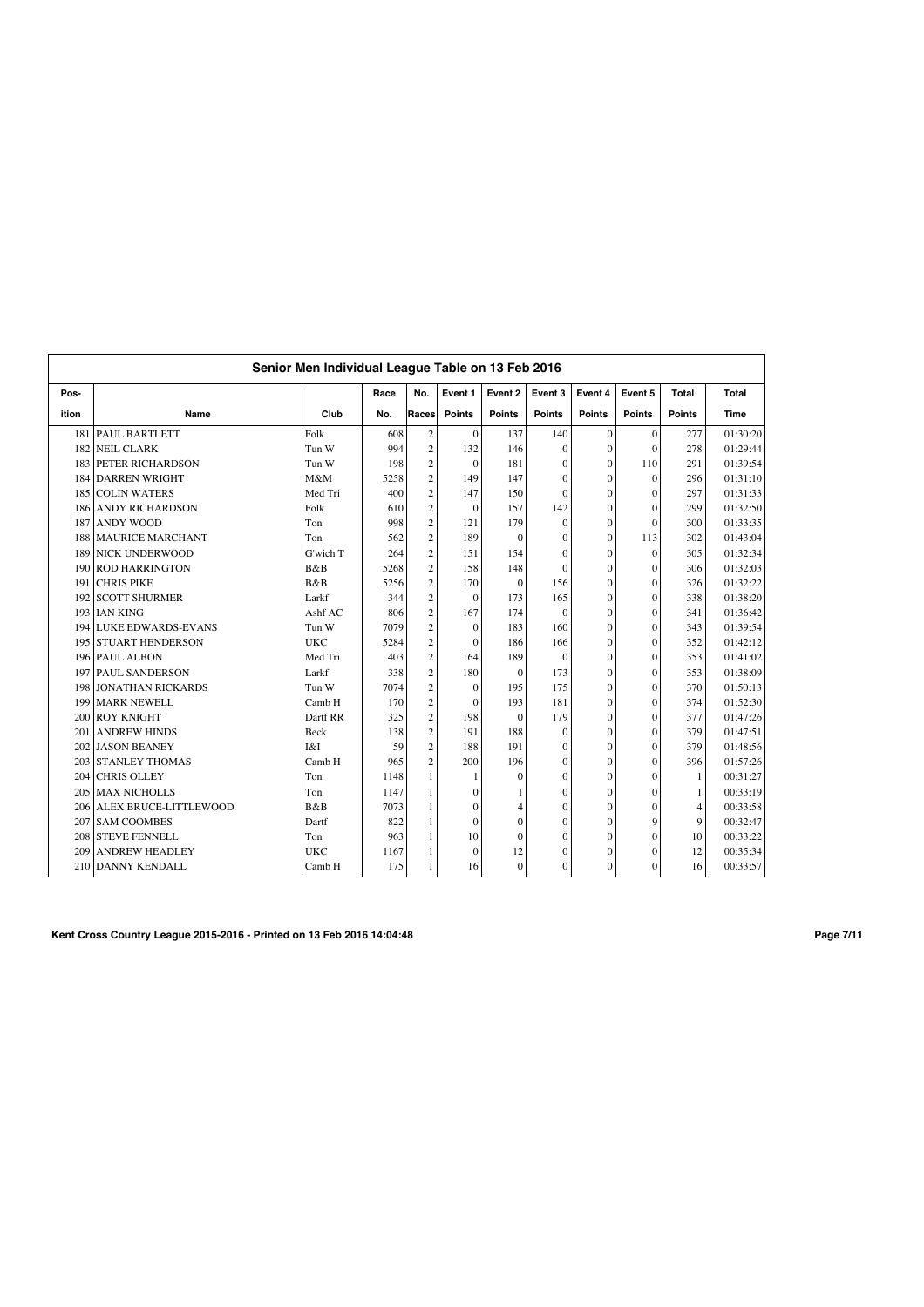## Senior Men Individual League Table on 13 Feb 2016

| Pos-ition | Name | Club | Race No. | No. Races | Event 1 Points | Event 2 Points | Event 3 Points | Event 4 Points | Event 5 Points | Total Points | Total Time |
|---|---|---|---|---|---|---|---|---|---|---|---|
| 181 | PAUL BARTLETT | Folk | 608 | 2 | 0 | 137 | 140 | 0 | 0 | 277 | 01:30:20 |
| 182 | NEIL CLARK | Tun W | 994 | 2 | 132 | 146 | 0 | 0 | 0 | 278 | 01:29:44 |
| 183 | PETER RICHARDSON | Tun W | 198 | 2 | 0 | 181 | 0 | 0 | 110 | 291 | 01:39:54 |
| 184 | DARREN WRIGHT | M&M | 5258 | 2 | 149 | 147 | 0 | 0 | 0 | 296 | 01:31:10 |
| 185 | COLIN WATERS | Med Tri | 400 | 2 | 147 | 150 | 0 | 0 | 0 | 297 | 01:31:33 |
| 186 | ANDY RICHARDSON | Folk | 610 | 2 | 0 | 157 | 142 | 0 | 0 | 299 | 01:32:50 |
| 187 | ANDY WOOD | Ton | 998 | 2 | 121 | 179 | 0 | 0 | 0 | 300 | 01:33:35 |
| 188 | MAURICE MARCHANT | Ton | 562 | 2 | 189 | 0 | 0 | 0 | 113 | 302 | 01:43:04 |
| 189 | NICK UNDERWOOD | G'wich T | 264 | 2 | 151 | 154 | 0 | 0 | 0 | 305 | 01:32:34 |
| 190 | ROD HARRINGTON | B&B | 5268 | 2 | 158 | 148 | 0 | 0 | 0 | 306 | 01:32:03 |
| 191 | CHRIS PIKE | B&B | 5256 | 2 | 170 | 0 | 156 | 0 | 0 | 326 | 01:32:22 |
| 192 | SCOTT SHURMER | Larkf | 344 | 2 | 0 | 173 | 165 | 0 | 0 | 338 | 01:38:20 |
| 193 | IAN KING | Ashf AC | 806 | 2 | 167 | 174 | 0 | 0 | 0 | 341 | 01:36:42 |
| 194 | LUKE EDWARDS-EVANS | Tun W | 7079 | 2 | 0 | 183 | 160 | 0 | 0 | 343 | 01:39:54 |
| 195 | STUART HENDERSON | UKC | 5284 | 2 | 0 | 186 | 166 | 0 | 0 | 352 | 01:42:12 |
| 196 | PAUL ALBON | Med Tri | 403 | 2 | 164 | 189 | 0 | 0 | 0 | 353 | 01:41:02 |
| 197 | PAUL SANDERSON | Larkf | 338 | 2 | 180 | 0 | 173 | 0 | 0 | 353 | 01:38:09 |
| 198 | JONATHAN RICKARDS | Tun W | 7074 | 2 | 0 | 195 | 175 | 0 | 0 | 370 | 01:50:13 |
| 199 | MARK NEWELL | Camb H | 170 | 2 | 0 | 193 | 181 | 0 | 0 | 374 | 01:52:30 |
| 200 | ROY KNIGHT | Dartf RR | 325 | 2 | 198 | 0 | 179 | 0 | 0 | 377 | 01:47:26 |
| 201 | ANDREW HINDS | Beck | 138 | 2 | 191 | 188 | 0 | 0 | 0 | 379 | 01:47:51 |
| 202 | JASON BEANEY | I&I | 59 | 2 | 188 | 191 | 0 | 0 | 0 | 379 | 01:48:56 |
| 203 | STANLEY THOMAS | Camb H | 965 | 2 | 200 | 196 | 0 | 0 | 0 | 396 | 01:57:26 |
| 204 | CHRIS OLLEY | Ton | 1148 | 1 | 1 | 0 | 0 | 0 | 0 | 1 | 00:31:27 |
| 205 | MAX NICHOLLS | Ton | 1147 | 1 | 0 | 1 | 0 | 0 | 0 | 1 | 00:33:19 |
| 206 | ALEX BRUCE-LITTLEWOOD | B&B | 7073 | 1 | 0 | 4 | 0 | 0 | 0 | 4 | 00:33:58 |
| 207 | SAM COOMBES | Dartf | 822 | 1 | 0 | 0 | 0 | 0 | 9 | 9 | 00:32:47 |
| 208 | STEVE FENNELL | Ton | 963 | 1 | 10 | 0 | 0 | 0 | 0 | 10 | 00:33:22 |
| 209 | ANDREW HEADLEY | UKC | 1167 | 1 | 0 | 12 | 0 | 0 | 0 | 12 | 00:35:34 |
| 210 | DANNY KENDALL | Camb H | 175 | 1 | 16 | 0 | 0 | 0 | 0 | 16 | 00:33:57 |

**Kent Cross Country League 2015-2016 - Printed on 13 Feb 2016 14:04:48**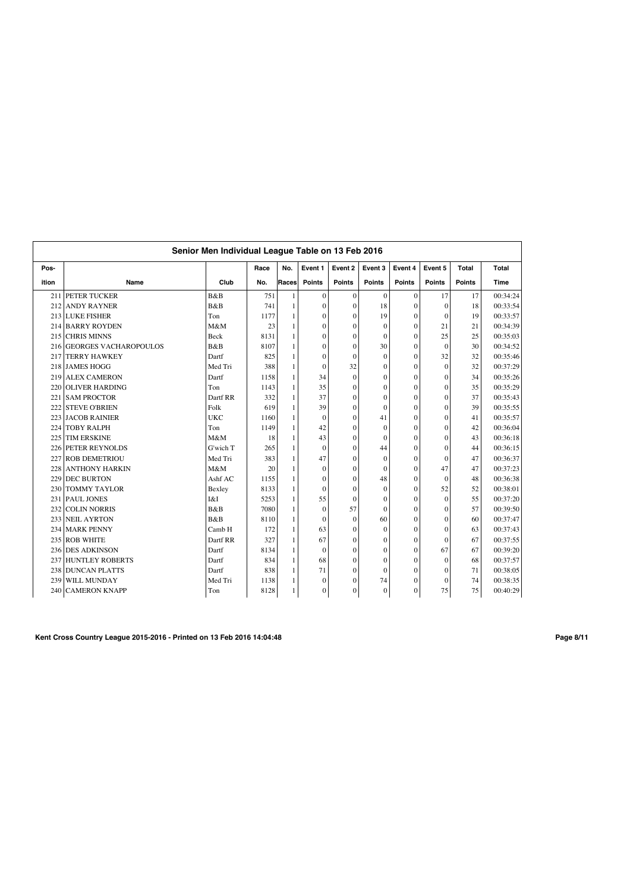## Senior Men Individual League Table on 13 Feb 2016

| Pos-ition | Name | Club | Race No. | No. Races | Event 1 Points | Event 2 Points | Event 3 Points | Event 4 Points | Event 5 Points | Total Points | Total Time |
|---|---|---|---|---|---|---|---|---|---|---|---|
| 211 | PETER TUCKER | B&B | 751 | 1 | 0 | 0 | 0 | 0 | 17 | 17 | 00:34:24 |
| 212 | ANDY RAYNER | B&B | 741 | 1 | 0 | 0 | 18 | 0 | 0 | 18 | 00:33:54 |
| 213 | LUKE FISHER | Ton | 1177 | 1 | 0 | 0 | 19 | 0 | 0 | 19 | 00:33:57 |
| 214 | BARRY ROYDEN | M&M | 23 | 1 | 0 | 0 | 0 | 0 | 21 | 21 | 00:34:39 |
| 215 | CHRIS MINNS | Beck | 8131 | 1 | 0 | 0 | 0 | 0 | 25 | 25 | 00:35:03 |
| 216 | GEORGES VACHAROPOULOS | B&B | 8107 | 1 | 0 | 0 | 30 | 0 | 0 | 30 | 00:34:52 |
| 217 | TERRY HAWKEY | Dartf | 825 | 1 | 0 | 0 | 0 | 0 | 32 | 32 | 00:35:46 |
| 218 | JAMES HOGG | Med Tri | 388 | 1 | 0 | 32 | 0 | 0 | 0 | 32 | 00:37:29 |
| 219 | ALEX CAMERON | Dartf | 1158 | 1 | 34 | 0 | 0 | 0 | 0 | 34 | 00:35:26 |
| 220 | OLIVER HARDING | Ton | 1143 | 1 | 35 | 0 | 0 | 0 | 0 | 35 | 00:35:29 |
| 221 | SAM PROCTOR | Dartf RR | 332 | 1 | 37 | 0 | 0 | 0 | 0 | 37 | 00:35:43 |
| 222 | STEVE O'BRIEN | Folk | 619 | 1 | 39 | 0 | 0 | 0 | 0 | 39 | 00:35:55 |
| 223 | JACOB RAINIER | UKC | 1160 | 1 | 0 | 0 | 41 | 0 | 0 | 41 | 00:35:57 |
| 224 | TOBY RALPH | Ton | 1149 | 1 | 42 | 0 | 0 | 0 | 0 | 42 | 00:36:04 |
| 225 | TIM ERSKINE | M&M | 18 | 1 | 43 | 0 | 0 | 0 | 0 | 43 | 00:36:18 |
| 226 | PETER REYNOLDS | G'wich T | 265 | 1 | 0 | 0 | 44 | 0 | 0 | 44 | 00:36:15 |
| 227 | ROB DEMETRIOU | Med Tri | 383 | 1 | 47 | 0 | 0 | 0 | 0 | 47 | 00:36:37 |
| 228 | ANTHONY HARKIN | M&M | 20 | 1 | 0 | 0 | 0 | 0 | 47 | 47 | 00:37:23 |
| 229 | DEC BURTON | Ashf AC | 1155 | 1 | 0 | 0 | 48 | 0 | 0 | 48 | 00:36:38 |
| 230 | TOMMY TAYLOR | Bexley | 8133 | 1 | 0 | 0 | 0 | 0 | 52 | 52 | 00:38:01 |
| 231 | PAUL JONES | I&I | 5253 | 1 | 55 | 0 | 0 | 0 | 0 | 55 | 00:37:20 |
| 232 | COLIN NORRIS | B&B | 7080 | 1 | 0 | 57 | 0 | 0 | 0 | 57 | 00:39:50 |
| 233 | NEIL AYRTON | B&B | 8110 | 1 | 0 | 0 | 60 | 0 | 0 | 60 | 00:37:47 |
| 234 | MARK PENNY | Camb H | 172 | 1 | 63 | 0 | 0 | 0 | 0 | 63 | 00:37:43 |
| 235 | ROB WHITE | Dartf RR | 327 | 1 | 67 | 0 | 0 | 0 | 0 | 67 | 00:37:55 |
| 236 | DES ADKINSON | Dartf | 8134 | 1 | 0 | 0 | 0 | 0 | 67 | 67 | 00:39:20 |
| 237 | HUNTLEY ROBERTS | Dartf | 834 | 1 | 68 | 0 | 0 | 0 | 0 | 68 | 00:37:57 |
| 238 | DUNCAN PLATTS | Dartf | 838 | 1 | 71 | 0 | 0 | 0 | 0 | 71 | 00:38:05 |
| 239 | WILL MUNDAY | Med Tri | 1138 | 1 | 0 | 0 | 74 | 0 | 0 | 74 | 00:38:35 |
| 240 | CAMERON KNAPP | Ton | 8128 | 1 | 0 | 0 | 0 | 0 | 75 | 75 | 00:40:29 |

Kent Cross Country League 2015-2016 - Printed on 13 Feb 2016 14:04:48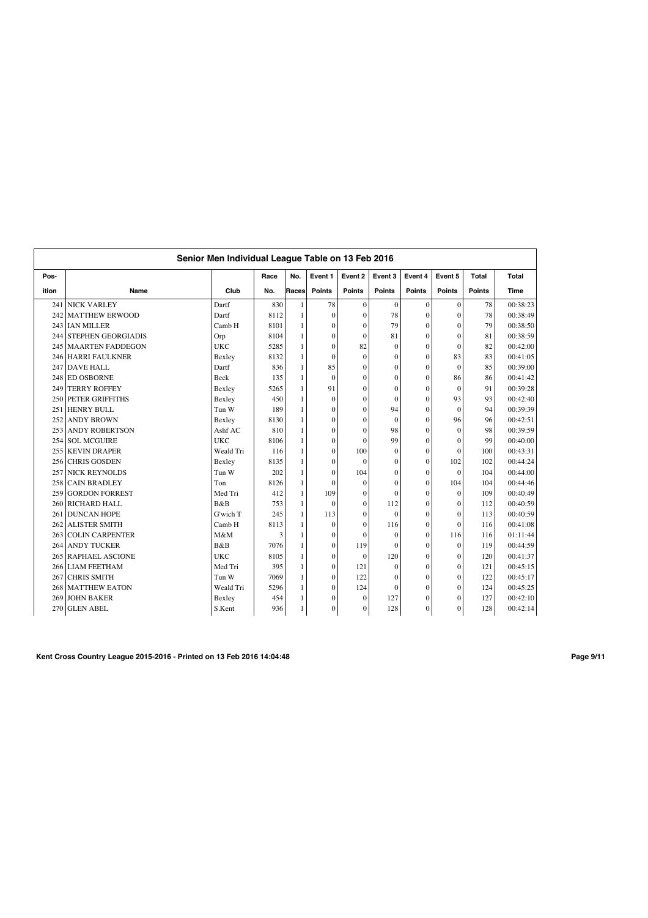## Senior Men Individual League Table on 13 Feb 2016

| Pos-ition | Name | Club | Race No. | No. Races | Event 1 Points | Event 2 Points | Event 3 Points | Event 4 Points | Event 5 Points | Total Points | Total Time |
|---|---|---|---|---|---|---|---|---|---|---|---|
| 241 | NICK VARLEY | Dartf | 830 | 1 | 78 | 0 | 0 | 0 | 0 | 78 | 00:38:23 |
| 242 | MATTHEW ERWOOD | Dartf | 8112 | 1 | 0 | 0 | 78 | 0 | 0 | 78 | 00:38:49 |
| 243 | IAN MILLER | Camb H | 8101 | 1 | 0 | 0 | 79 | 0 | 0 | 79 | 00:38:50 |
| 244 | STEPHEN GEORGIADIS | Orp | 8104 | 1 | 0 | 0 | 81 | 0 | 0 | 81 | 00:38:59 |
| 245 | MAARTEN FADDEGON | UKC | 5285 | 1 | 0 | 82 | 0 | 0 | 0 | 82 | 00:42:00 |
| 246 | HARRI FAULKNER | Bexley | 8132 | 1 | 0 | 0 | 0 | 0 | 83 | 83 | 00:41:05 |
| 247 | DAVE HALL | Dartf | 836 | 1 | 85 | 0 | 0 | 0 | 0 | 85 | 00:39:00 |
| 248 | ED OSBORNE | Beck | 135 | 1 | 0 | 0 | 0 | 0 | 86 | 86 | 00:41:42 |
| 249 | TERRY ROFFEY | Bexley | 5265 | 1 | 91 | 0 | 0 | 0 | 0 | 91 | 00:39:28 |
| 250 | PETER GRIFFITHS | Bexley | 450 | 1 | 0 | 0 | 0 | 0 | 93 | 93 | 00:42:40 |
| 251 | HENRY BULL | Tun W | 189 | 1 | 0 | 0 | 94 | 0 | 0 | 94 | 00:39:39 |
| 252 | ANDY BROWN | Bexley | 8130 | 1 | 0 | 0 | 0 | 0 | 96 | 96 | 00:42:51 |
| 253 | ANDY ROBERTSON | Ashf AC | 810 | 1 | 0 | 0 | 98 | 0 | 0 | 98 | 00:39:59 |
| 254 | SOL MCGUIRE | UKC | 8106 | 1 | 0 | 0 | 99 | 0 | 0 | 99 | 00:40:00 |
| 255 | KEVIN DRAPER | Weald Tri | 116 | 1 | 0 | 100 | 0 | 0 | 0 | 100 | 00:43:31 |
| 256 | CHRIS GOSDEN | Bexley | 8135 | 1 | 0 | 0 | 0 | 0 | 102 | 102 | 00:44:24 |
| 257 | NICK REYNOLDS | Tun W | 202 | 1 | 0 | 104 | 0 | 0 | 0 | 104 | 00:44:00 |
| 258 | CAIN BRADLEY | Ton | 8126 | 1 | 0 | 0 | 0 | 0 | 104 | 104 | 00:44:46 |
| 259 | GORDON FORREST | Med Tri | 412 | 1 | 109 | 0 | 0 | 0 | 0 | 109 | 00:40:49 |
| 260 | RICHARD HALL | B&B | 753 | 1 | 0 | 0 | 112 | 0 | 0 | 112 | 00:40:59 |
| 261 | DUNCAN HOPE | G'wich T | 245 | 1 | 113 | 0 | 0 | 0 | 0 | 113 | 00:40:59 |
| 262 | ALISTER SMITH | Camb H | 8113 | 1 | 0 | 0 | 116 | 0 | 0 | 116 | 00:41:08 |
| 263 | COLIN CARPENTER | M&M | 3 | 1 | 0 | 0 | 0 | 0 | 116 | 116 | 01:11:44 |
| 264 | ANDY TUCKER | B&B | 7076 | 1 | 0 | 119 | 0 | 0 | 0 | 119 | 00:44:59 |
| 265 | RAPHAEL ASCIONE | UKC | 8105 | 1 | 0 | 0 | 120 | 0 | 0 | 120 | 00:41:37 |
| 266 | LIAM FEETHAM | Med Tri | 395 | 1 | 0 | 121 | 0 | 0 | 0 | 121 | 00:45:15 |
| 267 | CHRIS SMITH | Tun W | 7069 | 1 | 0 | 122 | 0 | 0 | 0 | 122 | 00:45:17 |
| 268 | MATTHEW EATON | Weald Tri | 5296 | 1 | 0 | 124 | 0 | 0 | 0 | 124 | 00:45:25 |
| 269 | JOHN BAKER | Bexley | 454 | 1 | 0 | 0 | 127 | 0 | 0 | 127 | 00:42:10 |
| 270 | GLEN ABEL | S.Kent | 936 | 1 | 0 | 0 | 128 | 0 | 0 | 128 | 00:42:14 |

**Kent Cross Country League 2015-2016 - Printed on 13 Feb 2016 14:04:48**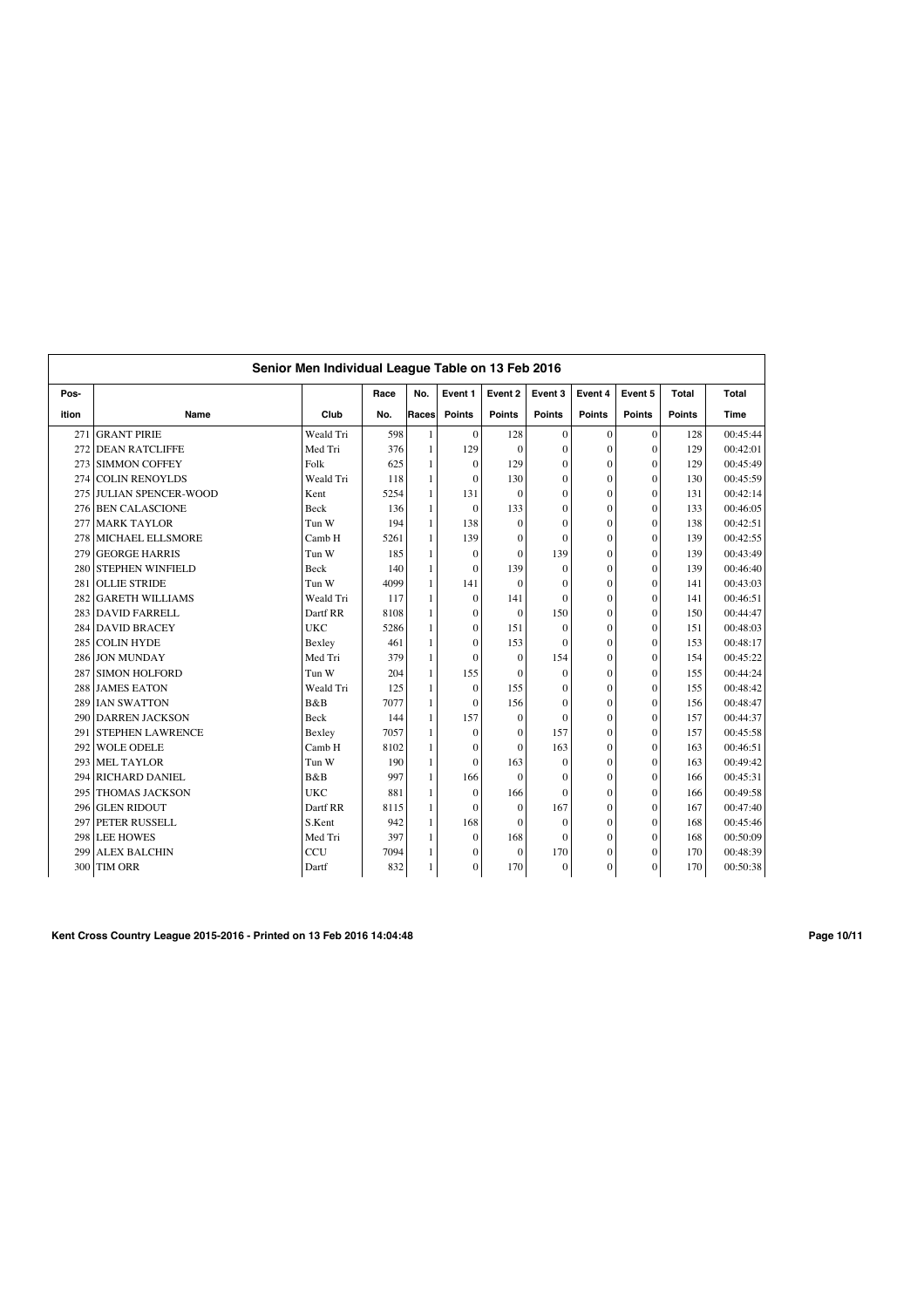## Senior Men Individual League Table on 13 Feb 2016

| Pos-ition | Name | Club | Race No. | No. Races | Event 1 Points | Event 2 Points | Event 3 Points | Event 4 Points | Event 5 Points | Total Points | Total Time |
|---|---|---|---|---|---|---|---|---|---|---|---|
| 271 | GRANT PIRIE | Weald Tri | 598 | 1 | 0 | 128 | 0 | 0 | 0 | 128 | 00:45:44 |
| 272 | DEAN RATCLIFFE | Med Tri | 376 | 1 | 129 | 0 | 0 | 0 | 0 | 129 | 00:42:01 |
| 273 | SIMMON COFFEY | Folk | 625 | 1 | 0 | 129 | 0 | 0 | 0 | 129 | 00:45:49 |
| 274 | COLIN RENOYLDS | Weald Tri | 118 | 1 | 0 | 130 | 0 | 0 | 0 | 130 | 00:45:59 |
| 275 | JULIAN SPENCER-WOOD | Kent | 5254 | 1 | 131 | 0 | 0 | 0 | 0 | 131 | 00:42:14 |
| 276 | BEN CALASCIONE | Beck | 136 | 1 | 0 | 133 | 0 | 0 | 0 | 133 | 00:46:05 |
| 277 | MARK TAYLOR | Tun W | 194 | 1 | 138 | 0 | 0 | 0 | 0 | 138 | 00:42:51 |
| 278 | MICHAEL ELLSMORE | Camb H | 5261 | 1 | 139 | 0 | 0 | 0 | 0 | 139 | 00:42:55 |
| 279 | GEORGE HARRIS | Tun W | 185 | 1 | 0 | 0 | 139 | 0 | 0 | 139 | 00:43:49 |
| 280 | STEPHEN WINFIELD | Beck | 140 | 1 | 0 | 139 | 0 | 0 | 0 | 139 | 00:46:40 |
| 281 | OLLIE STRIDE | Tun W | 4099 | 1 | 141 | 0 | 0 | 0 | 0 | 141 | 00:43:03 |
| 282 | GARETH WILLIAMS | Weald Tri | 117 | 1 | 0 | 141 | 0 | 0 | 0 | 141 | 00:46:51 |
| 283 | DAVID FARRELL | Dartf RR | 8108 | 1 | 0 | 0 | 150 | 0 | 0 | 150 | 00:44:47 |
| 284 | DAVID BRACEY | UKC | 5286 | 1 | 0 | 151 | 0 | 0 | 0 | 151 | 00:48:03 |
| 285 | COLIN HYDE | Bexley | 461 | 1 | 0 | 153 | 0 | 0 | 0 | 153 | 00:48:17 |
| 286 | JON MUNDAY | Med Tri | 379 | 1 | 0 | 0 | 154 | 0 | 0 | 154 | 00:45:22 |
| 287 | SIMON HOLFORD | Tun W | 204 | 1 | 155 | 0 | 0 | 0 | 0 | 155 | 00:44:24 |
| 288 | JAMES EATON | Weald Tri | 125 | 1 | 0 | 155 | 0 | 0 | 0 | 155 | 00:48:42 |
| 289 | IAN SWATTON | B&B | 7077 | 1 | 0 | 156 | 0 | 0 | 0 | 156 | 00:48:47 |
| 290 | DARREN JACKSON | Beck | 144 | 1 | 157 | 0 | 0 | 0 | 0 | 157 | 00:44:37 |
| 291 | STEPHEN LAWRENCE | Bexley | 7057 | 1 | 0 | 0 | 157 | 0 | 0 | 157 | 00:45:58 |
| 292 | WOLE ODELE | Camb H | 8102 | 1 | 0 | 0 | 163 | 0 | 0 | 163 | 00:46:51 |
| 293 | MEL TAYLOR | Tun W | 190 | 1 | 0 | 163 | 0 | 0 | 0 | 163 | 00:49:42 |
| 294 | RICHARD DANIEL | B&B | 997 | 1 | 166 | 0 | 0 | 0 | 0 | 166 | 00:45:31 |
| 295 | THOMAS JACKSON | UKC | 881 | 1 | 0 | 166 | 0 | 0 | 0 | 166 | 00:49:58 |
| 296 | GLEN RIDOUT | Dartf RR | 8115 | 1 | 0 | 0 | 167 | 0 | 0 | 167 | 00:47:40 |
| 297 | PETER RUSSELL | S.Kent | 942 | 1 | 168 | 0 | 0 | 0 | 0 | 168 | 00:45:46 |
| 298 | LEE HOWES | Med Tri | 397 | 1 | 0 | 168 | 0 | 0 | 0 | 168 | 00:50:09 |
| 299 | ALEX BALCHIN | CCU | 7094 | 1 | 0 | 0 | 170 | 0 | 0 | 170 | 00:48:39 |
| 300 | TIM ORR | Dartf | 832 | 1 | 0 | 170 | 0 | 0 | 0 | 170 | 00:50:38 |

**Kent Cross Country League 2015-2016 - Printed on 13 Feb 2016 14:04:48**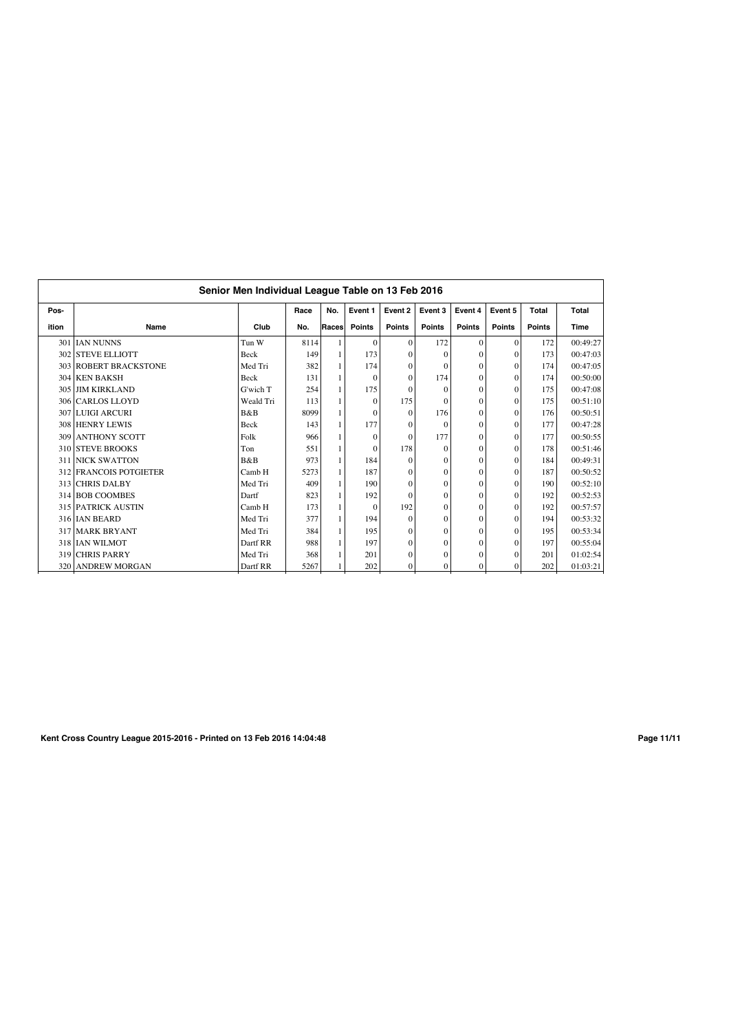## Senior Men Individual League Table on 13 Feb 2016

| Pos-<br>ition | Name | Club | Race<br>No. | No.<br>Races | Event 1<br>Points | Event 2<br>Points | Event 3<br>Points | Event 4<br>Points | Event 5<br>Points | Total<br>Points | Total<br>Time |
|---|---|---|---|---|---|---|---|---|---|---|---|
| 301 | IAN NUNNS | Tun W | 8114 | 1 | 0 | 0 | 172 | 0 | 0 | 172 | 00:49:27 |
| 302 | STEVE ELLIOTT | Beck | 149 | 1 | 173 | 0 | 0 | 0 | 0 | 173 | 00:47:03 |
| 303 | ROBERT BRACKSTONE | Med Tri | 382 | 1 | 174 | 0 | 0 | 0 | 0 | 174 | 00:47:05 |
| 304 | KEN BAKSH | Beck | 131 | 1 | 0 | 0 | 174 | 0 | 0 | 174 | 00:50:00 |
| 305 | JIM KIRKLAND | G'wich T | 254 | 1 | 175 | 0 | 0 | 0 | 0 | 175 | 00:47:08 |
| 306 | CARLOS LLOYD | Weald Tri | 113 | 1 | 0 | 175 | 0 | 0 | 0 | 175 | 00:51:10 |
| 307 | LUIGI ARCURI | B&B | 8099 | 1 | 0 | 0 | 176 | 0 | 0 | 176 | 00:50:51 |
| 308 | HENRY LEWIS | Beck | 143 | 1 | 177 | 0 | 0 | 0 | 0 | 177 | 00:47:28 |
| 309 | ANTHONY SCOTT | Folk | 966 | 1 | 0 | 0 | 177 | 0 | 0 | 177 | 00:50:55 |
| 310 | STEVE BROOKS | Ton | 551 | 1 | 0 | 178 | 0 | 0 | 0 | 178 | 00:51:46 |
| 311 | NICK SWATTON | B&B | 973 | 1 | 184 | 0 | 0 | 0 | 0 | 184 | 00:49:31 |
| 312 | FRANCOIS POTGIETER | Camb H | 5273 | 1 | 187 | 0 | 0 | 0 | 0 | 187 | 00:50:52 |
| 313 | CHRIS DALBY | Med Tri | 409 | 1 | 190 | 0 | 0 | 0 | 0 | 190 | 00:52:10 |
| 314 | BOB COOMBES | Dartf | 823 | 1 | 192 | 0 | 0 | 0 | 0 | 192 | 00:52:53 |
| 315 | PATRICK AUSTIN | Camb H | 173 | 1 | 0 | 192 | 0 | 0 | 0 | 192 | 00:57:57 |
| 316 | IAN BEARD | Med Tri | 377 | 1 | 194 | 0 | 0 | 0 | 0 | 194 | 00:53:32 |
| 317 | MARK BRYANT | Med Tri | 384 | 1 | 195 | 0 | 0 | 0 | 0 | 195 | 00:53:34 |
| 318 | IAN WILMOT | Dartf RR | 988 | 1 | 197 | 0 | 0 | 0 | 0 | 197 | 00:55:04 |
| 319 | CHRIS PARRY | Med Tri | 368 | 1 | 201 | 0 | 0 | 0 | 0 | 201 | 01:02:54 |
| 320 | ANDREW MORGAN | Dartf RR | 5267 | 1 | 202 | 0 | 0 | 0 | 0 | 202 | 01:03:21 |

**Kent Cross Country League 2015-2016 - Printed on 13 Feb 2016 14:04:48**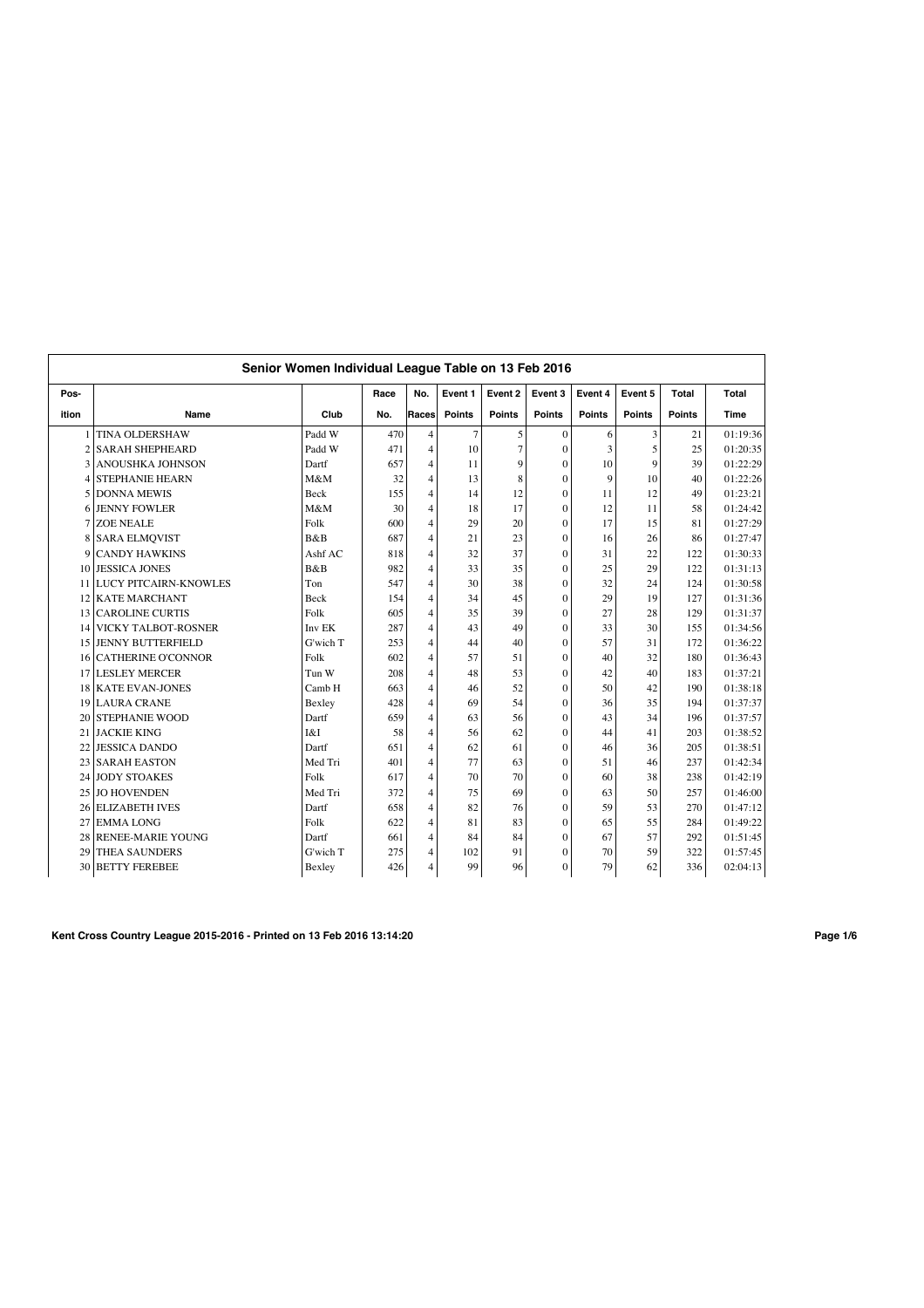## Senior Women Individual League Table on 13 Feb 2016

| Pos-ition | Name | Club | Race No. | No. Races | Event 1 Points | Event 2 Points | Event 3 Points | Event 4 Points | Event 5 Points | Total Points | Total Time |
|---|---|---|---|---|---|---|---|---|---|---|---|
| 1 | TINA OLDERSHAW | Padd W | 470 | 4 | 7 | 5 | 0 | 6 | 3 | 21 | 01:19:36 |
| 2 | SARAH SHEPHEARD | Padd W | 471 | 4 | 10 | 7 | 0 | 3 | 5 | 25 | 01:20:35 |
| 3 | ANOUSHKA JOHNSON | Dartf | 657 | 4 | 11 | 9 | 0 | 10 | 9 | 39 | 01:22:29 |
| 4 | STEPHANIE HEARN | M&M | 32 | 4 | 13 | 8 | 0 | 9 | 10 | 40 | 01:22:26 |
| 5 | DONNA MEWIS | Beck | 155 | 4 | 14 | 12 | 0 | 11 | 12 | 49 | 01:23:21 |
| 6 | JENNY FOWLER | M&M | 30 | 4 | 18 | 17 | 0 | 12 | 11 | 58 | 01:24:42 |
| 7 | ZOE NEALE | Folk | 600 | 4 | 29 | 20 | 0 | 17 | 15 | 81 | 01:27:29 |
| 8 | SARA ELMQVIST | B&B | 687 | 4 | 21 | 23 | 0 | 16 | 26 | 86 | 01:27:47 |
| 9 | CANDY HAWKINS | Ashf AC | 818 | 4 | 32 | 37 | 0 | 31 | 22 | 122 | 01:30:33 |
| 10 | JESSICA JONES | B&B | 982 | 4 | 33 | 35 | 0 | 25 | 29 | 122 | 01:31:13 |
| 11 | LUCY PITCAIRN-KNOWLES | Ton | 547 | 4 | 30 | 38 | 0 | 32 | 24 | 124 | 01:30:58 |
| 12 | KATE MARCHANT | Beck | 154 | 4 | 34 | 45 | 0 | 29 | 19 | 127 | 01:31:36 |
| 13 | CAROLINE CURTIS | Folk | 605 | 4 | 35 | 39 | 0 | 27 | 28 | 129 | 01:31:37 |
| 14 | VICKY TALBOT-ROSNER | Inv EK | 287 | 4 | 43 | 49 | 0 | 33 | 30 | 155 | 01:34:56 |
| 15 | JENNY BUTTERFIELD | G'wich T | 253 | 4 | 44 | 40 | 0 | 57 | 31 | 172 | 01:36:22 |
| 16 | CATHERINE O'CONNOR | Folk | 602 | 4 | 57 | 51 | 0 | 40 | 32 | 180 | 01:36:43 |
| 17 | LESLEY MERCER | Tun W | 208 | 4 | 48 | 53 | 0 | 42 | 40 | 183 | 01:37:21 |
| 18 | KATE EVAN-JONES | Camb H | 663 | 4 | 46 | 52 | 0 | 50 | 42 | 190 | 01:38:18 |
| 19 | LAURA CRANE | Bexley | 428 | 4 | 69 | 54 | 0 | 36 | 35 | 194 | 01:37:37 |
| 20 | STEPHANIE WOOD | Dartf | 659 | 4 | 63 | 56 | 0 | 43 | 34 | 196 | 01:37:57 |
| 21 | JACKIE KING | I&I | 58 | 4 | 56 | 62 | 0 | 44 | 41 | 203 | 01:38:52 |
| 22 | JESSICA DANDO | Dartf | 651 | 4 | 62 | 61 | 0 | 46 | 36 | 205 | 01:38:51 |
| 23 | SARAH EASTON | Med Tri | 401 | 4 | 77 | 63 | 0 | 51 | 46 | 237 | 01:42:34 |
| 24 | JODY STOAKES | Folk | 617 | 4 | 70 | 70 | 0 | 60 | 38 | 238 | 01:42:19 |
| 25 | JO HOVENDEN | Med Tri | 372 | 4 | 75 | 69 | 0 | 63 | 50 | 257 | 01:46:00 |
| 26 | ELIZABETH IVES | Dartf | 658 | 4 | 82 | 76 | 0 | 59 | 53 | 270 | 01:47:12 |
| 27 | EMMA LONG | Folk | 622 | 4 | 81 | 83 | 0 | 65 | 55 | 284 | 01:49:22 |
| 28 | RENEE-MARIE YOUNG | Dartf | 661 | 4 | 84 | 84 | 0 | 67 | 57 | 292 | 01:51:45 |
| 29 | THEA SAUNDERS | G'wich T | 275 | 4 | 102 | 91 | 0 | 70 | 59 | 322 | 01:57:45 |
| 30 | BETTY FEREBEE | Bexley | 426 | 4 | 99 | 96 | 0 | 79 | 62 | 336 | 02:04:13 |

**Kent Cross Country League 2015-2016 - Printed on 13 Feb 2016 13:14:20**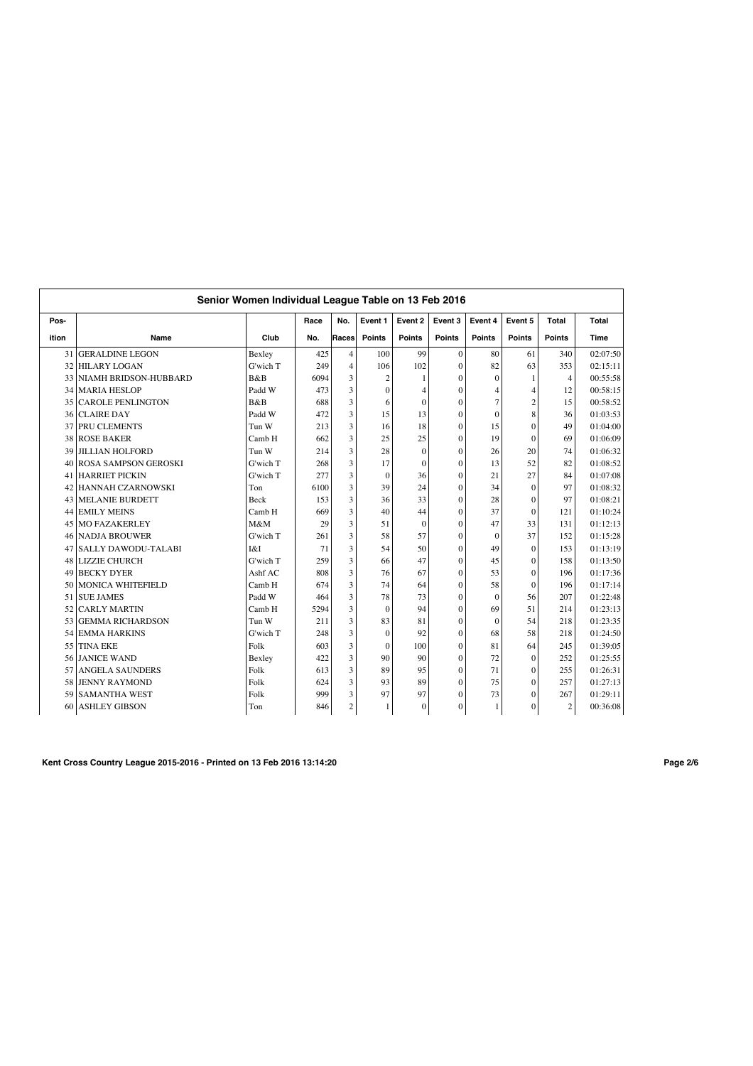## Senior Women Individual League Table on 13 Feb 2016

| Pos-ition | Name | Club | Race No. | No. Races | Event 1 Points | Event 2 Points | Event 3 Points | Event 4 Points | Event 5 Points | Total Points | Total Time |
|---|---|---|---|---|---|---|---|---|---|---|---|
| 31 | GERALDINE LEGON | Bexley | 425 | 4 | 100 | 99 | 0 | 80 | 61 | 340 | 02:07:50 |
| 32 | HILARY LOGAN | G'wich T | 249 | 4 | 106 | 102 | 0 | 82 | 63 | 353 | 02:15:11 |
| 33 | NIAMH BRIDSON-HUBBARD | B&B | 6094 | 3 | 2 | 1 | 0 | 0 | 1 | 4 | 00:55:58 |
| 34 | MARIA HESLOP | Padd W | 473 | 3 | 0 | 4 | 0 | 4 | 4 | 12 | 00:58:15 |
| 35 | CAROLE PENLINGTON | B&B | 688 | 3 | 6 | 0 | 0 | 7 | 2 | 15 | 00:58:52 |
| 36 | CLAIRE DAY | Padd W | 472 | 3 | 15 | 13 | 0 | 0 | 8 | 36 | 01:03:53 |
| 37 | PRU CLEMENTS | Tun W | 213 | 3 | 16 | 18 | 0 | 15 | 0 | 49 | 01:04:00 |
| 38 | ROSE BAKER | Camb H | 662 | 3 | 25 | 25 | 0 | 19 | 0 | 69 | 01:06:09 |
| 39 | JILLIAN HOLFORD | Tun W | 214 | 3 | 28 | 0 | 0 | 26 | 20 | 74 | 01:06:32 |
| 40 | ROSA SAMPSON GEROSKI | G'wich T | 268 | 3 | 17 | 0 | 0 | 13 | 52 | 82 | 01:08:52 |
| 41 | HARRIET PICKIN | G'wich T | 277 | 3 | 0 | 36 | 0 | 21 | 27 | 84 | 01:07:08 |
| 42 | HANNAH CZARNOWSKI | Ton | 6100 | 3 | 39 | 24 | 0 | 34 | 0 | 97 | 01:08:32 |
| 43 | MELANIE BURDETT | Beck | 153 | 3 | 36 | 33 | 0 | 28 | 0 | 97 | 01:08:21 |
| 44 | EMILY MEINS | Camb H | 669 | 3 | 40 | 44 | 0 | 37 | 0 | 121 | 01:10:24 |
| 45 | MO FAZAKERLEY | M&M | 29 | 3 | 51 | 0 | 0 | 47 | 33 | 131 | 01:12:13 |
| 46 | NADJA BROUWER | G'wich T | 261 | 3 | 58 | 57 | 0 | 0 | 37 | 152 | 01:15:28 |
| 47 | SALLY DAWODU-TALABI | I&I | 71 | 3 | 54 | 50 | 0 | 49 | 0 | 153 | 01:13:19 |
| 48 | LIZZIE CHURCH | G'wich T | 259 | 3 | 66 | 47 | 0 | 45 | 0 | 158 | 01:13:50 |
| 49 | BECKY DYER | Ashf AC | 808 | 3 | 76 | 67 | 0 | 53 | 0 | 196 | 01:17:36 |
| 50 | MONICA WHITEFIELD | Camb H | 674 | 3 | 74 | 64 | 0 | 58 | 0 | 196 | 01:17:14 |
| 51 | SUE JAMES | Padd W | 464 | 3 | 78 | 73 | 0 | 0 | 56 | 207 | 01:22:48 |
| 52 | CARLY MARTIN | Camb H | 5294 | 3 | 0 | 94 | 0 | 69 | 51 | 214 | 01:23:13 |
| 53 | GEMMA RICHARDSON | Tun W | 211 | 3 | 83 | 81 | 0 | 0 | 54 | 218 | 01:23:35 |
| 54 | EMMA HARKINS | G'wich T | 248 | 3 | 0 | 92 | 0 | 68 | 58 | 218 | 01:24:50 |
| 55 | TINA EKE | Folk | 603 | 3 | 0 | 100 | 0 | 81 | 64 | 245 | 01:39:05 |
| 56 | JANICE WAND | Bexley | 422 | 3 | 90 | 90 | 0 | 72 | 0 | 252 | 01:25:55 |
| 57 | ANGELA SAUNDERS | Folk | 613 | 3 | 89 | 95 | 0 | 71 | 0 | 255 | 01:26:31 |
| 58 | JENNY RAYMOND | Folk | 624 | 3 | 93 | 89 | 0 | 75 | 0 | 257 | 01:27:13 |
| 59 | SAMANTHA WEST | Folk | 999 | 3 | 97 | 97 | 0 | 73 | 0 | 267 | 01:29:11 |
| 60 | ASHLEY GIBSON | Ton | 846 | 2 | 1 | 0 | 0 | 1 | 0 | 2 | 00:36:08 |

**Kent Cross Country League 2015-2016 - Printed on 13 Feb 2016 13:14:20**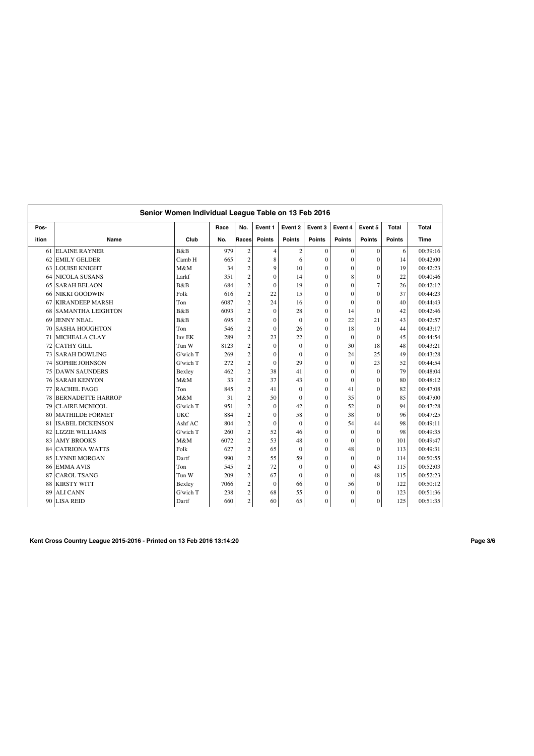## Senior Women Individual League Table on 13 Feb 2016

| Pos-ition | Name | Club | Race No. | No. Races | Event 1 Points | Event 2 Points | Event 3 Points | Event 4 Points | Event 5 Points | Total Points | Total Time |
|---|---|---|---|---|---|---|---|---|---|---|---|
| 61 | ELAINE RAYNER | B&B | 979 | 2 | 4 | 2 | 0 | 0 | 0 | 6 | 00:39:16 |
| 62 | EMILY GELDER | Camb H | 665 | 2 | 8 | 6 | 0 | 0 | 0 | 14 | 00:42:00 |
| 63 | LOUISE KNIGHT | M&M | 34 | 2 | 9 | 10 | 0 | 0 | 0 | 19 | 00:42:23 |
| 64 | NICOLA SUSANS | Larkf | 351 | 2 | 0 | 14 | 0 | 8 | 0 | 22 | 00:40:46 |
| 65 | SARAH BELAON | B&B | 684 | 2 | 0 | 19 | 0 | 0 | 7 | 26 | 00:42:12 |
| 66 | NIKKI GOODWIN | Folk | 616 | 2 | 22 | 15 | 0 | 0 | 0 | 37 | 00:44:23 |
| 67 | KIRANDEEP MARSH | Ton | 6087 | 2 | 24 | 16 | 0 | 0 | 0 | 40 | 00:44:43 |
| 68 | SAMANTHA LEIGHTON | B&B | 6093 | 2 | 0 | 28 | 0 | 14 | 0 | 42 | 00:42:46 |
| 69 | JENNY NEAL | B&B | 695 | 2 | 0 | 0 | 0 | 22 | 21 | 43 | 00:42:57 |
| 70 | SASHA HOUGHTON | Ton | 546 | 2 | 0 | 26 | 0 | 18 | 0 | 44 | 00:43:17 |
| 71 | MICHEALA CLAY | Inv EK | 289 | 2 | 23 | 22 | 0 | 0 | 0 | 45 | 00:44:54 |
| 72 | CATHY GILL | Tun W | 8123 | 2 | 0 | 0 | 0 | 30 | 18 | 48 | 00:43:21 |
| 73 | SARAH DOWLING | G'wich T | 269 | 2 | 0 | 0 | 0 | 24 | 25 | 49 | 00:43:28 |
| 74 | SOPHIE JOHNSON | G'wich T | 272 | 2 | 0 | 29 | 0 | 0 | 23 | 52 | 00:44:54 |
| 75 | DAWN SAUNDERS | Bexley | 462 | 2 | 38 | 41 | 0 | 0 | 0 | 79 | 00:48:04 |
| 76 | SARAH KENYON | M&M | 33 | 2 | 37 | 43 | 0 | 0 | 0 | 80 | 00:48:12 |
| 77 | RACHEL FAGG | Ton | 845 | 2 | 41 | 0 | 0 | 41 | 0 | 82 | 00:47:08 |
| 78 | BERNADETTE HARROP | M&M | 31 | 2 | 50 | 0 | 0 | 35 | 0 | 85 | 00:47:00 |
| 79 | CLAIRE MCNICOL | G'wich T | 951 | 2 | 0 | 42 | 0 | 52 | 0 | 94 | 00:47:28 |
| 80 | MATHILDE FORMET | UKC | 884 | 2 | 0 | 58 | 0 | 38 | 0 | 96 | 00:47:25 |
| 81 | ISABEL DICKENSON | Ashf AC | 804 | 2 | 0 | 0 | 0 | 54 | 44 | 98 | 00:49:11 |
| 82 | LIZZIE WILLIAMS | G'wich T | 260 | 2 | 52 | 46 | 0 | 0 | 0 | 98 | 00:49:35 |
| 83 | AMY BROOKS | M&M | 6072 | 2 | 53 | 48 | 0 | 0 | 0 | 101 | 00:49:47 |
| 84 | CATRIONA WATTS | Folk | 627 | 2 | 65 | 0 | 0 | 48 | 0 | 113 | 00:49:31 |
| 85 | LYNNE MORGAN | Dartf | 990 | 2 | 55 | 59 | 0 | 0 | 0 | 114 | 00:50:55 |
| 86 | EMMA AVIS | Ton | 545 | 2 | 72 | 0 | 0 | 0 | 43 | 115 | 00:52:03 |
| 87 | CAROL TSANG | Tun W | 209 | 2 | 67 | 0 | 0 | 0 | 48 | 115 | 00:52:23 |
| 88 | KIRSTY WITT | Bexley | 7066 | 2 | 0 | 66 | 0 | 56 | 0 | 122 | 00:50:12 |
| 89 | ALI CANN | G'wich T | 238 | 2 | 68 | 55 | 0 | 0 | 0 | 123 | 00:51:36 |
| 90 | LISA REID | Dartf | 660 | 2 | 60 | 65 | 0 | 0 | 0 | 125 | 00:51:35 |

**Kent Cross Country League 2015-2016 - Printed on 13 Feb 2016 13:14:20**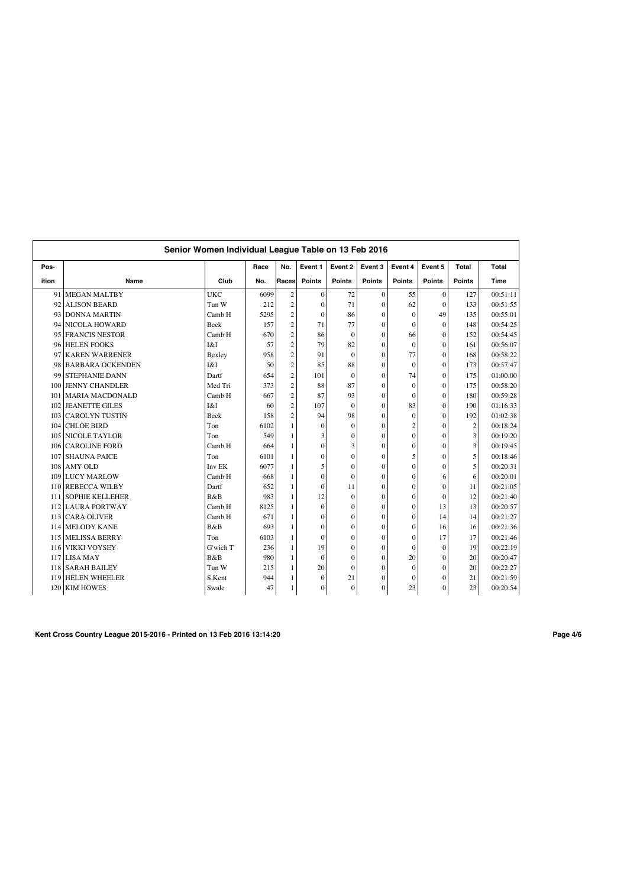## Senior Women Individual League Table on 13 Feb 2016

| Pos-<br>ition | Name | Club | Race<br>No. | No.<br>Races | Event 1<br>Points | Event 2<br>Points | Event 3<br>Points | Event 4<br>Points | Event 5<br>Points | Total<br>Points | Total<br>Time |
|---|---|---|---|---|---|---|---|---|---|---|---|
| 91 | MEGAN MALTBY | UKC | 6099 | 2 | 0 | 72 | 0 | 55 | 0 | 127 | 00:51:11 |
| 92 | ALISON BEARD | Tun W | 212 | 2 | 0 | 71 | 0 | 62 | 0 | 133 | 00:51:55 |
| 93 | DONNA MARTIN | Camb H | 5295 | 2 | 0 | 86 | 0 | 0 | 49 | 135 | 00:55:01 |
| 94 | NICOLA HOWARD | Beck | 157 | 2 | 71 | 77 | 0 | 0 | 0 | 148 | 00:54:25 |
| 95 | FRANCIS NESTOR | Camb H | 670 | 2 | 86 | 0 | 0 | 66 | 0 | 152 | 00:54:45 |
| 96 | HELEN FOOKS | I&I | 57 | 2 | 79 | 82 | 0 | 0 | 0 | 161 | 00:56:07 |
| 97 | KAREN WARRENER | Bexley | 958 | 2 | 91 | 0 | 0 | 77 | 0 | 168 | 00:58:22 |
| 98 | BARBARA OCKENDEN | I&I | 50 | 2 | 85 | 88 | 0 | 0 | 0 | 173 | 00:57:47 |
| 99 | STEPHANIE DANN | Dartf | 654 | 2 | 101 | 0 | 0 | 74 | 0 | 175 | 01:00:00 |
| 100 | JENNY CHANDLER | Med Tri | 373 | 2 | 88 | 87 | 0 | 0 | 0 | 175 | 00:58:20 |
| 101 | MARIA MACDONALD | Camb H | 667 | 2 | 87 | 93 | 0 | 0 | 0 | 180 | 00:59:28 |
| 102 | JEANETTE GILES | I&I | 60 | 2 | 107 | 0 | 0 | 83 | 0 | 190 | 01:16:33 |
| 103 | CAROLYN TUSTIN | Beck | 158 | 2 | 94 | 98 | 0 | 0 | 0 | 192 | 01:02:38 |
| 104 | CHLOE BIRD | Ton | 6102 | 1 | 0 | 0 | 0 | 2 | 0 | 2 | 00:18:24 |
| 105 | NICOLE TAYLOR | Ton | 549 | 1 | 3 | 0 | 0 | 0 | 0 | 3 | 00:19:20 |
| 106 | CAROLINE FORD | Camb H | 664 | 1 | 0 | 3 | 0 | 0 | 0 | 3 | 00:19:45 |
| 107 | SHAUNA PAICE | Ton | 6101 | 1 | 0 | 0 | 0 | 5 | 0 | 5 | 00:18:46 |
| 108 | AMY OLD | Inv EK | 6077 | 1 | 5 | 0 | 0 | 0 | 0 | 5 | 00:20:31 |
| 109 | LUCY MARLOW | Camb H | 668 | 1 | 0 | 0 | 0 | 0 | 6 | 6 | 00:20:01 |
| 110 | REBECCA WILBY | Dartf | 652 | 1 | 0 | 11 | 0 | 0 | 0 | 11 | 00:21:05 |
| 111 | SOPHIE KELLEHER | B&B | 983 | 1 | 12 | 0 | 0 | 0 | 0 | 12 | 00:21:40 |
| 112 | LAURA PORTWAY | Camb H | 8125 | 1 | 0 | 0 | 0 | 0 | 13 | 13 | 00:20:57 |
| 113 | CARA OLIVER | Camb H | 671 | 1 | 0 | 0 | 0 | 0 | 14 | 14 | 00:21:27 |
| 114 | MELODY KANE | B&B | 693 | 1 | 0 | 0 | 0 | 0 | 16 | 16 | 00:21:36 |
| 115 | MELISSA BERRY | Ton | 6103 | 1 | 0 | 0 | 0 | 0 | 17 | 17 | 00:21:46 |
| 116 | VIKKI VOYSEY | G'wich T | 236 | 1 | 19 | 0 | 0 | 0 | 0 | 19 | 00:22:19 |
| 117 | LISA MAY | B&B | 980 | 1 | 0 | 0 | 0 | 20 | 0 | 20 | 00:20:47 |
| 118 | SARAH BAILEY | Tun W | 215 | 1 | 20 | 0 | 0 | 0 | 0 | 20 | 00:22:27 |
| 119 | HELEN WHEELER | S.Kent | 944 | 1 | 0 | 21 | 0 | 0 | 0 | 21 | 00:21:59 |
| 120 | KIM HOWES | Swale | 47 | 1 | 0 | 0 | 0 | 23 | 0 | 23 | 00:20:54 |

**Kent Cross Country League 2015-2016 - Printed on 13 Feb 2016 13:14:20**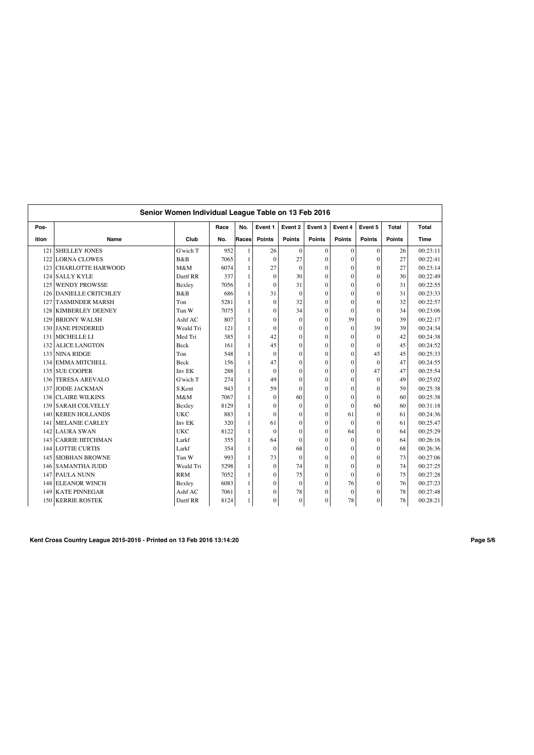## Senior Women Individual League Table on 13 Feb 2016

| Pos-<br>ition | Name | Club | Race<br>No. | No.<br>Races | Event 1<br>Points | Event 2<br>Points | Event 3<br>Points | Event 4<br>Points | Event 5<br>Points | Total<br>Points | Total<br>Time |
|---|---|---|---|---|---|---|---|---|---|---|---|
| 121 | SHELLEY JONES | G'wich T | 952 | 1 | 26 | 0 | 0 | 0 | 0 | 26 | 00:23:11 |
| 122 | LORNA CLOWES | B&B | 7065 | 1 | 0 | 27 | 0 | 0 | 0 | 27 | 00:22:41 |
| 123 | CHARLOTTE HARWOOD | M&M | 6074 | 1 | 27 | 0 | 0 | 0 | 0 | 27 | 00:23:14 |
| 124 | SALLY KYLE | Dartf RR | 337 | 1 | 0 | 30 | 0 | 0 | 0 | 30 | 00:22:49 |
| 125 | WENDY PROWSSE | Bexley | 7056 | 1 | 0 | 31 | 0 | 0 | 0 | 31 | 00:22:55 |
| 126 | DANIELLE CRITCHLEY | B&B | 686 | 1 | 31 | 0 | 0 | 0 | 0 | 31 | 00:23:33 |
| 127 | TASMINDER MARSH | Ton | 5281 | 1 | 0 | 32 | 0 | 0 | 0 | 32 | 00:22:57 |
| 128 | KIMBERLEY DEENEY | Tun W | 7075 | 1 | 0 | 34 | 0 | 0 | 0 | 34 | 00:23:06 |
| 129 | BRIONY WALSH | Ashf AC | 807 | 1 | 0 | 0 | 0 | 39 | 0 | 39 | 00:22:17 |
| 130 | JANE PENDERED | Weald Tri | 121 | 1 | 0 | 0 | 0 | 0 | 39 | 39 | 00:24:34 |
| 131 | MICHELLE LI | Med Tri | 385 | 1 | 42 | 0 | 0 | 0 | 0 | 42 | 00:24:38 |
| 132 | ALICE LANGTON | Beck | 161 | 1 | 45 | 0 | 0 | 0 | 0 | 45 | 00:24:52 |
| 133 | NINA RIDGE | Ton | 548 | 1 | 0 | 0 | 0 | 0 | 45 | 45 | 00:25:33 |
| 134 | EMMA MITCHELL | Beck | 156 | 1 | 47 | 0 | 0 | 0 | 0 | 47 | 00:24:55 |
| 135 | SUE COOPER | Inv EK | 288 | 1 | 0 | 0 | 0 | 0 | 47 | 47 | 00:25:54 |
| 136 | TERESA AREVALO | G'wich T | 274 | 1 | 49 | 0 | 0 | 0 | 0 | 49 | 00:25:02 |
| 137 | JODIE JACKMAN | S.Kent | 943 | 1 | 59 | 0 | 0 | 0 | 0 | 59 | 00:25:38 |
| 138 | CLAIRE WILKINS | M&M | 7067 | 1 | 0 | 60 | 0 | 0 | 0 | 60 | 00:25:38 |
| 139 | SARAH COLVELLY | Bexley | 8129 | 1 | 0 | 0 | 0 | 0 | 60 | 60 | 00:31:18 |
| 140 | KEREN HOLLANDS | UKC | 883 | 1 | 0 | 0 | 0 | 61 | 0 | 61 | 00:24:36 |
| 141 | MELANIE CARLEY | Inv EK | 320 | 1 | 61 | 0 | 0 | 0 | 0 | 61 | 00:25:47 |
| 142 | LAURA SWAN | UKC | 8122 | 1 | 0 | 0 | 0 | 64 | 0 | 64 | 00:25:29 |
| 143 | CARRIE HITCHMAN | Larkf | 355 | 1 | 64 | 0 | 0 | 0 | 0 | 64 | 00:26:16 |
| 144 | LOTTIE CURTIS | Larkf | 354 | 1 | 0 | 68 | 0 | 0 | 0 | 68 | 00:26:36 |
| 145 | SIOBHAN BROWNE | Tun W | 993 | 1 | 73 | 0 | 0 | 0 | 0 | 73 | 00:27:06 |
| 146 | SAMANTHA JUDD | Weald Tri | 5298 | 1 | 0 | 74 | 0 | 0 | 0 | 74 | 00:27:25 |
| 147 | PAULA NUNN | RRM | 7052 | 1 | 0 | 75 | 0 | 0 | 0 | 75 | 00:27:28 |
| 148 | ELEANOR WINCH | Bexley | 6083 | 1 | 0 | 0 | 0 | 76 | 0 | 76 | 00:27:23 |
| 149 | KATE PINNEGAR | Ashf AC | 7061 | 1 | 0 | 78 | 0 | 0 | 0 | 78 | 00:27:48 |
| 150 | KERRIE ROSTEK | Dartf RR | 8124 | 1 | 0 | 0 | 0 | 78 | 0 | 78 | 00:28:21 |

**Kent Cross Country League 2015-2016 - Printed on 13 Feb 2016 13:14:20**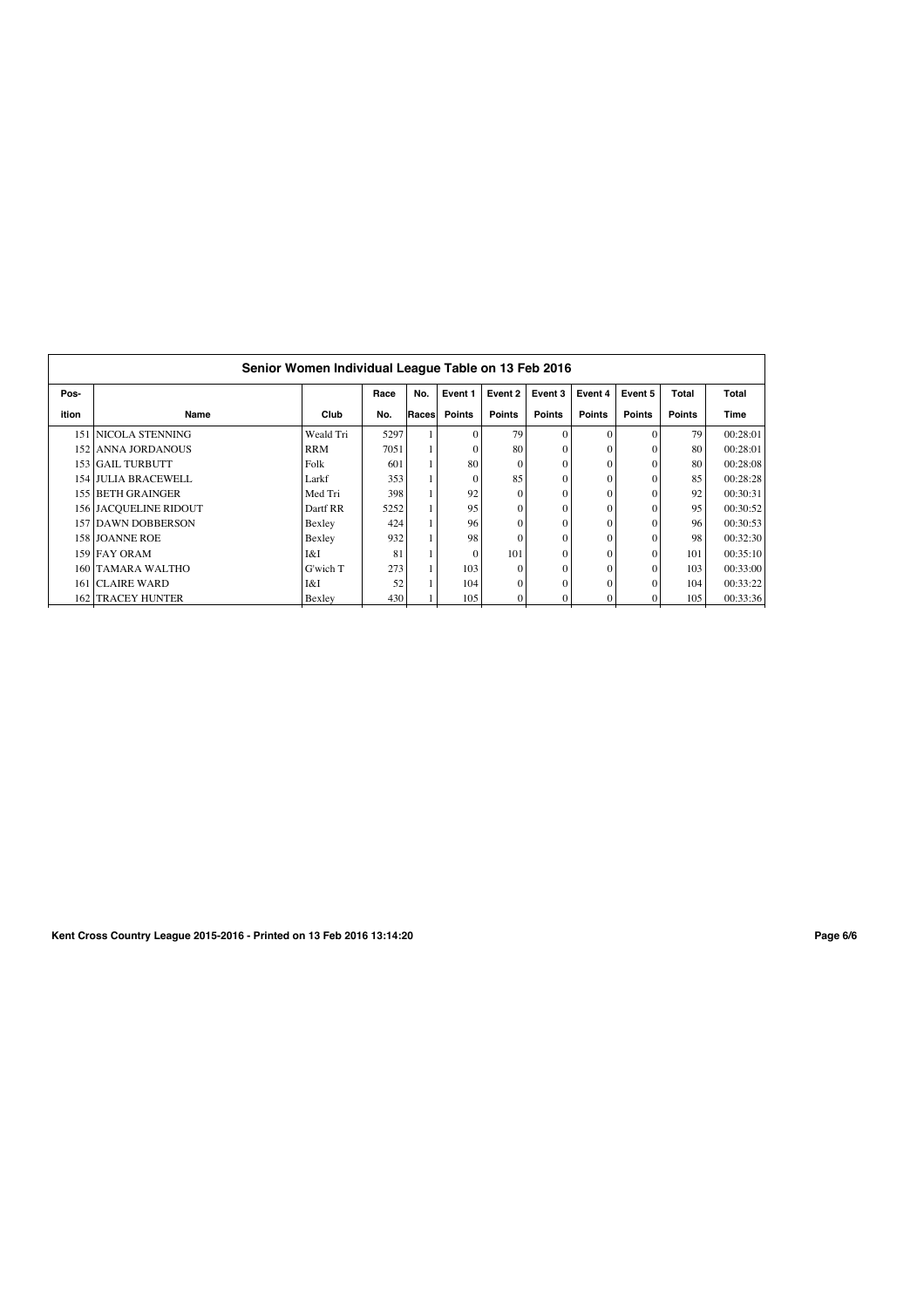## Senior Women Individual League Table on 13 Feb 2016

| Pos-ition | Name | Club | Race No. | No. Races | Event 1 Points | Event 2 Points | Event 3 Points | Event 4 Points | Event 5 Points | Total Points | Total Time |
|---|---|---|---|---|---|---|---|---|---|---|---|
| 151 | NICOLA STENNING | Weald Tri | 5297 | 1 | 0 | 79 | 0 | 0 | 0 | 79 | 00:28:01 |
| 152 | ANNA JORDANOUS | RRM | 7051 | 1 | 0 | 80 | 0 | 0 | 0 | 80 | 00:28:01 |
| 153 | GAIL TURBUTT | Folk | 601 | 1 | 80 | 0 | 0 | 0 | 0 | 80 | 00:28:08 |
| 154 | JULIA BRACEWELL | Larkf | 353 | 1 | 0 | 85 | 0 | 0 | 0 | 85 | 00:28:28 |
| 155 | BETH GRAINGER | Med Tri | 398 | 1 | 92 | 0 | 0 | 0 | 0 | 92 | 00:30:31 |
| 156 | JACQUELINE RIDOUT | Dartf RR | 5252 | 1 | 95 | 0 | 0 | 0 | 0 | 95 | 00:30:52 |
| 157 | DAWN DOBBERSON | Bexley | 424 | 1 | 96 | 0 | 0 | 0 | 0 | 96 | 00:30:53 |
| 158 | JOANNE ROE | Bexley | 932 | 1 | 98 | 0 | 0 | 0 | 0 | 98 | 00:32:30 |
| 159 | FAY ORAM | I&I | 81 | 1 | 0 | 101 | 0 | 0 | 0 | 101 | 00:35:10 |
| 160 | TAMARA WALTHO | G'wich T | 273 | 1 | 103 | 0 | 0 | 0 | 0 | 103 | 00:33:00 |
| 161 | CLAIRE WARD | I&I | 52 | 1 | 104 | 0 | 0 | 0 | 0 | 104 | 00:33:22 |
| 162 | TRACEY HUNTER | Bexley | 430 | 1 | 105 | 0 | 0 | 0 | 0 | 105 | 00:33:36 |

Kent Cross Country League 2015-2016 - Printed on 13 Feb 2016 13:14:20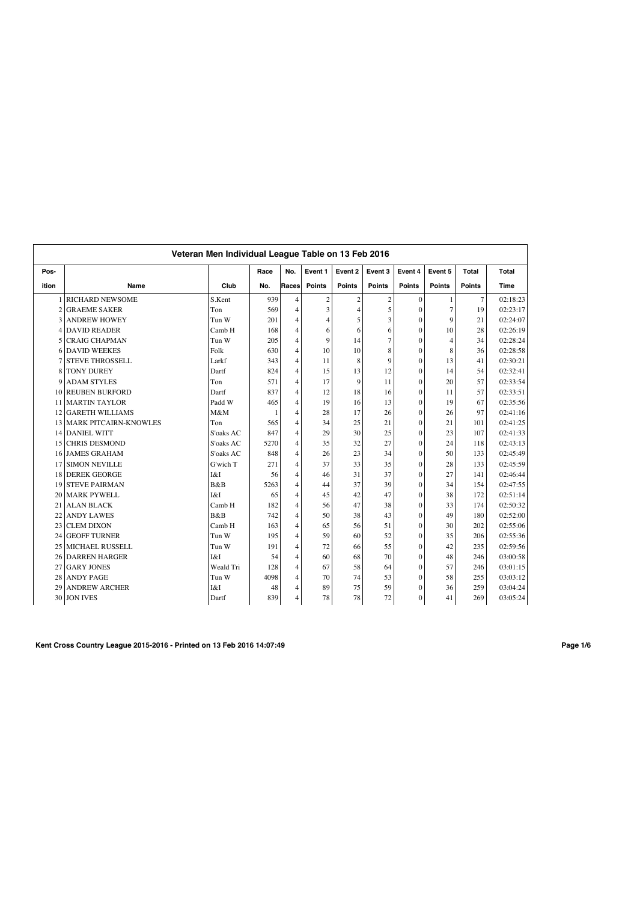## Veteran Men Individual League Table on 13 Feb 2016

| Pos-ition | Name | Club | Race No. | No. Races | Event 1 Points | Event 2 Points | Event 3 Points | Event 4 Points | Event 5 Points | Total Points | Total Time |
|---|---|---|---|---|---|---|---|---|---|---|---|
| 1 | RICHARD NEWSOME | S.Kent | 939 | 4 | 2 | 2 | 2 | 0 | 1 | 7 | 02:18:23 |
| 2 | GRAEME SAKER | Ton | 569 | 4 | 3 | 4 | 5 | 0 | 7 | 19 | 02:23:17 |
| 3 | ANDREW HOWEY | Tun W | 201 | 4 | 4 | 5 | 3 | 0 | 9 | 21 | 02:24:07 |
| 4 | DAVID READER | Camb H | 168 | 4 | 6 | 6 | 6 | 0 | 10 | 28 | 02:26:19 |
| 5 | CRAIG CHAPMAN | Tun W | 205 | 4 | 9 | 14 | 7 | 0 | 4 | 34 | 02:28:24 |
| 6 | DAVID WEEKES | Folk | 630 | 4 | 10 | 10 | 8 | 0 | 8 | 36 | 02:28:58 |
| 7 | STEVE THROSSELL | Larkf | 343 | 4 | 11 | 8 | 9 | 0 | 13 | 41 | 02:30:21 |
| 8 | TONY DUREY | Dartf | 824 | 4 | 15 | 13 | 12 | 0 | 14 | 54 | 02:32:41 |
| 9 | ADAM STYLES | Ton | 571 | 4 | 17 | 9 | 11 | 0 | 20 | 57 | 02:33:54 |
| 10 | REUBEN BURFORD | Dartf | 837 | 4 | 12 | 18 | 16 | 0 | 11 | 57 | 02:33:51 |
| 11 | MARTIN TAYLOR | Padd W | 465 | 4 | 19 | 16 | 13 | 0 | 19 | 67 | 02:35:56 |
| 12 | GARETH WILLIAMS | M&M | 1 | 4 | 28 | 17 | 26 | 0 | 26 | 97 | 02:41:16 |
| 13 | MARK PITCAIRN-KNOWLES | Ton | 565 | 4 | 34 | 25 | 21 | 0 | 21 | 101 | 02:41:25 |
| 14 | DANIEL WITT | S'oaks AC | 847 | 4 | 29 | 30 | 25 | 0 | 23 | 107 | 02:41:33 |
| 15 | CHRIS DESMOND | S'oaks AC | 5270 | 4 | 35 | 32 | 27 | 0 | 24 | 118 | 02:43:13 |
| 16 | JAMES GRAHAM | S'oaks AC | 848 | 4 | 26 | 23 | 34 | 0 | 50 | 133 | 02:45:49 |
| 17 | SIMON NEVILLE | G'wich T | 271 | 4 | 37 | 33 | 35 | 0 | 28 | 133 | 02:45:59 |
| 18 | DEREK GEORGE | I&I | 56 | 4 | 46 | 31 | 37 | 0 | 27 | 141 | 02:46:44 |
| 19 | STEVE PAIRMAN | B&B | 5263 | 4 | 44 | 37 | 39 | 0 | 34 | 154 | 02:47:55 |
| 20 | MARK PYWELL | I&I | 65 | 4 | 45 | 42 | 47 | 0 | 38 | 172 | 02:51:14 |
| 21 | ALAN BLACK | Camb H | 182 | 4 | 56 | 47 | 38 | 0 | 33 | 174 | 02:50:32 |
| 22 | ANDY LAWES | B&B | 742 | 4 | 50 | 38 | 43 | 0 | 49 | 180 | 02:52:00 |
| 23 | CLEM DIXON | Camb H | 163 | 4 | 65 | 56 | 51 | 0 | 30 | 202 | 02:55:06 |
| 24 | GEOFF TURNER | Tun W | 195 | 4 | 59 | 60 | 52 | 0 | 35 | 206 | 02:55:36 |
| 25 | MICHAEL RUSSELL | Tun W | 191 | 4 | 72 | 66 | 55 | 0 | 42 | 235 | 02:59:56 |
| 26 | DARREN HARGER | I&I | 54 | 4 | 60 | 68 | 70 | 0 | 48 | 246 | 03:00:58 |
| 27 | GARY JONES | Weald Tri | 128 | 4 | 67 | 58 | 64 | 0 | 57 | 246 | 03:01:15 |
| 28 | ANDY PAGE | Tun W | 4098 | 4 | 70 | 74 | 53 | 0 | 58 | 255 | 03:03:12 |
| 29 | ANDREW ARCHER | I&I | 48 | 4 | 89 | 75 | 59 | 0 | 36 | 259 | 03:04:24 |
| 30 | JON IVES | Dartf | 839 | 4 | 78 | 78 | 72 | 0 | 41 | 269 | 03:05:24 |

**Kent Cross Country League 2015-2016 - Printed on 13 Feb 2016 14:07:49**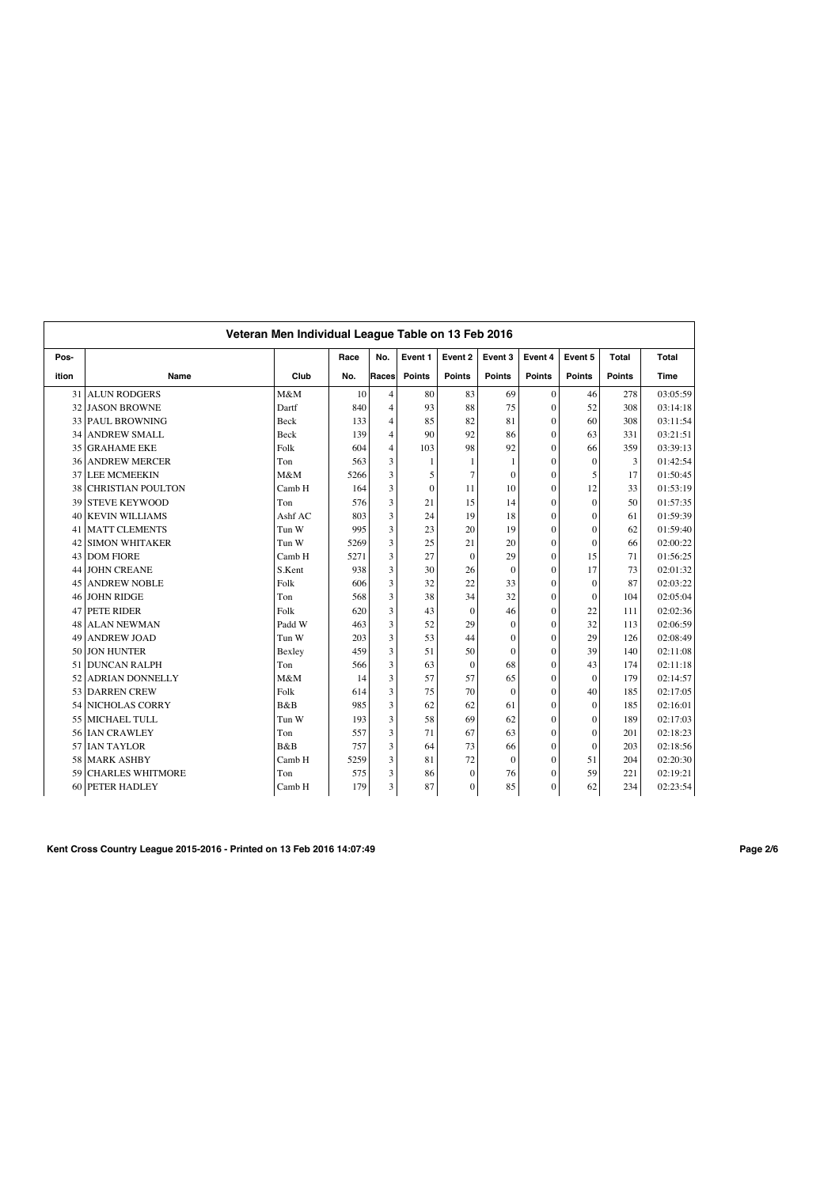## Veteran Men Individual League Table on 13 Feb 2016

| Pos-ition | Name | Club | Race No. | No. Races | Event 1 Points | Event 2 Points | Event 3 Points | Event 4 Points | Event 5 Points | Total Points | Total Time |
|---|---|---|---|---|---|---|---|---|---|---|---|
| 31 | ALUN RODGERS | M&M | 10 | 4 | 80 | 83 | 69 | 0 | 46 | 278 | 03:05:59 |
| 32 | JASON BROWNE | Dartf | 840 | 4 | 93 | 88 | 75 | 0 | 52 | 308 | 03:14:18 |
| 33 | PAUL BROWNING | Beck | 133 | 4 | 85 | 82 | 81 | 0 | 60 | 308 | 03:11:54 |
| 34 | ANDREW SMALL | Beck | 139 | 4 | 90 | 92 | 86 | 0 | 63 | 331 | 03:21:51 |
| 35 | GRAHAME EKE | Folk | 604 | 4 | 103 | 98 | 92 | 0 | 66 | 359 | 03:39:13 |
| 36 | ANDREW MERCER | Ton | 563 | 3 | 1 | 1 | 1 | 0 | 0 | 3 | 01:42:54 |
| 37 | LEE MCMEEKIN | M&M | 5266 | 3 | 5 | 7 | 0 | 0 | 5 | 17 | 01:50:45 |
| 38 | CHRISTIAN POULTON | Camb H | 164 | 3 | 0 | 11 | 10 | 0 | 12 | 33 | 01:53:19 |
| 39 | STEVE KEYWOOD | Ton | 576 | 3 | 21 | 15 | 14 | 0 | 0 | 50 | 01:57:35 |
| 40 | KEVIN WILLIAMS | Ashf AC | 803 | 3 | 24 | 19 | 18 | 0 | 0 | 61 | 01:59:39 |
| 41 | MATT CLEMENTS | Tun W | 995 | 3 | 23 | 20 | 19 | 0 | 0 | 62 | 01:59:40 |
| 42 | SIMON WHITAKER | Tun W | 5269 | 3 | 25 | 21 | 20 | 0 | 0 | 66 | 02:00:22 |
| 43 | DOM FIORE | Camb H | 5271 | 3 | 27 | 0 | 29 | 0 | 15 | 71 | 01:56:25 |
| 44 | JOHN CREANE | S.Kent | 938 | 3 | 30 | 26 | 0 | 0 | 17 | 73 | 02:01:32 |
| 45 | ANDREW NOBLE | Folk | 606 | 3 | 32 | 22 | 33 | 0 | 0 | 87 | 02:03:22 |
| 46 | JOHN RIDGE | Ton | 568 | 3 | 38 | 34 | 32 | 0 | 0 | 104 | 02:05:04 |
| 47 | PETE RIDER | Folk | 620 | 3 | 43 | 0 | 46 | 0 | 22 | 111 | 02:02:36 |
| 48 | ALAN NEWMAN | Padd W | 463 | 3 | 52 | 29 | 0 | 0 | 32 | 113 | 02:06:59 |
| 49 | ANDREW JOAD | Tun W | 203 | 3 | 53 | 44 | 0 | 0 | 29 | 126 | 02:08:49 |
| 50 | JON HUNTER | Bexley | 459 | 3 | 51 | 50 | 0 | 0 | 39 | 140 | 02:11:08 |
| 51 | DUNCAN RALPH | Ton | 566 | 3 | 63 | 0 | 68 | 0 | 43 | 174 | 02:11:18 |
| 52 | ADRIAN DONNELLY | M&M | 14 | 3 | 57 | 57 | 65 | 0 | 0 | 179 | 02:14:57 |
| 53 | DARREN CREW | Folk | 614 | 3 | 75 | 70 | 0 | 0 | 40 | 185 | 02:17:05 |
| 54 | NICHOLAS CORRY | B&B | 985 | 3 | 62 | 62 | 61 | 0 | 0 | 185 | 02:16:01 |
| 55 | MICHAEL TULL | Tun W | 193 | 3 | 58 | 69 | 62 | 0 | 0 | 189 | 02:17:03 |
| 56 | IAN CRAWLEY | Ton | 557 | 3 | 71 | 67 | 63 | 0 | 0 | 201 | 02:18:23 |
| 57 | IAN TAYLOR | B&B | 757 | 3 | 64 | 73 | 66 | 0 | 0 | 203 | 02:18:56 |
| 58 | MARK ASHBY | Camb H | 5259 | 3 | 81 | 72 | 0 | 0 | 51 | 204 | 02:20:30 |
| 59 | CHARLES WHITMORE | Ton | 575 | 3 | 86 | 0 | 76 | 0 | 59 | 221 | 02:19:21 |
| 60 | PETER HADLEY | Camb H | 179 | 3 | 87 | 0 | 85 | 0 | 62 | 234 | 02:23:54 |

**Kent Cross Country League 2015-2016 - Printed on 13 Feb 2016 14:07:49**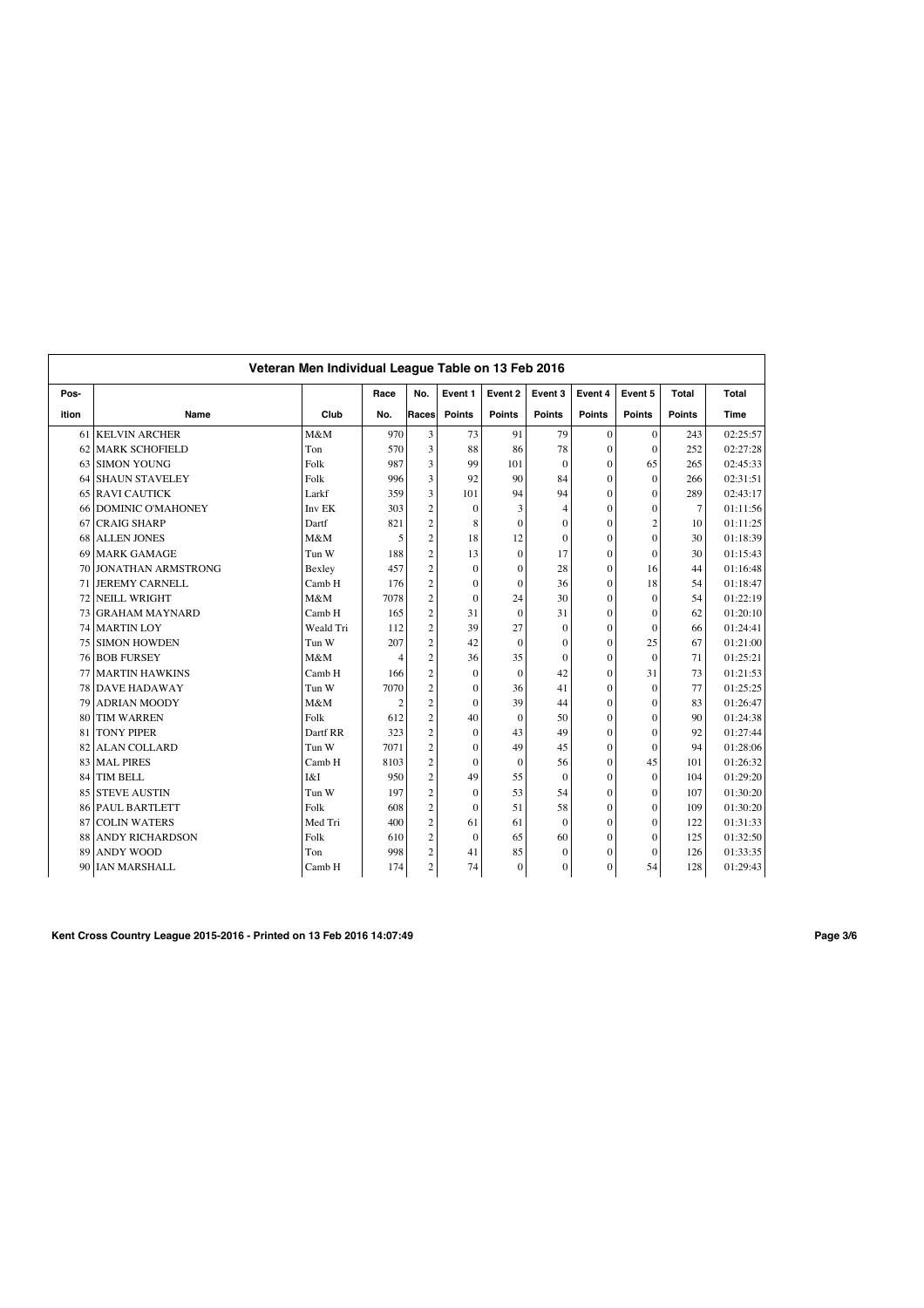## Veteran Men Individual League Table on 13 Feb 2016

| Pos-ition | Name | Club | Race No. | No. Races | Event 1 Points | Event 2 Points | Event 3 Points | Event 4 Points | Event 5 Points | Total Points | Total Time |
|---|---|---|---|---|---|---|---|---|---|---|---|
| 61 | KELVIN ARCHER | M&M | 970 | 3 | 73 | 91 | 79 | 0 | 0 | 243 | 02:25:57 |
| 62 | MARK SCHOFIELD | Ton | 570 | 3 | 88 | 86 | 78 | 0 | 0 | 252 | 02:27:28 |
| 63 | SIMON YOUNG | Folk | 987 | 3 | 99 | 101 | 0 | 0 | 65 | 265 | 02:45:33 |
| 64 | SHAUN STAVELEY | Folk | 996 | 3 | 92 | 90 | 84 | 0 | 0 | 266 | 02:31:51 |
| 65 | RAVI CAUTICK | Larkf | 359 | 3 | 101 | 94 | 94 | 0 | 0 | 289 | 02:43:17 |
| 66 | DOMINIC O'MAHONEY | Inv EK | 303 | 2 | 0 | 3 | 4 | 0 | 0 | 7 | 01:11:56 |
| 67 | CRAIG SHARP | Dartf | 821 | 2 | 8 | 0 | 0 | 0 | 2 | 10 | 01:11:25 |
| 68 | ALLEN JONES | M&M | 5 | 2 | 18 | 12 | 0 | 0 | 0 | 30 | 01:18:39 |
| 69 | MARK GAMAGE | Tun W | 188 | 2 | 13 | 0 | 17 | 0 | 0 | 30 | 01:15:43 |
| 70 | JONATHAN ARMSTRONG | Bexley | 457 | 2 | 0 | 0 | 28 | 0 | 16 | 44 | 01:16:48 |
| 71 | JEREMY CARNELL | Camb H | 176 | 2 | 0 | 0 | 36 | 0 | 18 | 54 | 01:18:47 |
| 72 | NEILL WRIGHT | M&M | 7078 | 2 | 0 | 24 | 30 | 0 | 0 | 54 | 01:22:19 |
| 73 | GRAHAM MAYNARD | Camb H | 165 | 2 | 31 | 0 | 31 | 0 | 0 | 62 | 01:20:10 |
| 74 | MARTIN LOY | Weald Tri | 112 | 2 | 39 | 27 | 0 | 0 | 0 | 66 | 01:24:41 |
| 75 | SIMON HOWDEN | Tun W | 207 | 2 | 42 | 0 | 0 | 0 | 25 | 67 | 01:21:00 |
| 76 | BOB FURSEY | M&M | 4 | 2 | 36 | 35 | 0 | 0 | 0 | 71 | 01:25:21 |
| 77 | MARTIN HAWKINS | Camb H | 166 | 2 | 0 | 0 | 42 | 0 | 31 | 73 | 01:21:53 |
| 78 | DAVE HADAWAY | Tun W | 7070 | 2 | 0 | 36 | 41 | 0 | 0 | 77 | 01:25:25 |
| 79 | ADRIAN MOODY | M&M | 2 | 2 | 0 | 39 | 44 | 0 | 0 | 83 | 01:26:47 |
| 80 | TIM WARREN | Folk | 612 | 2 | 40 | 0 | 50 | 0 | 0 | 90 | 01:24:38 |
| 81 | TONY PIPER | Dartf RR | 323 | 2 | 0 | 43 | 49 | 0 | 0 | 92 | 01:27:44 |
| 82 | ALAN COLLARD | Tun W | 7071 | 2 | 0 | 49 | 45 | 0 | 0 | 94 | 01:28:06 |
| 83 | MAL PIRES | Camb H | 8103 | 2 | 0 | 0 | 56 | 0 | 45 | 101 | 01:26:32 |
| 84 | TIM BELL | I&I | 950 | 2 | 49 | 55 | 0 | 0 | 0 | 104 | 01:29:20 |
| 85 | STEVE AUSTIN | Tun W | 197 | 2 | 0 | 53 | 54 | 0 | 0 | 107 | 01:30:20 |
| 86 | PAUL BARTLETT | Folk | 608 | 2 | 0 | 51 | 58 | 0 | 0 | 109 | 01:30:20 |
| 87 | COLIN WATERS | Med Tri | 400 | 2 | 61 | 61 | 0 | 0 | 0 | 122 | 01:31:33 |
| 88 | ANDY RICHARDSON | Folk | 610 | 2 | 0 | 65 | 60 | 0 | 0 | 125 | 01:32:50 |
| 89 | ANDY WOOD | Ton | 998 | 2 | 41 | 85 | 0 | 0 | 0 | 126 | 01:33:35 |
| 90 | IAN MARSHALL | Camb H | 174 | 2 | 74 | 0 | 0 | 0 | 54 | 128 | 01:29:43 |

**Kent Cross Country League 2015-2016 - Printed on 13 Feb 2016 14:07:49**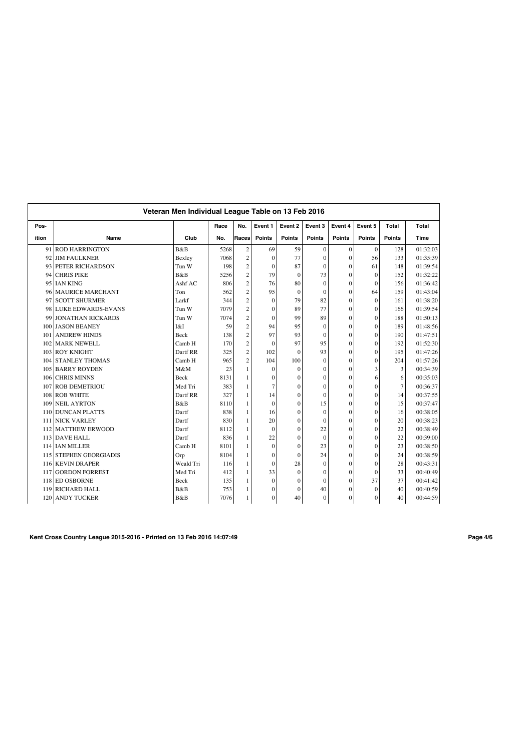## Veteran Men Individual League Table on 13 Feb 2016

| Pos-<br>ition | Name | Club | Race<br>No. | No.<br>Races | Event 1<br>Points | Event 2<br>Points | Event 3<br>Points | Event 4<br>Points | Event 5<br>Points | Total<br>Points | Total<br>Time |
|---|---|---|---|---|---|---|---|---|---|---|---|
| 91 | ROD HARRINGTON | B&B | 5268 | 2 | 69 | 59 | 0 | 0 | 0 | 128 | 01:32:03 |
| 92 | JIM FAULKNER | Bexley | 7068 | 2 | 0 | 77 | 0 | 0 | 56 | 133 | 01:35:39 |
| 93 | PETER RICHARDSON | Tun W | 198 | 2 | 0 | 87 | 0 | 0 | 61 | 148 | 01:39:54 |
| 94 | CHRIS PIKE | B&B | 5256 | 2 | 79 | 0 | 73 | 0 | 0 | 152 | 01:32:22 |
| 95 | IAN KING | Ashf AC | 806 | 2 | 76 | 80 | 0 | 0 | 0 | 156 | 01:36:42 |
| 96 | MAURICE MARCHANT | Ton | 562 | 2 | 95 | 0 | 0 | 0 | 64 | 159 | 01:43:04 |
| 97 | SCOTT SHURMER | Larkf | 344 | 2 | 0 | 79 | 82 | 0 | 0 | 161 | 01:38:20 |
| 98 | LUKE EDWARDS-EVANS | Tun W | 7079 | 2 | 0 | 89 | 77 | 0 | 0 | 166 | 01:39:54 |
| 99 | JONATHAN RICKARDS | Tun W | 7074 | 2 | 0 | 99 | 89 | 0 | 0 | 188 | 01:50:13 |
| 100 | JASON BEANEY | I&I | 59 | 2 | 94 | 95 | 0 | 0 | 0 | 189 | 01:48:56 |
| 101 | ANDREW HINDS | Beck | 138 | 2 | 97 | 93 | 0 | 0 | 0 | 190 | 01:47:51 |
| 102 | MARK NEWELL | Camb H | 170 | 2 | 0 | 97 | 95 | 0 | 0 | 192 | 01:52:30 |
| 103 | ROY KNIGHT | Dartf RR | 325 | 2 | 102 | 0 | 93 | 0 | 0 | 195 | 01:47:26 |
| 104 | STANLEY THOMAS | Camb H | 965 | 2 | 104 | 100 | 0 | 0 | 0 | 204 | 01:57:26 |
| 105 | BARRY ROYDEN | M&M | 23 | 1 | 0 | 0 | 0 | 0 | 3 | 3 | 00:34:39 |
| 106 | CHRIS MINNS | Beck | 8131 | 1 | 0 | 0 | 0 | 0 | 6 | 6 | 00:35:03 |
| 107 | ROB DEMETRIOU | Med Tri | 383 | 1 | 7 | 0 | 0 | 0 | 0 | 7 | 00:36:37 |
| 108 | ROB WHITE | Dartf RR | 327 | 1 | 14 | 0 | 0 | 0 | 0 | 14 | 00:37:55 |
| 109 | NEIL AYRTON | B&B | 8110 | 1 | 0 | 0 | 15 | 0 | 0 | 15 | 00:37:47 |
| 110 | DUNCAN PLATTS | Dartf | 838 | 1 | 16 | 0 | 0 | 0 | 0 | 16 | 00:38:05 |
| 111 | NICK VARLEY | Dartf | 830 | 1 | 20 | 0 | 0 | 0 | 0 | 20 | 00:38:23 |
| 112 | MATTHEW ERWOOD | Dartf | 8112 | 1 | 0 | 0 | 22 | 0 | 0 | 22 | 00:38:49 |
| 113 | DAVE HALL | Dartf | 836 | 1 | 22 | 0 | 0 | 0 | 0 | 22 | 00:39:00 |
| 114 | IAN MILLER | Camb H | 8101 | 1 | 0 | 0 | 23 | 0 | 0 | 23 | 00:38:50 |
| 115 | STEPHEN GEORGIADIS | Orp | 8104 | 1 | 0 | 0 | 24 | 0 | 0 | 24 | 00:38:59 |
| 116 | KEVIN DRAPER | Weald Tri | 116 | 1 | 0 | 28 | 0 | 0 | 0 | 28 | 00:43:31 |
| 117 | GORDON FORREST | Med Tri | 412 | 1 | 33 | 0 | 0 | 0 | 0 | 33 | 00:40:49 |
| 118 | ED OSBORNE | Beck | 135 | 1 | 0 | 0 | 0 | 0 | 37 | 37 | 00:41:42 |
| 119 | RICHARD HALL | B&B | 753 | 1 | 0 | 0 | 40 | 0 | 0 | 40 | 00:40:59 |
| 120 | ANDY TUCKER | B&B | 7076 | 1 | 0 | 40 | 0 | 0 | 0 | 40 | 00:44:59 |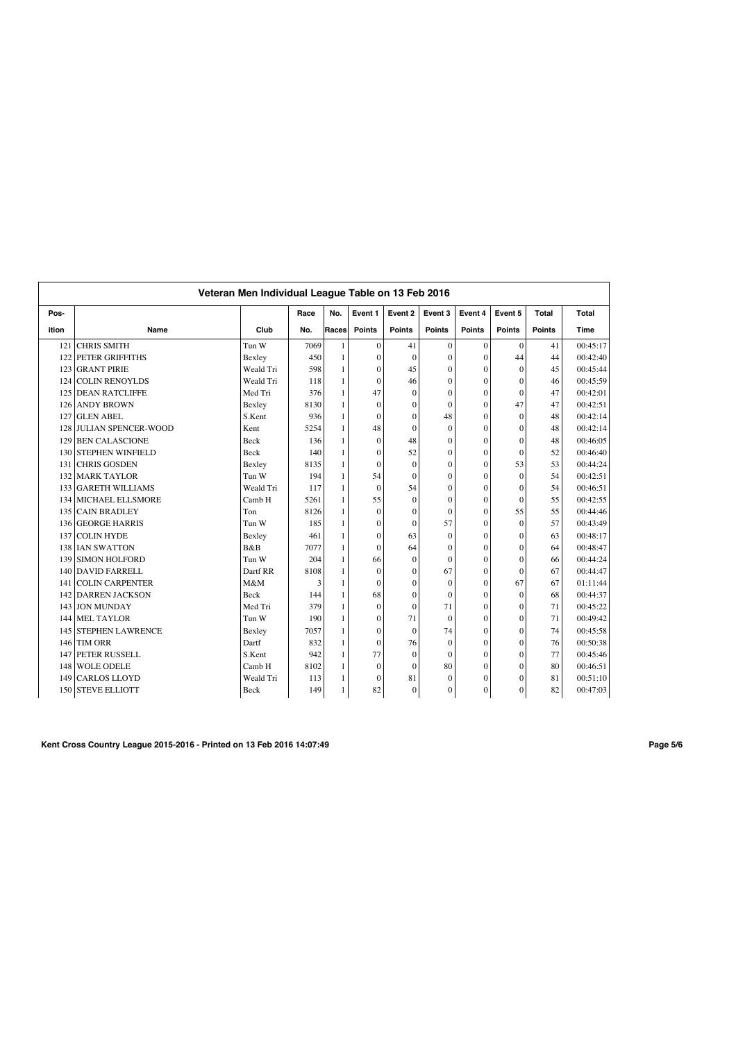## Veteran Men Individual League Table on 13 Feb 2016

| Pos-ition | Name | Club | Race No. | No. Races | Event 1 Points | Event 2 Points | Event 3 Points | Event 4 Points | Event 5 Points | Total Points | Total Time |
|---|---|---|---|---|---|---|---|---|---|---|---|
| 121 | CHRIS SMITH | Tun W | 7069 | 1 | 0 | 41 | 0 | 0 | 0 | 41 | 00:45:17 |
| 122 | PETER GRIFFITHS | Bexley | 450 | 1 | 0 | 0 | 0 | 0 | 44 | 44 | 00:42:40 |
| 123 | GRANT PIRIE | Weald Tri | 598 | 1 | 0 | 45 | 0 | 0 | 0 | 45 | 00:45:44 |
| 124 | COLIN RENOYLDS | Weald Tri | 118 | 1 | 0 | 46 | 0 | 0 | 0 | 46 | 00:45:59 |
| 125 | DEAN RATCLIFFE | Med Tri | 376 | 1 | 47 | 0 | 0 | 0 | 0 | 47 | 00:42:01 |
| 126 | ANDY BROWN | Bexley | 8130 | 1 | 0 | 0 | 0 | 0 | 47 | 47 | 00:42:51 |
| 127 | GLEN ABEL | S.Kent | 936 | 1 | 0 | 0 | 48 | 0 | 0 | 48 | 00:42:14 |
| 128 | JULIAN SPENCER-WOOD | Kent | 5254 | 1 | 48 | 0 | 0 | 0 | 0 | 48 | 00:42:14 |
| 129 | BEN CALASCIONE | Beck | 136 | 1 | 0 | 48 | 0 | 0 | 0 | 48 | 00:46:05 |
| 130 | STEPHEN WINFIELD | Beck | 140 | 1 | 0 | 52 | 0 | 0 | 0 | 52 | 00:46:40 |
| 131 | CHRIS GOSDEN | Bexley | 8135 | 1 | 0 | 0 | 0 | 0 | 53 | 53 | 00:44:24 |
| 132 | MARK TAYLOR | Tun W | 194 | 1 | 54 | 0 | 0 | 0 | 0 | 54 | 00:42:51 |
| 133 | GARETH WILLIAMS | Weald Tri | 117 | 1 | 0 | 54 | 0 | 0 | 0 | 54 | 00:46:51 |
| 134 | MICHAEL ELLSMORE | Camb H | 5261 | 1 | 55 | 0 | 0 | 0 | 0 | 55 | 00:42:55 |
| 135 | CAIN BRADLEY | Ton | 8126 | 1 | 0 | 0 | 0 | 0 | 55 | 55 | 00:44:46 |
| 136 | GEORGE HARRIS | Tun W | 185 | 1 | 0 | 0 | 57 | 0 | 0 | 57 | 00:43:49 |
| 137 | COLIN HYDE | Bexley | 461 | 1 | 0 | 63 | 0 | 0 | 0 | 63 | 00:48:17 |
| 138 | IAN SWATTON | B&B | 7077 | 1 | 0 | 64 | 0 | 0 | 0 | 64 | 00:48:47 |
| 139 | SIMON HOLFORD | Tun W | 204 | 1 | 66 | 0 | 0 | 0 | 0 | 66 | 00:44:24 |
| 140 | DAVID FARRELL | Dartf RR | 8108 | 1 | 0 | 0 | 67 | 0 | 0 | 67 | 00:44:47 |
| 141 | COLIN CARPENTER | M&M | 3 | 1 | 0 | 0 | 0 | 0 | 67 | 67 | 01:11:44 |
| 142 | DARREN JACKSON | Beck | 144 | 1 | 68 | 0 | 0 | 0 | 0 | 68 | 00:44:37 |
| 143 | JON MUNDAY | Med Tri | 379 | 1 | 0 | 0 | 71 | 0 | 0 | 71 | 00:45:22 |
| 144 | MEL TAYLOR | Tun W | 190 | 1 | 0 | 71 | 0 | 0 | 0 | 71 | 00:49:42 |
| 145 | STEPHEN LAWRENCE | Bexley | 7057 | 1 | 0 | 0 | 74 | 0 | 0 | 74 | 00:45:58 |
| 146 | TIM ORR | Dartf | 832 | 1 | 0 | 76 | 0 | 0 | 0 | 76 | 00:50:38 |
| 147 | PETER RUSSELL | S.Kent | 942 | 1 | 77 | 0 | 0 | 0 | 0 | 77 | 00:45:46 |
| 148 | WOLE ODELE | Camb H | 8102 | 1 | 0 | 0 | 80 | 0 | 0 | 80 | 00:46:51 |
| 149 | CARLOS LLOYD | Weald Tri | 113 | 1 | 0 | 81 | 0 | 0 | 0 | 81 | 00:51:10 |
| 150 | STEVE ELLIOTT | Beck | 149 | 1 | 82 | 0 | 0 | 0 | 0 | 82 | 00:47:03 |

**Kent Cross Country League 2015-2016 - Printed on 13 Feb 2016 14:07:49**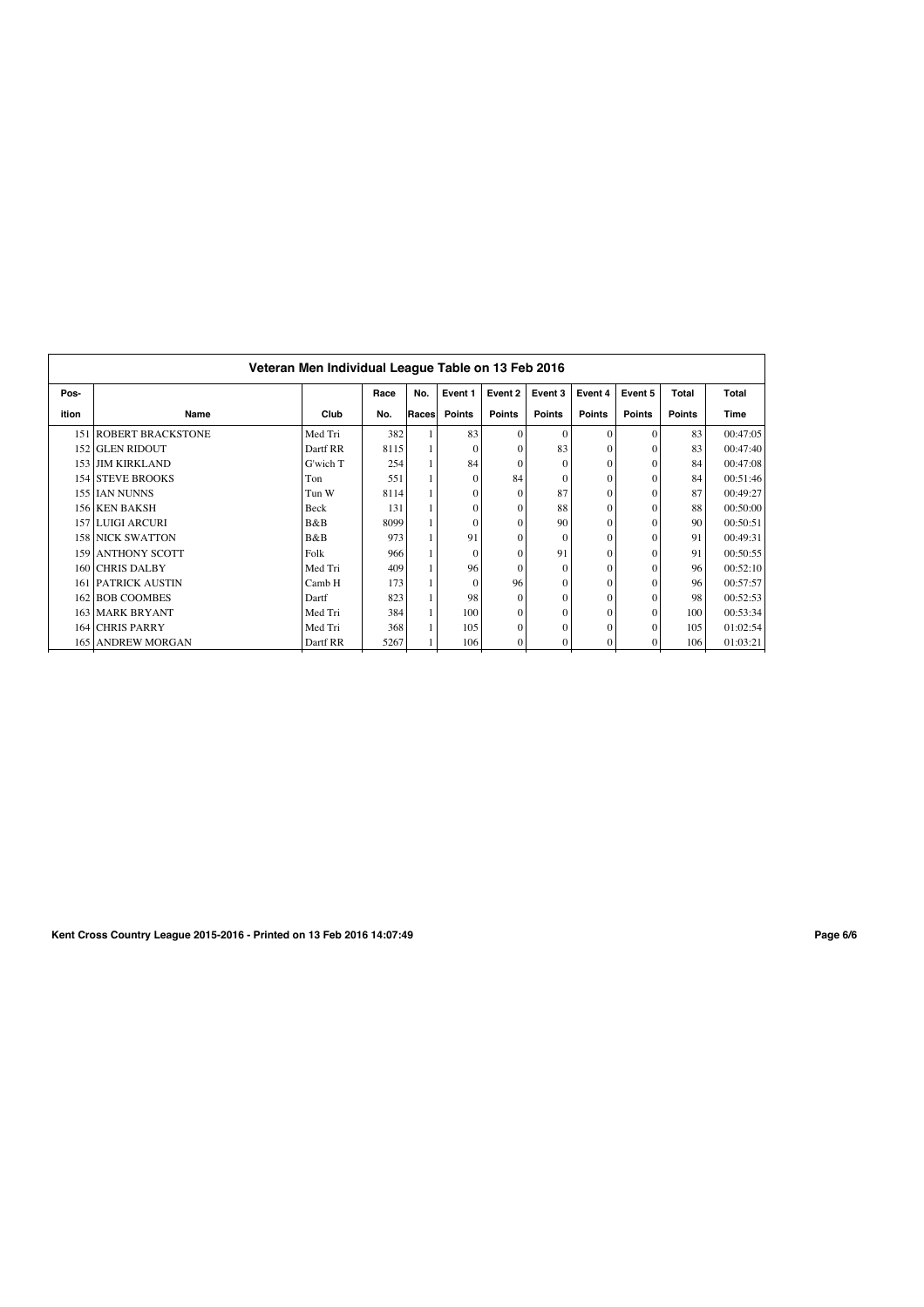## Veteran Men Individual League Table on 13 Feb 2016

| Pos-<br>ition | Name | Club | Race<br>No. | No.<br>Races | Event 1<br>Points | Event 2<br>Points | Event 3<br>Points | Event 4<br>Points | Event 5<br>Points | Total<br>Points | Total<br>Time |
|---|---|---|---|---|---|---|---|---|---|---|---|
| 151 | ROBERT BRACKSTONE | Med Tri | 382 | 1 | 83 | 0 | 0 | 0 | 0 | 83 | 00:47:05 |
| 152 | GLEN RIDOUT | Dartf RR | 8115 | 1 | 0 | 0 | 83 | 0 | 0 | 83 | 00:47:40 |
| 153 | JIM KIRKLAND | G'wich T | 254 | 1 | 84 | 0 | 0 | 0 | 0 | 84 | 00:47:08 |
| 154 | STEVE BROOKS | Ton | 551 | 1 | 0 | 84 | 0 | 0 | 0 | 84 | 00:51:46 |
| 155 | IAN NUNNS | Tun W | 8114 | 1 | 0 | 0 | 87 | 0 | 0 | 87 | 00:49:27 |
| 156 | KEN BAKSH | Beck | 131 | 1 | 0 | 0 | 88 | 0 | 0 | 88 | 00:50:00 |
| 157 | LUIGI ARCURI | B&B | 8099 | 1 | 0 | 0 | 90 | 0 | 0 | 90 | 00:50:51 |
| 158 | NICK SWATTON | B&B | 973 | 1 | 91 | 0 | 0 | 0 | 0 | 91 | 00:49:31 |
| 159 | ANTHONY SCOTT | Folk | 966 | 1 | 0 | 0 | 91 | 0 | 0 | 91 | 00:50:55 |
| 160 | CHRIS DALBY | Med Tri | 409 | 1 | 96 | 0 | 0 | 0 | 0 | 96 | 00:52:10 |
| 161 | PATRICK AUSTIN | Camb H | 173 | 1 | 0 | 96 | 0 | 0 | 0 | 96 | 00:57:57 |
| 162 | BOB COOMBES | Dartf | 823 | 1 | 98 | 0 | 0 | 0 | 0 | 98 | 00:52:53 |
| 163 | MARK BRYANT | Med Tri | 384 | 1 | 100 | 0 | 0 | 0 | 0 | 100 | 00:53:34 |
| 164 | CHRIS PARRY | Med Tri | 368 | 1 | 105 | 0 | 0 | 0 | 0 | 105 | 01:02:54 |
| 165 | ANDREW MORGAN | Dartf RR | 5267 | 1 | 106 | 0 | 0 | 0 | 0 | 106 | 01:03:21 |

**Kent Cross Country League 2015-2016 - Printed on 13 Feb 2016 14:07:49**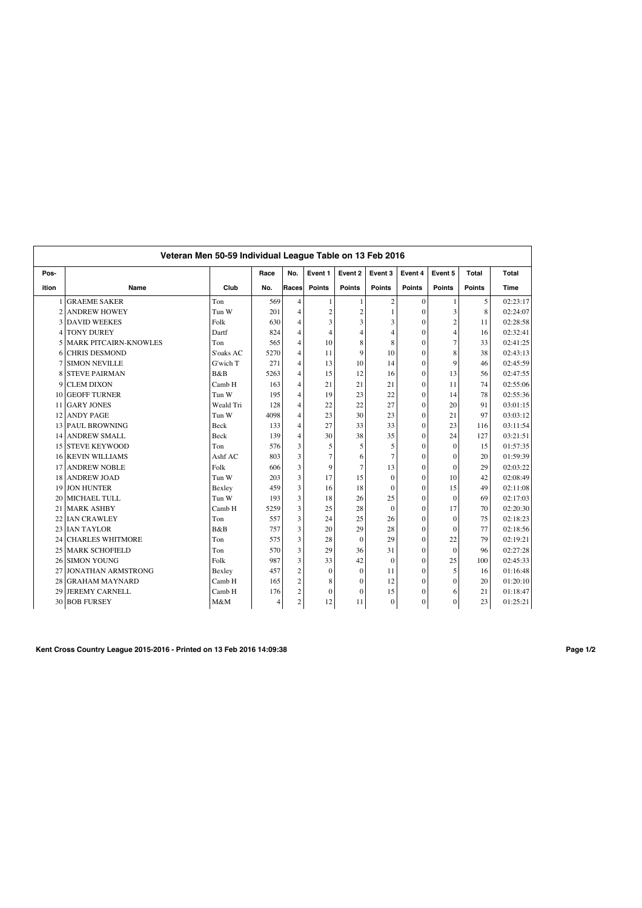## Veteran Men 50-59 Individual League Table on 13 Feb 2016

| Pos-ition | Name | Club | Race No. | No. Races | Event 1 Points | Event 2 Points | Event 3 Points | Event 4 Points | Event 5 Points | Total Points | Total Time |
|---|---|---|---|---|---|---|---|---|---|---|---|
| 1 | GRAEME SAKER | Ton | 569 | 4 | 1 | 1 | 2 | 0 | 1 | 5 | 02:23:17 |
| 2 | ANDREW HOWEY | Tun W | 201 | 4 | 2 | 2 | 1 | 0 | 3 | 8 | 02:24:07 |
| 3 | DAVID WEEKES | Folk | 630 | 4 | 3 | 3 | 3 | 0 | 2 | 11 | 02:28:58 |
| 4 | TONY DUREY | Dartf | 824 | 4 | 4 | 4 | 4 | 0 | 4 | 16 | 02:32:41 |
| 5 | MARK PITCAIRN-KNOWLES | Ton | 565 | 4 | 10 | 8 | 8 | 0 | 7 | 33 | 02:41:25 |
| 6 | CHRIS DESMOND | S'oaks AC | 5270 | 4 | 11 | 9 | 10 | 0 | 8 | 38 | 02:43:13 |
| 7 | SIMON NEVILLE | G'wich T | 271 | 4 | 13 | 10 | 14 | 0 | 9 | 46 | 02:45:59 |
| 8 | STEVE PAIRMAN | B&B | 5263 | 4 | 15 | 12 | 16 | 0 | 13 | 56 | 02:47:55 |
| 9 | CLEM DIXON | Camb H | 163 | 4 | 21 | 21 | 21 | 0 | 11 | 74 | 02:55:06 |
| 10 | GEOFF TURNER | Tun W | 195 | 4 | 19 | 23 | 22 | 0 | 14 | 78 | 02:55:36 |
| 11 | GARY JONES | Weald Tri | 128 | 4 | 22 | 22 | 27 | 0 | 20 | 91 | 03:01:15 |
| 12 | ANDY PAGE | Tun W | 4098 | 4 | 23 | 30 | 23 | 0 | 21 | 97 | 03:03:12 |
| 13 | PAUL BROWNING | Beck | 133 | 4 | 27 | 33 | 33 | 0 | 23 | 116 | 03:11:54 |
| 14 | ANDREW SMALL | Beck | 139 | 4 | 30 | 38 | 35 | 0 | 24 | 127 | 03:21:51 |
| 15 | STEVE KEYWOOD | Ton | 576 | 3 | 5 | 5 | 5 | 0 | 0 | 15 | 01:57:35 |
| 16 | KEVIN WILLIAMS | Ashf AC | 803 | 3 | 7 | 6 | 7 | 0 | 0 | 20 | 01:59:39 |
| 17 | ANDREW NOBLE | Folk | 606 | 3 | 9 | 7 | 13 | 0 | 0 | 29 | 02:03:22 |
| 18 | ANDREW JOAD | Tun W | 203 | 3 | 17 | 15 | 0 | 0 | 10 | 42 | 02:08:49 |
| 19 | JON HUNTER | Bexley | 459 | 3 | 16 | 18 | 0 | 0 | 15 | 49 | 02:11:08 |
| 20 | MICHAEL TULL | Tun W | 193 | 3 | 18 | 26 | 25 | 0 | 0 | 69 | 02:17:03 |
| 21 | MARK ASHBY | Camb H | 5259 | 3 | 25 | 28 | 0 | 0 | 17 | 70 | 02:20:30 |
| 22 | IAN CRAWLEY | Ton | 557 | 3 | 24 | 25 | 26 | 0 | 0 | 75 | 02:18:23 |
| 23 | IAN TAYLOR | B&B | 757 | 3 | 20 | 29 | 28 | 0 | 0 | 77 | 02:18:56 |
| 24 | CHARLES WHITMORE | Ton | 575 | 3 | 28 | 0 | 29 | 0 | 22 | 79 | 02:19:21 |
| 25 | MARK SCHOFIELD | Ton | 570 | 3 | 29 | 36 | 31 | 0 | 0 | 96 | 02:27:28 |
| 26 | SIMON YOUNG | Folk | 987 | 3 | 33 | 42 | 0 | 0 | 25 | 100 | 02:45:33 |
| 27 | JONATHAN ARMSTRONG | Bexley | 457 | 2 | 0 | 0 | 11 | 0 | 5 | 16 | 01:16:48 |
| 28 | GRAHAM MAYNARD | Camb H | 165 | 2 | 8 | 0 | 12 | 0 | 0 | 20 | 01:20:10 |
| 29 | JEREMY CARNELL | Camb H | 176 | 2 | 0 | 0 | 15 | 0 | 6 | 21 | 01:18:47 |
| 30 | BOB FURSEY | M&M | 4 | 2 | 12 | 11 | 0 | 0 | 0 | 23 | 01:25:21 |

**Kent Cross Country League 2015-2016 - Printed on 13 Feb 2016 14:09:38**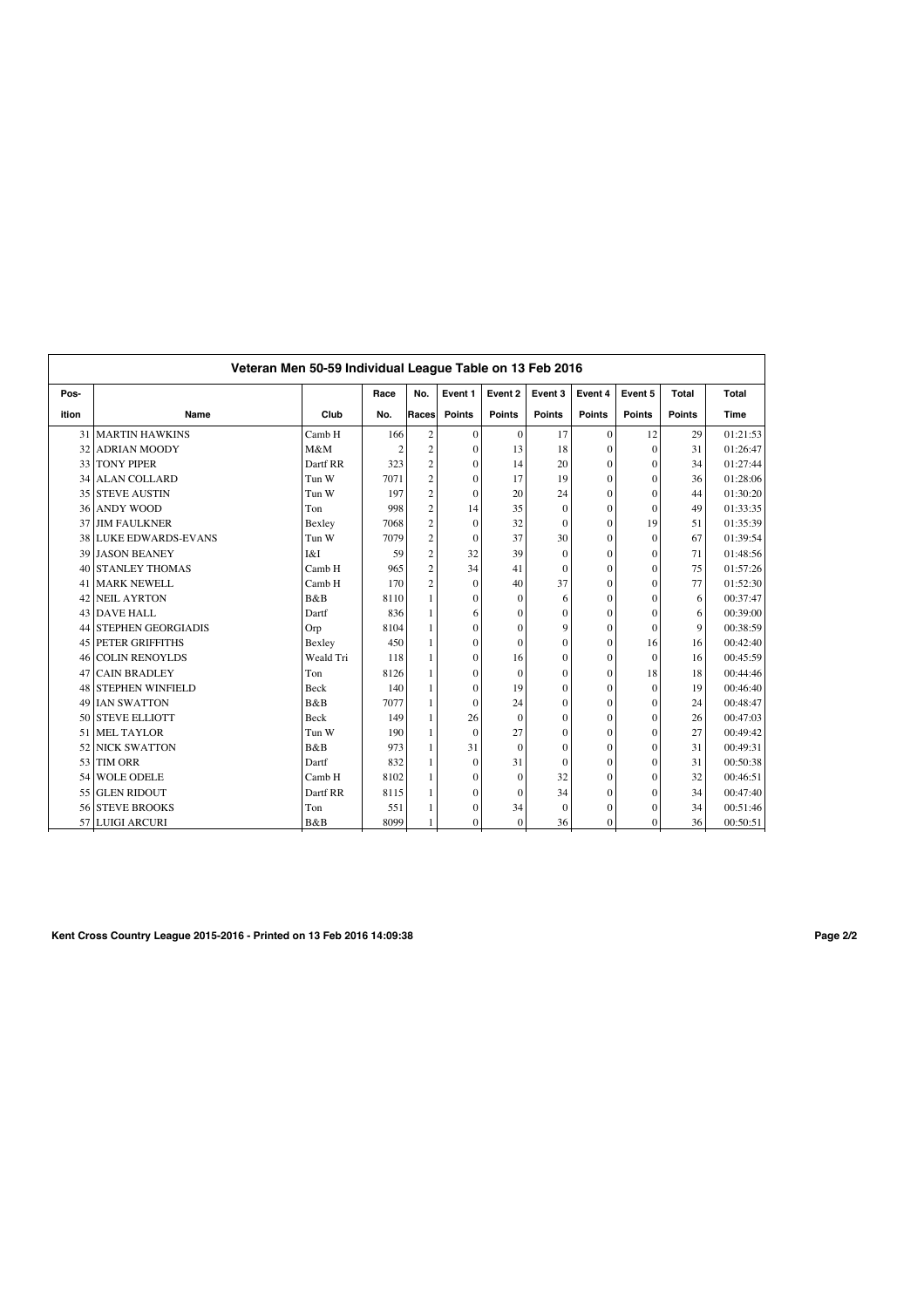| Veteran Men 50-59 Individual League Table on 13 Feb 2016 | | | | | | | | | | | | |
|---|---|---|---|---|---|---|---|---|---|---|---|---|
| Pos-ition | Name | Club | Race No. | No. Races | Event 1 Points | Event 2 Points | Event 3 Points | Event 4 Points | Event 5 Points | Total Points | Total Time |
| 31 | MARTIN HAWKINS | Camb H | 166 | 2 | 0 | 0 | 17 | 0 | 12 | 29 | 01:21:53 |
| 32 | ADRIAN MOODY | M&M | 2 | 2 | 0 | 13 | 18 | 0 | 0 | 31 | 01:26:47 |
| 33 | TONY PIPER | Dartf RR | 323 | 2 | 0 | 14 | 20 | 0 | 0 | 34 | 01:27:44 |
| 34 | ALAN COLLARD | Tun W | 7071 | 2 | 0 | 17 | 19 | 0 | 0 | 36 | 01:28:06 |
| 35 | STEVE AUSTIN | Tun W | 197 | 2 | 0 | 20 | 24 | 0 | 0 | 44 | 01:30:20 |
| 36 | ANDY WOOD | Ton | 998 | 2 | 14 | 35 | 0 | 0 | 0 | 49 | 01:33:35 |
| 37 | JIM FAULKNER | Bexley | 7068 | 2 | 0 | 32 | 0 | 0 | 19 | 51 | 01:35:39 |
| 38 | LUKE EDWARDS-EVANS | Tun W | 7079 | 2 | 0 | 37 | 30 | 0 | 0 | 67 | 01:39:54 |
| 39 | JASON BEANEY | I&I | 59 | 2 | 32 | 39 | 0 | 0 | 0 | 71 | 01:48:56 |
| 40 | STANLEY THOMAS | Camb H | 965 | 2 | 34 | 41 | 0 | 0 | 0 | 75 | 01:57:26 |
| 41 | MARK NEWELL | Camb H | 170 | 2 | 0 | 40 | 37 | 0 | 0 | 77 | 01:52:30 |
| 42 | NEIL AYRTON | B&B | 8110 | 1 | 0 | 0 | 6 | 0 | 0 | 6 | 00:37:47 |
| 43 | DAVE HALL | Dartf | 836 | 1 | 6 | 0 | 0 | 0 | 0 | 6 | 00:39:00 |
| 44 | STEPHEN GEORGIADIS | Orp | 8104 | 1 | 0 | 0 | 9 | 0 | 0 | 9 | 00:38:59 |
| 45 | PETER GRIFFITHS | Bexley | 450 | 1 | 0 | 0 | 0 | 0 | 16 | 16 | 00:42:40 |
| 46 | COLIN RENOYLDS | Weald Tri | 118 | 1 | 0 | 16 | 0 | 0 | 0 | 16 | 00:45:59 |
| 47 | CAIN BRADLEY | Ton | 8126 | 1 | 0 | 0 | 0 | 0 | 18 | 18 | 00:44:46 |
| 48 | STEPHEN WINFIELD | Beck | 140 | 1 | 0 | 19 | 0 | 0 | 0 | 19 | 00:46:40 |
| 49 | IAN SWATTON | B&B | 7077 | 1 | 0 | 24 | 0 | 0 | 0 | 24 | 00:48:47 |
| 50 | STEVE ELLIOTT | Beck | 149 | 1 | 26 | 0 | 0 | 0 | 0 | 26 | 00:47:03 |
| 51 | MEL TAYLOR | Tun W | 190 | 1 | 0 | 27 | 0 | 0 | 0 | 27 | 00:49:42 |
| 52 | NICK SWATTON | B&B | 973 | 1 | 31 | 0 | 0 | 0 | 0 | 31 | 00:49:31 |
| 53 | TIM ORR | Dartf | 832 | 1 | 0 | 31 | 0 | 0 | 0 | 31 | 00:50:38 |
| 54 | WOLE ODELE | Camb H | 8102 | 1 | 0 | 0 | 32 | 0 | 0 | 32 | 00:46:51 |
| 55 | GLEN RIDOUT | Dartf RR | 8115 | 1 | 0 | 0 | 34 | 0 | 0 | 34 | 00:47:40 |
| 56 | STEVE BROOKS | Ton | 551 | 1 | 0 | 34 | 0 | 0 | 0 | 34 | 00:51:46 |
| 57 | LUIGI ARCURI | B&B | 8099 | 1 | 0 | 0 | 36 | 0 | 0 | 36 | 00:50:51 |

**Kent Cross Country League 2015-2016 - Printed on 13 Feb 2016 14:09:38**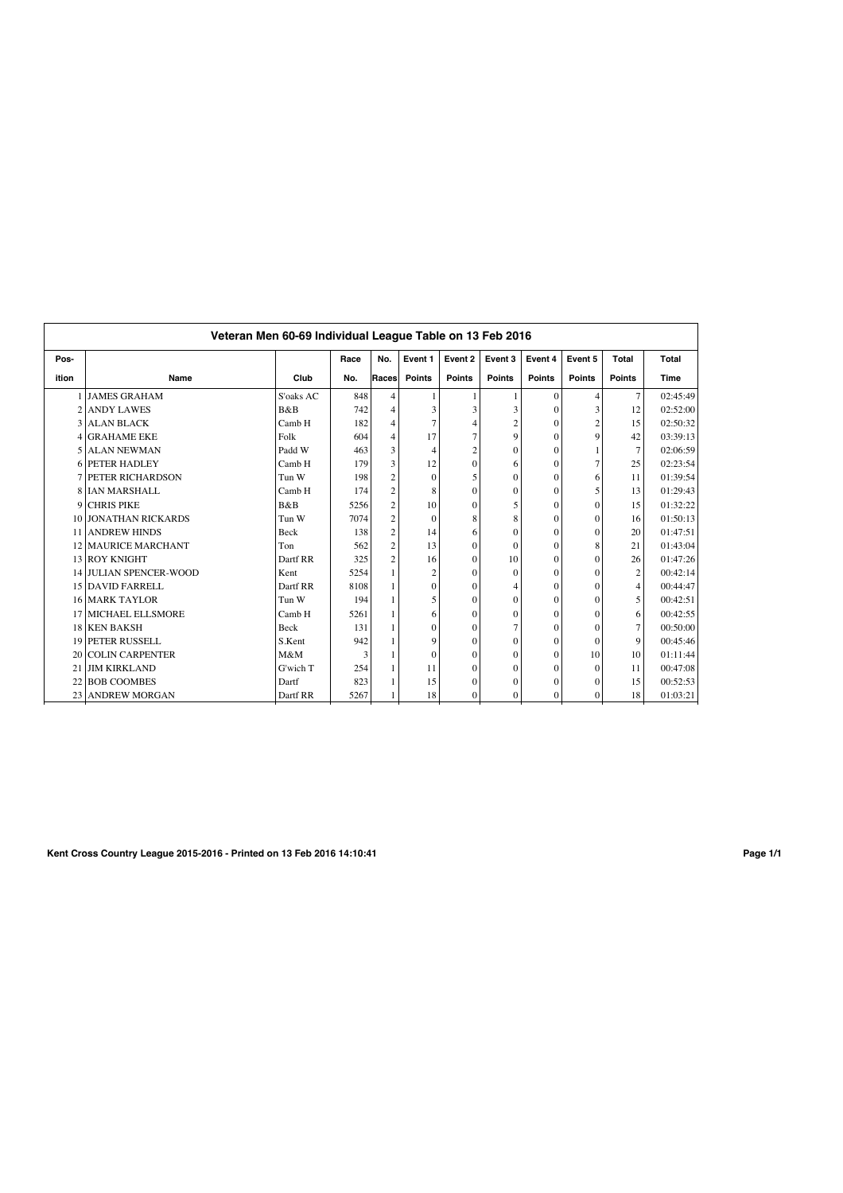## Veteran Men 60-69 Individual League Table on 13 Feb 2016

| Pos-<br>ition | Name | Club | Race<br>No. | No.<br>Races | Event 1<br>Points | Event 2<br>Points | Event 3<br>Points | Event 4<br>Points | Event 5<br>Points | Total<br>Points | Total<br>Time |
|---|---|---|---|---|---|---|---|---|---|---|---|
| 1 | JAMES GRAHAM | S'oaks AC | 848 | 4 | 1 | 1 | 1 | 0 | 4 | 7 | 02:45:49 |
| 2 | ANDY LAWES | B&B | 742 | 4 | 3 | 3 | 3 | 0 | 3 | 12 | 02:52:00 |
| 3 | ALAN BLACK | Camb H | 182 | 4 | 7 | 4 | 2 | 0 | 2 | 15 | 02:50:32 |
| 4 | GRAHAME EKE | Folk | 604 | 4 | 17 | 7 | 9 | 0 | 9 | 42 | 03:39:13 |
| 5 | ALAN NEWMAN | Padd W | 463 | 3 | 4 | 2 | 0 | 0 | 1 | 7 | 02:06:59 |
| 6 | PETER HADLEY | Camb H | 179 | 3 | 12 | 0 | 6 | 0 | 7 | 25 | 02:23:54 |
| 7 | PETER RICHARDSON | Tun W | 198 | 2 | 0 | 5 | 0 | 0 | 6 | 11 | 01:39:54 |
| 8 | IAN MARSHALL | Camb H | 174 | 2 | 8 | 0 | 0 | 0 | 5 | 13 | 01:29:43 |
| 9 | CHRIS PIKE | B&B | 5256 | 2 | 10 | 0 | 5 | 0 | 0 | 15 | 01:32:22 |
| 10 | JONATHAN RICKARDS | Tun W | 7074 | 2 | 0 | 8 | 8 | 0 | 0 | 16 | 01:50:13 |
| 11 | ANDREW HINDS | Beck | 138 | 2 | 14 | 6 | 0 | 0 | 0 | 20 | 01:47:51 |
| 12 | MAURICE MARCHANT | Ton | 562 | 2 | 13 | 0 | 0 | 0 | 8 | 21 | 01:43:04 |
| 13 | ROY KNIGHT | Dartf RR | 325 | 2 | 16 | 0 | 10 | 0 | 0 | 26 | 01:47:26 |
| 14 | JULIAN SPENCER-WOOD | Kent | 5254 | 1 | 2 | 0 | 0 | 0 | 0 | 2 | 00:42:14 |
| 15 | DAVID FARRELL | Dartf RR | 8108 | 1 | 0 | 0 | 4 | 0 | 0 | 4 | 00:44:47 |
| 16 | MARK TAYLOR | Tun W | 194 | 1 | 5 | 0 | 0 | 0 | 0 | 5 | 00:42:51 |
| 17 | MICHAEL ELLSMORE | Camb H | 5261 | 1 | 6 | 0 | 0 | 0 | 0 | 6 | 00:42:55 |
| 18 | KEN BAKSH | Beck | 131 | 1 | 0 | 0 | 7 | 0 | 0 | 7 | 00:50:00 |
| 19 | PETER RUSSELL | S.Kent | 942 | 1 | 9 | 0 | 0 | 0 | 0 | 9 | 00:45:46 |
| 20 | COLIN CARPENTER | M&M | 3 | 1 | 0 | 0 | 0 | 0 | 10 | 10 | 01:11:44 |
| 21 | JIM KIRKLAND | G'wich T | 254 | 1 | 11 | 0 | 0 | 0 | 0 | 11 | 00:47:08 |
| 22 | BOB COOMBES | Dartf | 823 | 1 | 15 | 0 | 0 | 0 | 0 | 15 | 00:52:53 |
| 23 | ANDREW MORGAN | Dartf RR | 5267 | 1 | 18 | 0 | 0 | 0 | 0 | 18 | 01:03:21 |

**Kent Cross Country League 2015-2016 - Printed on 13 Feb 2016 14:10:41**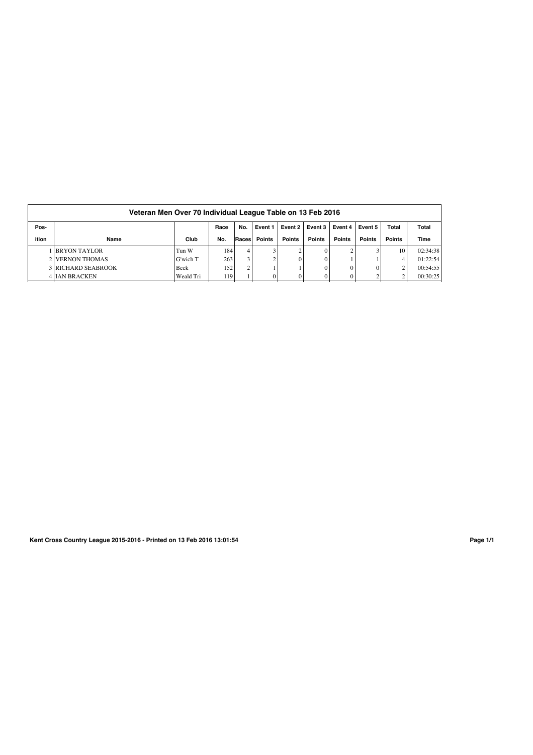## Veteran Men Over 70 Individual League Table on 13 Feb 2016

| Pos-ition | Name | Club | Race No. | No. Races | Event 1 Points | Event 2 Points | Event 3 Points | Event 4 Points | Event 5 Points | Total Points | Total Time |
|---|---|---|---|---|---|---|---|---|---|---|---|
| 1 | BRYON TAYLOR | Tun W | 184 | 4 | 3 | 2 | 0 | 2 | 3 | 10 | 02:34:38 |
| 2 | VERNON THOMAS | G'wich T | 263 | 3 | 2 | 0 | 0 | 1 | 1 | 4 | 01:22:54 |
| 3 | RICHARD SEABROOK | Beck | 152 | 2 | 1 | 1 | 0 | 0 | 0 | 2 | 00:54:55 |
| 4 | IAN BRACKEN | Weald Tri | 119 | 1 | 0 | 0 | 0 | 0 | 2 | 2 | 00:30:25 |

Kent Cross Country League 2015-2016 - Printed on 13 Feb 2016 13:01:54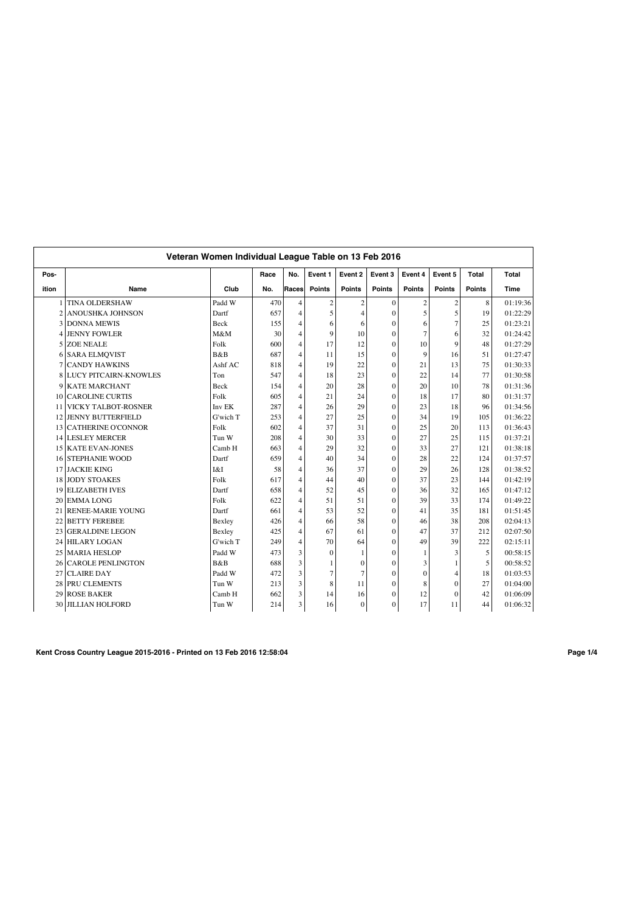## Veteran Women Individual League Table on 13 Feb 2016

| Pos-ition | Name | Club | Race No. | No. Races | Event 1 Points | Event 2 Points | Event 3 Points | Event 4 Points | Event 5 Points | Total Points | Total Time |
|---|---|---|---|---|---|---|---|---|---|---|---|
| 1 | TINA OLDERSHAW | Padd W | 470 | 4 | 2 | 2 | 0 | 2 | 2 | 8 | 01:19:36 |
| 2 | ANOUSHKA JOHNSON | Dartf | 657 | 4 | 5 | 4 | 0 | 5 | 5 | 19 | 01:22:29 |
| 3 | DONNA MEWIS | Beck | 155 | 4 | 6 | 6 | 0 | 6 | 7 | 25 | 01:23:21 |
| 4 | JENNY FOWLER | M&M | 30 | 4 | 9 | 10 | 0 | 7 | 6 | 32 | 01:24:42 |
| 5 | ZOE NEALE | Folk | 600 | 4 | 17 | 12 | 0 | 10 | 9 | 48 | 01:27:29 |
| 6 | SARA ELMQVIST | B&B | 687 | 4 | 11 | 15 | 0 | 9 | 16 | 51 | 01:27:47 |
| 7 | CANDY HAWKINS | Ashf AC | 818 | 4 | 19 | 22 | 0 | 21 | 13 | 75 | 01:30:33 |
| 8 | LUCY PITCAIRN-KNOWLES | Ton | 547 | 4 | 18 | 23 | 0 | 22 | 14 | 77 | 01:30:58 |
| 9 | KATE MARCHANT | Beck | 154 | 4 | 20 | 28 | 0 | 20 | 10 | 78 | 01:31:36 |
| 10 | CAROLINE CURTIS | Folk | 605 | 4 | 21 | 24 | 0 | 18 | 17 | 80 | 01:31:37 |
| 11 | VICKY TALBOT-ROSNER | Inv EK | 287 | 4 | 26 | 29 | 0 | 23 | 18 | 96 | 01:34:56 |
| 12 | JENNY BUTTERFIELD | G'wich T | 253 | 4 | 27 | 25 | 0 | 34 | 19 | 105 | 01:36:22 |
| 13 | CATHERINE O'CONNOR | Folk | 602 | 4 | 37 | 31 | 0 | 25 | 20 | 113 | 01:36:43 |
| 14 | LESLEY MERCER | Tun W | 208 | 4 | 30 | 33 | 0 | 27 | 25 | 115 | 01:37:21 |
| 15 | KATE EVAN-JONES | Camb H | 663 | 4 | 29 | 32 | 0 | 33 | 27 | 121 | 01:38:18 |
| 16 | STEPHANIE WOOD | Dartf | 659 | 4 | 40 | 34 | 0 | 28 | 22 | 124 | 01:37:57 |
| 17 | JACKIE KING | I&I | 58 | 4 | 36 | 37 | 0 | 29 | 26 | 128 | 01:38:52 |
| 18 | JODY STOAKES | Folk | 617 | 4 | 44 | 40 | 0 | 37 | 23 | 144 | 01:42:19 |
| 19 | ELIZABETH IVES | Dartf | 658 | 4 | 52 | 45 | 0 | 36 | 32 | 165 | 01:47:12 |
| 20 | EMMA LONG | Folk | 622 | 4 | 51 | 51 | 0 | 39 | 33 | 174 | 01:49:22 |
| 21 | RENEE-MARIE YOUNG | Dartf | 661 | 4 | 53 | 52 | 0 | 41 | 35 | 181 | 01:51:45 |
| 22 | BETTY FEREBEE | Bexley | 426 | 4 | 66 | 58 | 0 | 46 | 38 | 208 | 02:04:13 |
| 23 | GERALDINE LEGON | Bexley | 425 | 4 | 67 | 61 | 0 | 47 | 37 | 212 | 02:07:50 |
| 24 | HILARY LOGAN | G'wich T | 249 | 4 | 70 | 64 | 0 | 49 | 39 | 222 | 02:15:11 |
| 25 | MARIA HESLOP | Padd W | 473 | 3 | 0 | 1 | 0 | 1 | 3 | 5 | 00:58:15 |
| 26 | CAROLE PENLINGTON | B&B | 688 | 3 | 1 | 0 | 0 | 3 | 1 | 5 | 00:58:52 |
| 27 | CLAIRE DAY | Padd W | 472 | 3 | 7 | 7 | 0 | 0 | 4 | 18 | 01:03:53 |
| 28 | PRU CLEMENTS | Tun W | 213 | 3 | 8 | 11 | 0 | 8 | 0 | 27 | 01:04:00 |
| 29 | ROSE BAKER | Camb H | 662 | 3 | 14 | 16 | 0 | 12 | 0 | 42 | 01:06:09 |
| 30 | JILLIAN HOLFORD | Tun W | 214 | 3 | 16 | 0 | 0 | 17 | 11 | 44 | 01:06:32 |

**Kent Cross Country League 2015-2016 - Printed on 13 Feb 2016 12:58:04**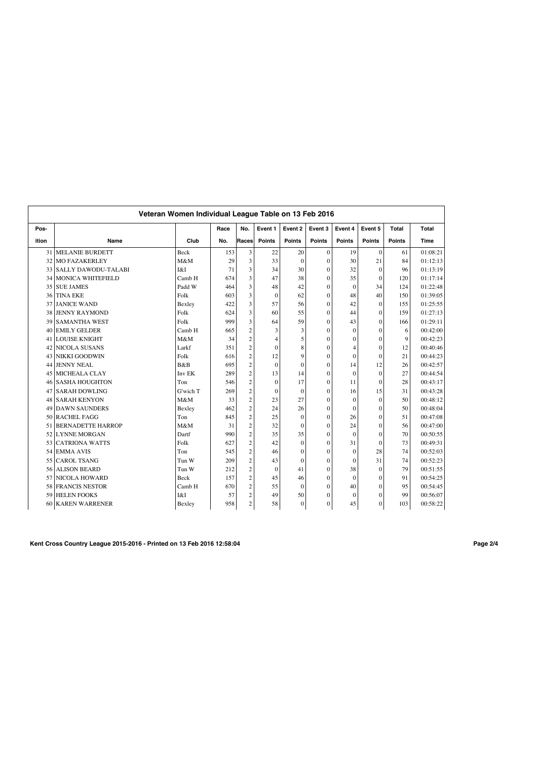## Veteran Women Individual League Table on 13 Feb 2016

| Pos-ition | Name | Club | Race No. | No. Races | Event 1 Points | Event 2 Points | Event 3 Points | Event 4 Points | Event 5 Points | Total Points | Total Time |
|---|---|---|---|---|---|---|---|---|---|---|---|
| 31 | MELANIE BURDETT | Beck | 153 | 3 | 22 | 20 | 0 | 19 | 0 | 61 | 01:08:21 |
| 32 | MO FAZAKERLEY | M&M | 29 | 3 | 33 | 0 | 0 | 30 | 21 | 84 | 01:12:13 |
| 33 | SALLY DAWODU-TALABI | I&I | 71 | 3 | 34 | 30 | 0 | 32 | 0 | 96 | 01:13:19 |
| 34 | MONICA WHITEFIELD | Camb H | 674 | 3 | 47 | 38 | 0 | 35 | 0 | 120 | 01:17:14 |
| 35 | SUE JAMES | Padd W | 464 | 3 | 48 | 42 | 0 | 0 | 34 | 124 | 01:22:48 |
| 36 | TINA EKE | Folk | 603 | 3 | 0 | 62 | 0 | 48 | 40 | 150 | 01:39:05 |
| 37 | JANICE WAND | Bexley | 422 | 3 | 57 | 56 | 0 | 42 | 0 | 155 | 01:25:55 |
| 38 | JENNY RAYMOND | Folk | 624 | 3 | 60 | 55 | 0 | 44 | 0 | 159 | 01:27:13 |
| 39 | SAMANTHA WEST | Folk | 999 | 3 | 64 | 59 | 0 | 43 | 0 | 166 | 01:29:11 |
| 40 | EMILY GELDER | Camb H | 665 | 2 | 3 | 3 | 0 | 0 | 0 | 6 | 00:42:00 |
| 41 | LOUISE KNIGHT | M&M | 34 | 2 | 4 | 5 | 0 | 0 | 0 | 9 | 00:42:23 |
| 42 | NICOLA SUSANS | Larkf | 351 | 2 | 0 | 8 | 0 | 4 | 0 | 12 | 00:40:46 |
| 43 | NIKKI GOODWIN | Folk | 616 | 2 | 12 | 9 | 0 | 0 | 0 | 21 | 00:44:23 |
| 44 | JENNY NEAL | B&B | 695 | 2 | 0 | 0 | 0 | 14 | 12 | 26 | 00:42:57 |
| 45 | MICHEALA CLAY | Inv EK | 289 | 2 | 13 | 14 | 0 | 0 | 0 | 27 | 00:44:54 |
| 46 | SASHA HOUGHTON | Ton | 546 | 2 | 0 | 17 | 0 | 11 | 0 | 28 | 00:43:17 |
| 47 | SARAH DOWLING | G'wich T | 269 | 2 | 0 | 0 | 0 | 16 | 15 | 31 | 00:43:28 |
| 48 | SARAH KENYON | M&M | 33 | 2 | 23 | 27 | 0 | 0 | 0 | 50 | 00:48:12 |
| 49 | DAWN SAUNDERS | Bexley | 462 | 2 | 24 | 26 | 0 | 0 | 0 | 50 | 00:48:04 |
| 50 | RACHEL FAGG | Ton | 845 | 2 | 25 | 0 | 0 | 26 | 0 | 51 | 00:47:08 |
| 51 | BERNADETTE HARROP | M&M | 31 | 2 | 32 | 0 | 0 | 24 | 0 | 56 | 00:47:00 |
| 52 | LYNNE MORGAN | Dartf | 990 | 2 | 35 | 35 | 0 | 0 | 0 | 70 | 00:50:55 |
| 53 | CATRIONA WATTS | Folk | 627 | 2 | 42 | 0 | 0 | 31 | 0 | 73 | 00:49:31 |
| 54 | EMMA AVIS | Ton | 545 | 2 | 46 | 0 | 0 | 0 | 28 | 74 | 00:52:03 |
| 55 | CAROL TSANG | Tun W | 209 | 2 | 43 | 0 | 0 | 0 | 31 | 74 | 00:52:23 |
| 56 | ALISON BEARD | Tun W | 212 | 2 | 0 | 41 | 0 | 38 | 0 | 79 | 00:51:55 |
| 57 | NICOLA HOWARD | Beck | 157 | 2 | 45 | 46 | 0 | 0 | 0 | 91 | 00:54:25 |
| 58 | FRANCIS NESTOR | Camb H | 670 | 2 | 55 | 0 | 0 | 40 | 0 | 95 | 00:54:45 |
| 59 | HELEN FOOKS | I&I | 57 | 2 | 49 | 50 | 0 | 0 | 0 | 99 | 00:56:07 |
| 60 | KAREN WARRENER | Bexley | 958 | 2 | 58 | 0 | 0 | 45 | 0 | 103 | 00:58:22 |

**Kent Cross Country League 2015-2016 - Printed on 13 Feb 2016 12:58:04**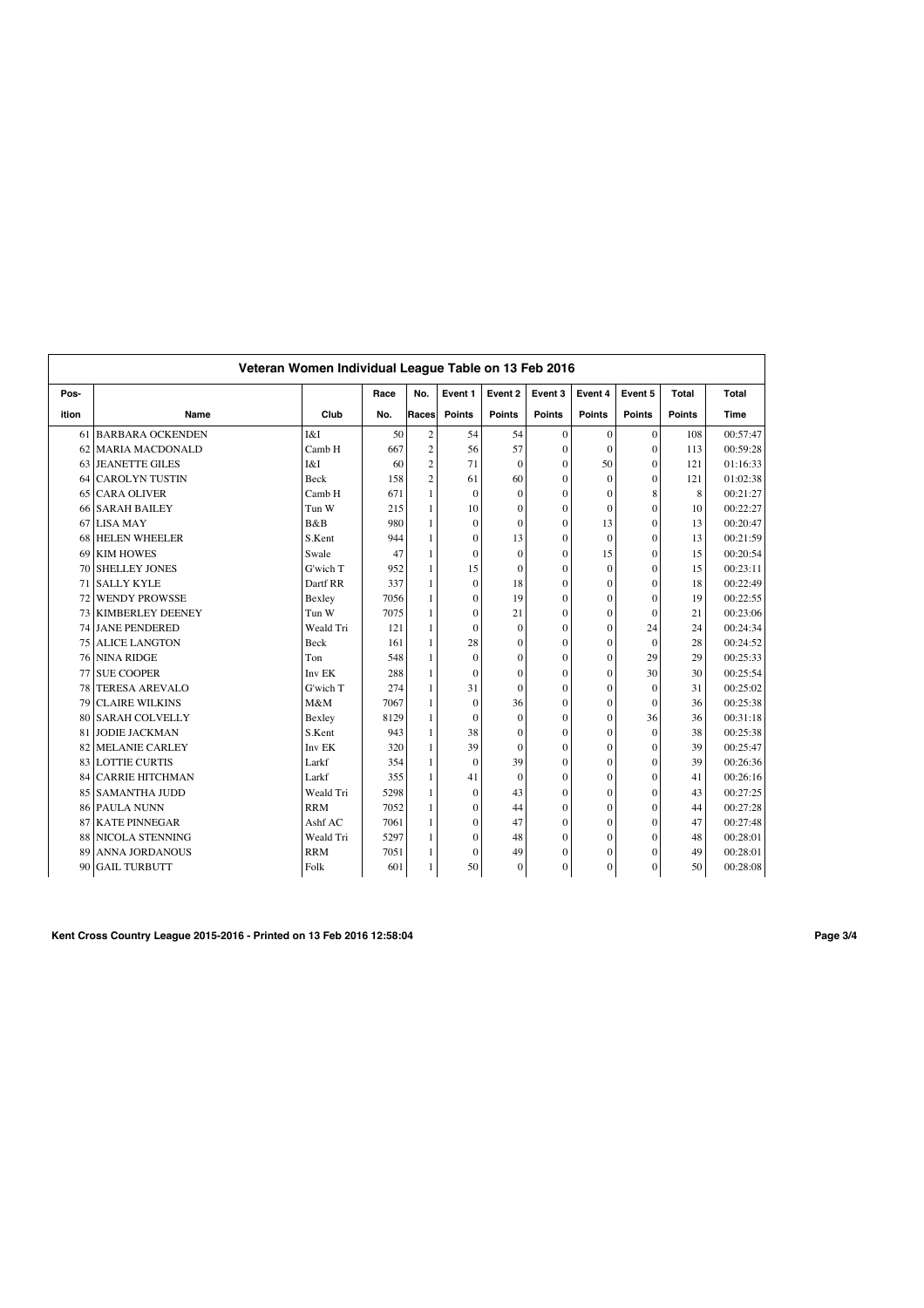## Veteran Women Individual League Table on 13 Feb 2016

| Pos-ition | Name | Club | Race No. | No. Races | Event 1 Points | Event 2 Points | Event 3 Points | Event 4 Points | Event 5 Points | Total Points | Total Time |
|---|---|---|---|---|---|---|---|---|---|---|---|
| 61 | BARBARA OCKENDEN | I&I | 50 | 2 | 54 | 54 | 0 | 0 | 0 | 108 | 00:57:47 |
| 62 | MARIA MACDONALD | Camb H | 667 | 2 | 56 | 57 | 0 | 0 | 0 | 113 | 00:59:28 |
| 63 | JEANETTE GILES | I&I | 60 | 2 | 71 | 0 | 0 | 50 | 0 | 121 | 01:16:33 |
| 64 | CAROLYN TUSTIN | Beck | 158 | 2 | 61 | 60 | 0 | 0 | 0 | 121 | 01:02:38 |
| 65 | CARA OLIVER | Camb H | 671 | 1 | 0 | 0 | 0 | 0 | 8 | 8 | 00:21:27 |
| 66 | SARAH BAILEY | Tun W | 215 | 1 | 10 | 0 | 0 | 0 | 0 | 10 | 00:22:27 |
| 67 | LISA MAY | B&B | 980 | 1 | 0 | 0 | 0 | 13 | 0 | 13 | 00:20:47 |
| 68 | HELEN WHEELER | S.Kent | 944 | 1 | 0 | 13 | 0 | 0 | 0 | 13 | 00:21:59 |
| 69 | KIM HOWES | Swale | 47 | 1 | 0 | 0 | 0 | 15 | 0 | 15 | 00:20:54 |
| 70 | SHELLEY JONES | G'wich T | 952 | 1 | 15 | 0 | 0 | 0 | 0 | 15 | 00:23:11 |
| 71 | SALLY KYLE | Dartf RR | 337 | 1 | 0 | 18 | 0 | 0 | 0 | 18 | 00:22:49 |
| 72 | WENDY PROWSSE | Bexley | 7056 | 1 | 0 | 19 | 0 | 0 | 0 | 19 | 00:22:55 |
| 73 | KIMBERLEY DEENEY | Tun W | 7075 | 1 | 0 | 21 | 0 | 0 | 0 | 21 | 00:23:06 |
| 74 | JANE PENDERED | Weald Tri | 121 | 1 | 0 | 0 | 0 | 0 | 24 | 24 | 00:24:34 |
| 75 | ALICE LANGTON | Beck | 161 | 1 | 28 | 0 | 0 | 0 | 0 | 28 | 00:24:52 |
| 76 | NINA RIDGE | Ton | 548 | 1 | 0 | 0 | 0 | 0 | 29 | 29 | 00:25:33 |
| 77 | SUE COOPER | Inv EK | 288 | 1 | 0 | 0 | 0 | 0 | 30 | 30 | 00:25:54 |
| 78 | TERESA AREVALO | G'wich T | 274 | 1 | 31 | 0 | 0 | 0 | 0 | 31 | 00:25:02 |
| 79 | CLAIRE WILKINS | M&M | 7067 | 1 | 0 | 36 | 0 | 0 | 0 | 36 | 00:25:38 |
| 80 | SARAH COLVELLY | Bexley | 8129 | 1 | 0 | 0 | 0 | 0 | 36 | 36 | 00:31:18 |
| 81 | JODIE JACKMAN | S.Kent | 943 | 1 | 38 | 0 | 0 | 0 | 0 | 38 | 00:25:38 |
| 82 | MELANIE CARLEY | Inv EK | 320 | 1 | 39 | 0 | 0 | 0 | 0 | 39 | 00:25:47 |
| 83 | LOTTIE CURTIS | Larkf | 354 | 1 | 0 | 39 | 0 | 0 | 0 | 39 | 00:26:36 |
| 84 | CARRIE HITCHMAN | Larkf | 355 | 1 | 41 | 0 | 0 | 0 | 0 | 41 | 00:26:16 |
| 85 | SAMANTHA JUDD | Weald Tri | 5298 | 1 | 0 | 43 | 0 | 0 | 0 | 43 | 00:27:25 |
| 86 | PAULA NUNN | RRM | 7052 | 1 | 0 | 44 | 0 | 0 | 0 | 44 | 00:27:28 |
| 87 | KATE PINNEGAR | Ashf AC | 7061 | 1 | 0 | 47 | 0 | 0 | 0 | 47 | 00:27:48 |
| 88 | NICOLA STENNING | Weald Tri | 5297 | 1 | 0 | 48 | 0 | 0 | 0 | 48 | 00:28:01 |
| 89 | ANNA JORDANOUS | RRM | 7051 | 1 | 0 | 49 | 0 | 0 | 0 | 49 | 00:28:01 |
| 90 | GAIL TURBUTT | Folk | 601 | 1 | 50 | 0 | 0 | 0 | 0 | 50 | 00:28:08 |

**Kent Cross Country League 2015-2016 - Printed on 13 Feb 2016 12:58:04**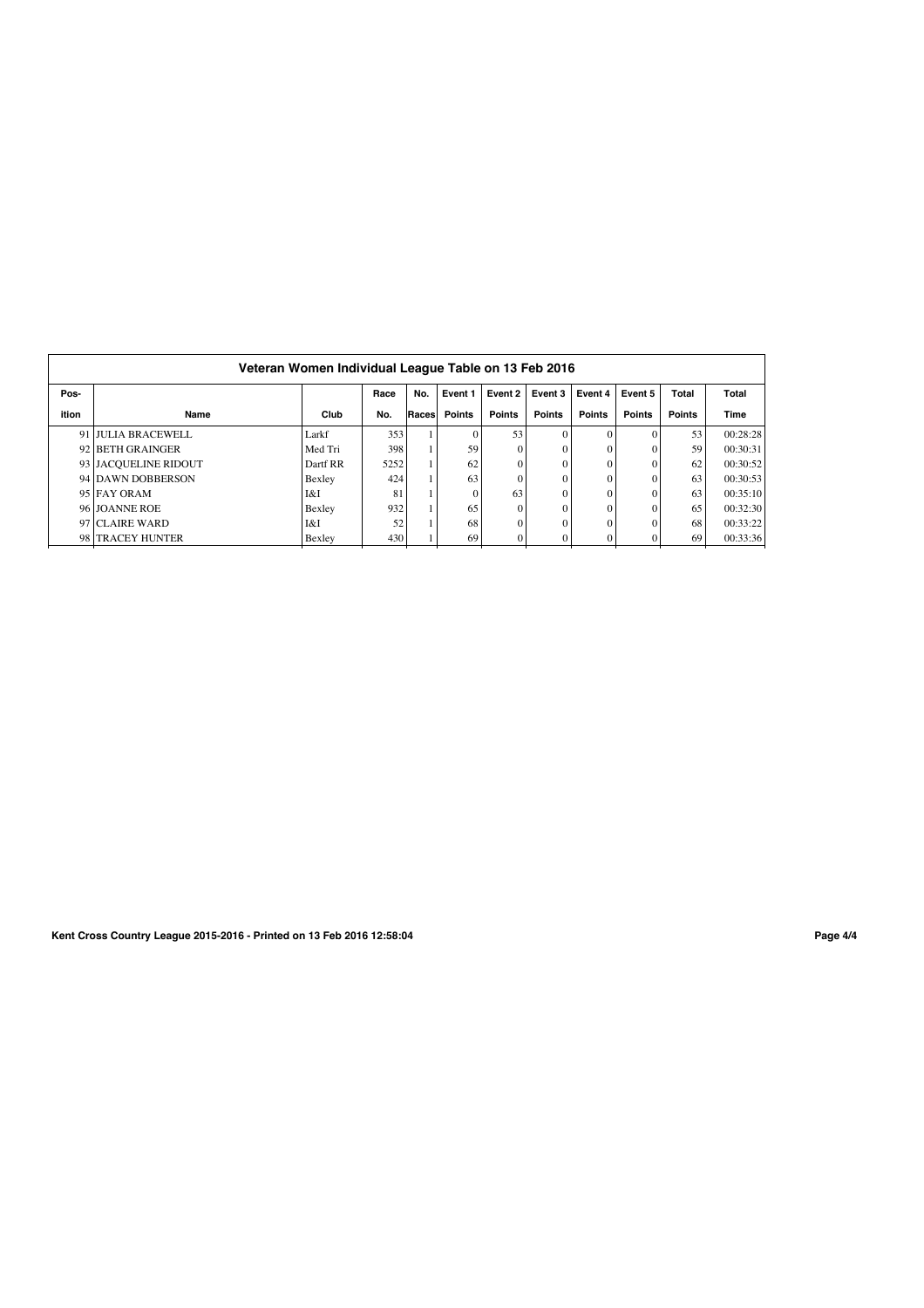## Veteran Women Individual League Table on 13 Feb 2016

| Pos-ition | Name | Club | Race No. | No. Races | Event 1 Points | Event 2 Points | Event 3 Points | Event 4 Points | Event 5 Points | Total Points | Total Time |
|---|---|---|---|---|---|---|---|---|---|---|---|
| 91 | JULIA BRACEWELL | Larkf | 353 | 1 | 0 | 53 | 0 | 0 | 0 | 53 | 00:28:28 |
| 92 | BETH GRAINGER | Med Tri | 398 | 1 | 59 | 0 | 0 | 0 | 0 | 59 | 00:30:31 |
| 93 | JACQUELINE RIDOUT | Dartf RR | 5252 | 1 | 62 | 0 | 0 | 0 | 0 | 62 | 00:30:52 |
| 94 | DAWN DOBBERSON | Bexley | 424 | 1 | 63 | 0 | 0 | 0 | 0 | 63 | 00:30:53 |
| 95 | FAY ORAM | I&I | 81 | 1 | 0 | 63 | 0 | 0 | 0 | 63 | 00:35:10 |
| 96 | JOANNE ROE | Bexley | 932 | 1 | 65 | 0 | 0 | 0 | 0 | 65 | 00:32:30 |
| 97 | CLAIRE WARD | I&I | 52 | 1 | 68 | 0 | 0 | 0 | 0 | 68 | 00:33:22 |
| 98 | TRACEY HUNTER | Bexley | 430 | 1 | 69 | 0 | 0 | 0 | 0 | 69 | 00:33:36 |

Kent Cross Country League 2015-2016 - Printed on 13 Feb 2016 12:58:04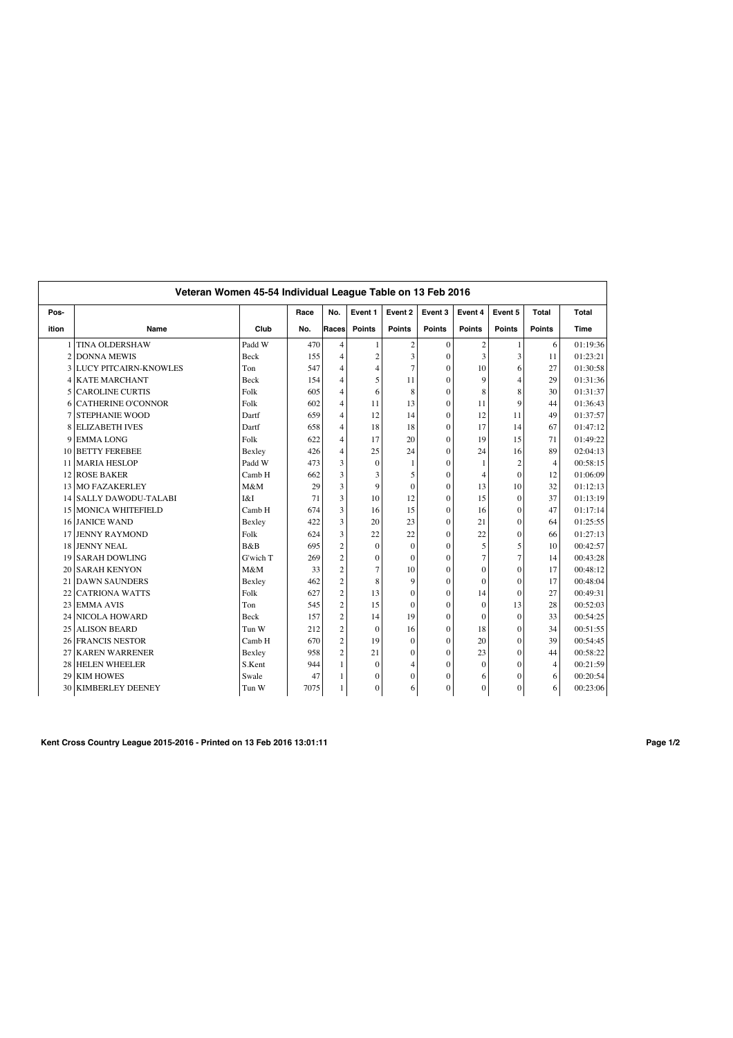## Veteran Women 45-54 Individual League Table on 13 Feb 2016

| Pos-<br>ition | Name | Club | Race<br>No. | No.<br>Races | Event 1<br>Points | Event 2<br>Points | Event 3<br>Points | Event 4<br>Points | Event 5<br>Points | Total<br>Points | Total<br>Time |
|---|---|---|---|---|---|---|---|---|---|---|---|
| 1 | TINA OLDERSHAW | Padd W | 470 | 4 | 1 | 2 | 0 | 2 | 1 | 6 | 01:19:36 |
| 2 | DONNA MEWIS | Beck | 155 | 4 | 2 | 3 | 0 | 3 | 3 | 11 | 01:23:21 |
| 3 | LUCY PITCAIRN-KNOWLES | Ton | 547 | 4 | 4 | 7 | 0 | 10 | 6 | 27 | 01:30:58 |
| 4 | KATE MARCHANT | Beck | 154 | 4 | 5 | 11 | 0 | 9 | 4 | 29 | 01:31:36 |
| 5 | CAROLINE CURTIS | Folk | 605 | 4 | 6 | 8 | 0 | 8 | 8 | 30 | 01:31:37 |
| 6 | CATHERINE O'CONNOR | Folk | 602 | 4 | 11 | 13 | 0 | 11 | 9 | 44 | 01:36:43 |
| 7 | STEPHANIE WOOD | Dartf | 659 | 4 | 12 | 14 | 0 | 12 | 11 | 49 | 01:37:57 |
| 8 | ELIZABETH IVES | Dartf | 658 | 4 | 18 | 18 | 0 | 17 | 14 | 67 | 01:47:12 |
| 9 | EMMA LONG | Folk | 622 | 4 | 17 | 20 | 0 | 19 | 15 | 71 | 01:49:22 |
| 10 | BETTY FEREBEE | Bexley | 426 | 4 | 25 | 24 | 0 | 24 | 16 | 89 | 02:04:13 |
| 11 | MARIA HESLOP | Padd W | 473 | 3 | 0 | 1 | 0 | 1 | 2 | 4 | 00:58:15 |
| 12 | ROSE BAKER | Camb H | 662 | 3 | 3 | 5 | 0 | 4 | 0 | 12 | 01:06:09 |
| 13 | MO FAZAKERLEY | M&M | 29 | 3 | 9 | 0 | 0 | 13 | 10 | 32 | 01:12:13 |
| 14 | SALLY DAWODU-TALABI | I&I | 71 | 3 | 10 | 12 | 0 | 15 | 0 | 37 | 01:13:19 |
| 15 | MONICA WHITEFIELD | Camb H | 674 | 3 | 16 | 15 | 0 | 16 | 0 | 47 | 01:17:14 |
| 16 | JANICE WAND | Bexley | 422 | 3 | 20 | 23 | 0 | 21 | 0 | 64 | 01:25:55 |
| 17 | JENNY RAYMOND | Folk | 624 | 3 | 22 | 22 | 0 | 22 | 0 | 66 | 01:27:13 |
| 18 | JENNY NEAL | B&B | 695 | 2 | 0 | 0 | 0 | 5 | 5 | 10 | 00:42:57 |
| 19 | SARAH DOWLING | G'wich T | 269 | 2 | 0 | 0 | 0 | 7 | 7 | 14 | 00:43:28 |
| 20 | SARAH KENYON | M&M | 33 | 2 | 7 | 10 | 0 | 0 | 0 | 17 | 00:48:12 |
| 21 | DAWN SAUNDERS | Bexley | 462 | 2 | 8 | 9 | 0 | 0 | 0 | 17 | 00:48:04 |
| 22 | CATRIONA WATTS | Folk | 627 | 2 | 13 | 0 | 0 | 14 | 0 | 27 | 00:49:31 |
| 23 | EMMA AVIS | Ton | 545 | 2 | 15 | 0 | 0 | 0 | 13 | 28 | 00:52:03 |
| 24 | NICOLA HOWARD | Beck | 157 | 2 | 14 | 19 | 0 | 0 | 0 | 33 | 00:54:25 |
| 25 | ALISON BEARD | Tun W | 212 | 2 | 0 | 16 | 0 | 18 | 0 | 34 | 00:51:55 |
| 26 | FRANCIS NESTOR | Camb H | 670 | 2 | 19 | 0 | 0 | 20 | 0 | 39 | 00:54:45 |
| 27 | KAREN WARRENER | Bexley | 958 | 2 | 21 | 0 | 0 | 23 | 0 | 44 | 00:58:22 |
| 28 | HELEN WHEELER | S.Kent | 944 | 1 | 0 | 4 | 0 | 0 | 0 | 4 | 00:21:59 |
| 29 | KIM HOWES | Swale | 47 | 1 | 0 | 0 | 0 | 6 | 0 | 6 | 00:20:54 |
| 30 | KIMBERLEY DEENEY | Tun W | 7075 | 1 | 0 | 6 | 0 | 0 | 0 | 6 | 00:23:06 |

**Kent Cross Country League 2015-2016 - Printed on 13 Feb 2016 13:01:11**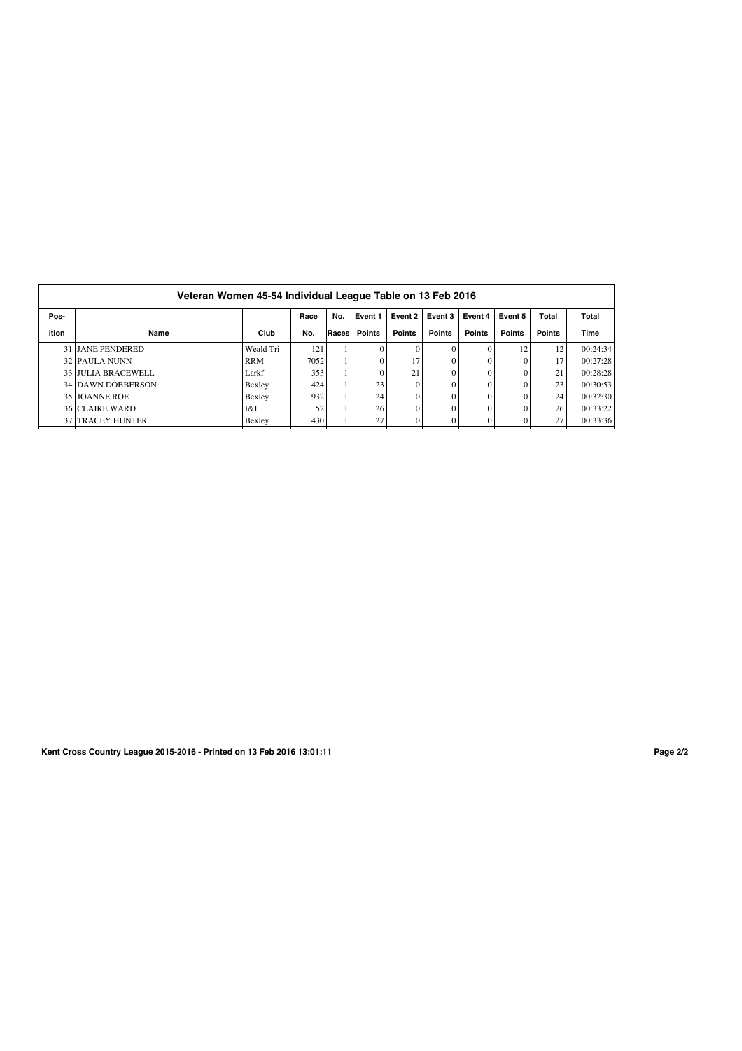## Veteran Women 45-54 Individual League Table on 13 Feb 2016

| Pos-ition | Name | Club | Race No. | No. Races | Event 1 Points | Event 2 Points | Event 3 Points | Event 4 Points | Event 5 Points | Total Points | Total Time |
|---|---|---|---|---|---|---|---|---|---|---|---|
| 31 | JANE PENDERED | Weald Tri | 121 | 1 | 0 | 0 | 0 | 0 | 12 | 12 | 00:24:34 |
| 32 | PAULA NUNN | RRM | 7052 | 1 | 0 | 17 | 0 | 0 | 0 | 17 | 00:27:28 |
| 33 | JULIA BRACEWELL | Larkf | 353 | 1 | 0 | 21 | 0 | 0 | 0 | 21 | 00:28:28 |
| 34 | DAWN DOBBERSON | Bexley | 424 | 1 | 23 | 0 | 0 | 0 | 0 | 23 | 00:30:53 |
| 35 | JOANNE ROE | Bexley | 932 | 1 | 24 | 0 | 0 | 0 | 0 | 24 | 00:32:30 |
| 36 | CLAIRE WARD | I&I | 52 | 1 | 26 | 0 | 0 | 0 | 0 | 26 | 00:33:22 |
| 37 | TRACEY HUNTER | Bexley | 430 | 1 | 27 | 0 | 0 | 0 | 0 | 27 | 00:33:36 |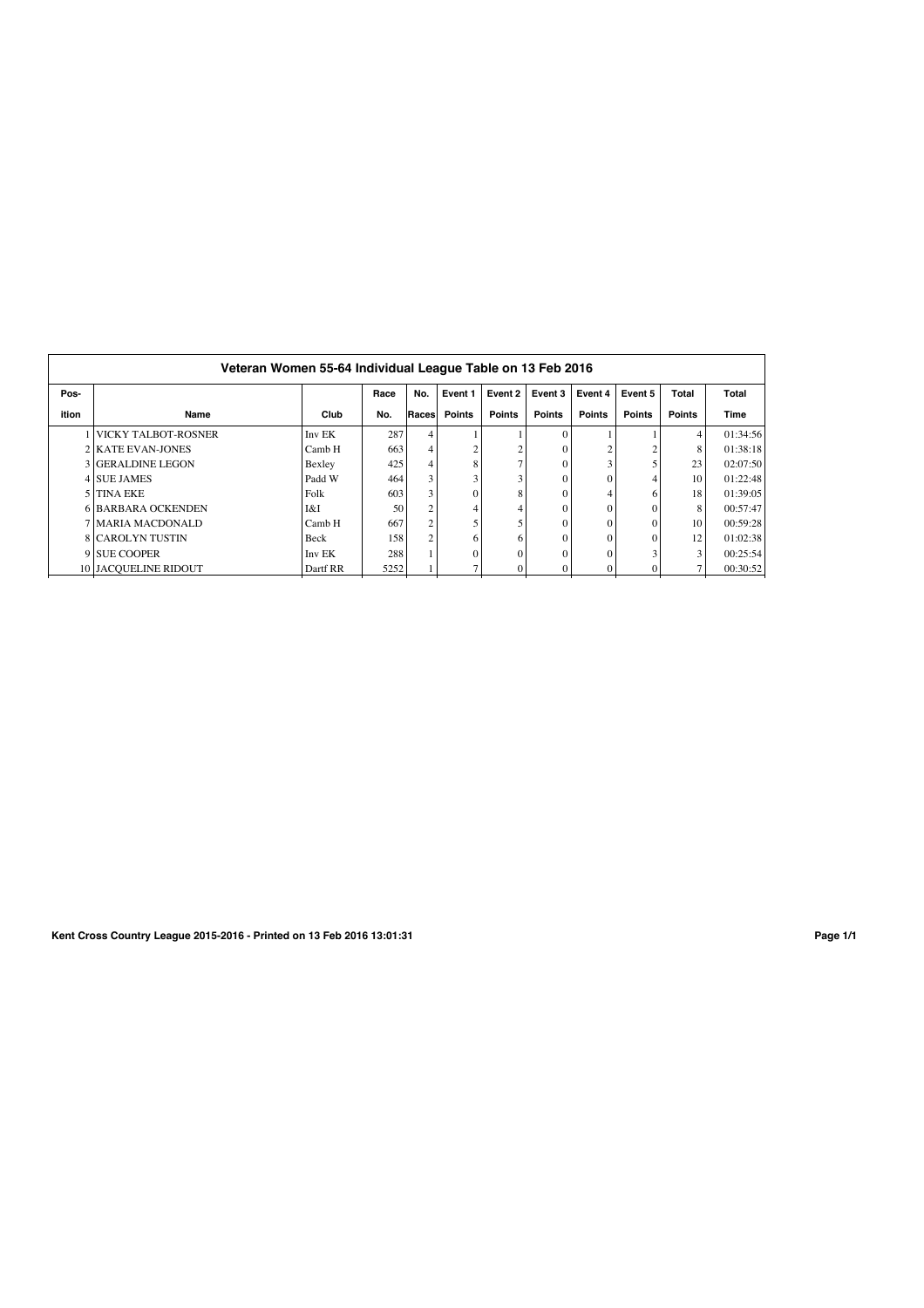## Veteran Women 55-64 Individual League Table on 13 Feb 2016

| Pos-ition | Name | Club | Race No. | No. Races | Event 1 Points | Event 2 Points | Event 3 Points | Event 4 Points | Event 5 Points | Total Points | Total Time |
|---|---|---|---|---|---|---|---|---|---|---|---|
| 1 | VICKY TALBOT-ROSNER | Inv EK | 287 | 4 | 1 | 1 | 0 | 1 | 1 | 4 | 01:34:56 |
| 2 | KATE EVAN-JONES | Camb H | 663 | 4 | 2 | 2 | 0 | 2 | 2 | 8 | 01:38:18 |
| 3 | GERALDINE LEGON | Bexley | 425 | 4 | 8 | 7 | 0 | 3 | 5 | 23 | 02:07:50 |
| 4 | SUE JAMES | Padd W | 464 | 3 | 3 | 3 | 0 | 0 | 4 | 10 | 01:22:48 |
| 5 | TINA EKE | Folk | 603 | 3 | 0 | 8 | 0 | 4 | 6 | 18 | 01:39:05 |
| 6 | BARBARA OCKENDEN | I&I | 50 | 2 | 4 | 4 | 0 | 0 | 0 | 8 | 00:57:47 |
| 7 | MARIA MACDONALD | Camb H | 667 | 2 | 5 | 5 | 0 | 0 | 0 | 10 | 00:59:28 |
| 8 | CAROLYN TUSTIN | Beck | 158 | 2 | 6 | 6 | 0 | 0 | 0 | 12 | 01:02:38 |
| 9 | SUE COOPER | Inv EK | 288 | 1 | 0 | 0 | 0 | 0 | 3 | 3 | 00:25:54 |
| 10 | JACQUELINE RIDOUT | Dartf RR | 5252 | 1 | 7 | 0 | 0 | 0 | 0 | 7 | 00:30:52 |

**Kent Cross Country League 2015-2016 - Printed on 13 Feb 2016 13:01:31**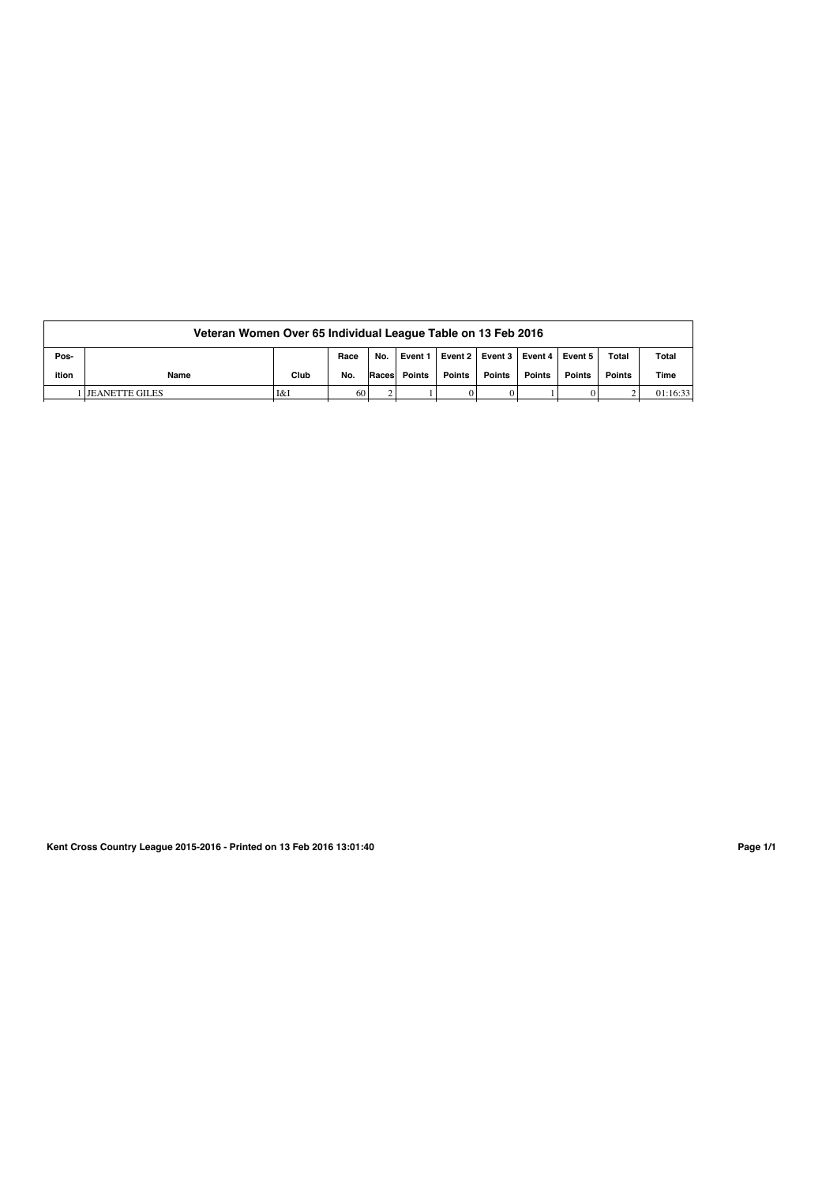## Veteran Women Over 65 Individual League Table on 13 Feb 2016

| Pos-ition | Name | Club | Race No. | No. Races | Event 1 Points | Event 2 Points | Event 3 Points | Event 4 Points | Event 5 Points | Total Points | Total Time |
|---|---|---|---|---|---|---|---|---|---|---|---|
| 1 | JEANETTE GILES | I&I | 60 | 2 | 1 | 0 | 0 | 1 | 0 | 2 | 01:16:33 |

Kent Cross Country League 2015-2016 - Printed on 13 Feb 2016 13:01:40